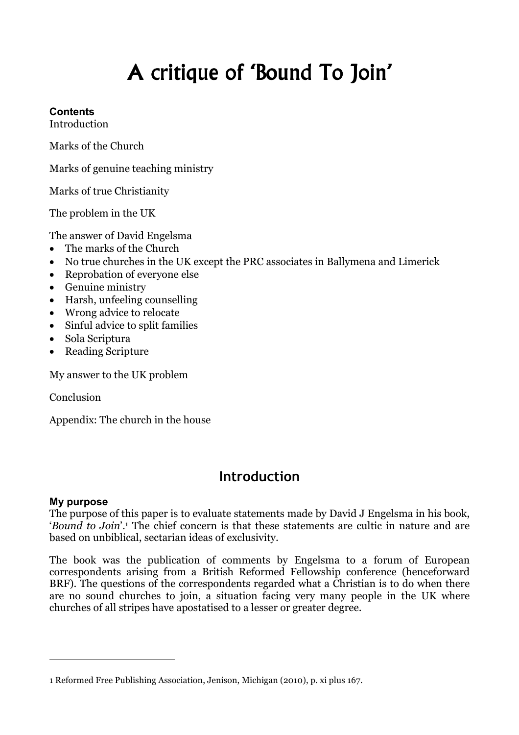# A critique of 'Bound To Join'

**Contents**

Introduction

Marks of the Church

Marks of genuine teaching ministry

Marks of true Christianity

The problem in the UK

The answer of David Engelsma

- The marks of the Church
- No true churches in the UK except the PRC associates in Ballymena and Limerick
- Reprobation of everyone else
- Genuine ministry
- Harsh, unfeeling counselling
- Wrong advice to relocate
- Sinful advice to split families
- Sola Scriptura
- Reading Scripture

My answer to the UK problem

Conclusion

Appendix: The church in the house

## Introduction

**My purpose**

The purpose of this paper is to evaluate statements made by David J Engelsma in his book, '*Bound to Join*'.[1] The chief concern is that these statements are cultic in nature and are based on unbiblical, sectarian ideas of exclusivity.

The book was the publication of comments by Engelsma to a forum of European correspondents arising from a British Reformed Fellowship conference (henceforward BRF). The questions of the correspondents regarded what a Christian is to do when there are no sound churches to join, a situation facing very many people in the UK where churches of all stripes have apostatised to a lesser or greater degree.

---

1 Reformed Free Publishing Association, Jenison, Michigan (2010), p. xi plus 167.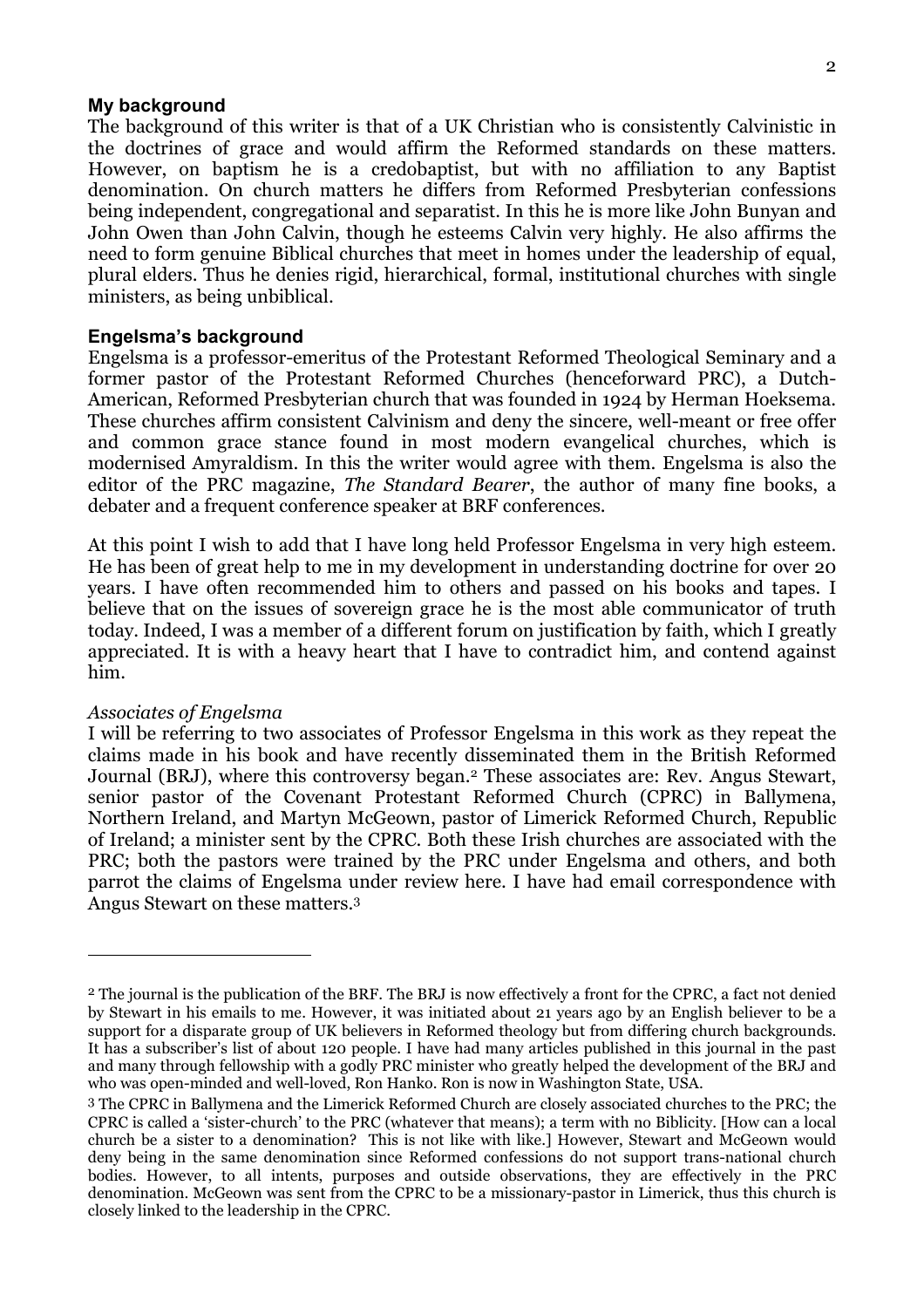### My background

The background of this writer is that of a UK Christian who is consistently Calvinistic in the doctrines of grace and would affirm the Reformed standards on these matters. However, on baptism he is a credobaptist, but with no affiliation to any Baptist denomination. On church matters he differs from Reformed Presbyterian confessions being independent, congregational and separatist. In this he is more like John Bunyan and John Owen than John Calvin, though he esteems Calvin very highly. He also affirms the need to form genuine Biblical churches that meet in homes under the leadership of equal, plural elders. Thus he denies rigid, hierarchical, formal, institutional churches with single ministers, as being unbiblical.

### Engelsma's background

Engelsma is a professor-emeritus of the Protestant Reformed Theological Seminary and a former pastor of the Protestant Reformed Churches (henceforward PRC), a Dutch-American, Reformed Presbyterian church that was founded in 1924 by Herman Hoeksema. These churches affirm consistent Calvinism and deny the sincere, well-meant or free offer and common grace stance found in most modern evangelical churches, which is modernised Amyraldism. In this the writer would agree with them. Engelsma is also the editor of the PRC magazine, *The Standard Bearer*, the author of many fine books, a debater and a frequent conference speaker at BRF conferences.

At this point I wish to add that I have long held Professor Engelsma in very high esteem. He has been of great help to me in my development in understanding doctrine for over 20 years. I have often recommended him to others and passed on his books and tapes. I believe that on the issues of sovereign grace he is the most able communicator of truth today. Indeed, I was a member of a different forum on justification by faith, which I greatly appreciated. It is with a heavy heart that I have to contradict him, and contend against him.

*Associates of Engelsma*

I will be referring to two associates of Professor Engelsma in this work as they repeat the claims made in his book and have recently disseminated them in the British Reformed Journal (BRJ), where this controversy began.[2] These associates are: Rev. Angus Stewart, senior pastor of the Covenant Protestant Reformed Church (CPRC) in Ballymena, Northern Ireland, and Martyn McGeown, pastor of Limerick Reformed Church, Republic of Ireland; a minister sent by the CPRC. Both these Irish churches are associated with the PRC; both the pastors were trained by the PRC under Engelsma and others, and both parrot the claims of Engelsma under review here. I have had email correspondence with Angus Stewart on these matters.[3]

---

[2] The journal is the publication of the BRF. The BRJ is now effectively a front for the CPRC, a fact not denied by Stewart in his emails to me. However, it was initiated about 21 years ago by an English believer to be a support for a disparate group of UK believers in Reformed theology but from differing church backgrounds. It has a subscriber's list of about 120 people. I have had many articles published in this journal in the past and many through fellowship with a godly PRC minister who greatly helped the development of the BRJ and who was open-minded and well-loved, Ron Hanko. Ron is now in Washington State, USA.

[3] The CPRC in Ballymena and the Limerick Reformed Church are closely associated churches to the PRC; the CPRC is called a 'sister-church' to the PRC (whatever that means); a term with no Biblicity. [How can a local church be a sister to a denomination? This is not like with like.] However, Stewart and McGeown would deny being in the same denomination since Reformed confessions do not support trans-national church bodies. However, to all intents, purposes and outside observations, they are effectively in the PRC denomination. McGeown was sent from the CPRC to be a missionary-pastor in Limerick, thus this church is closely linked to the leadership in the CPRC.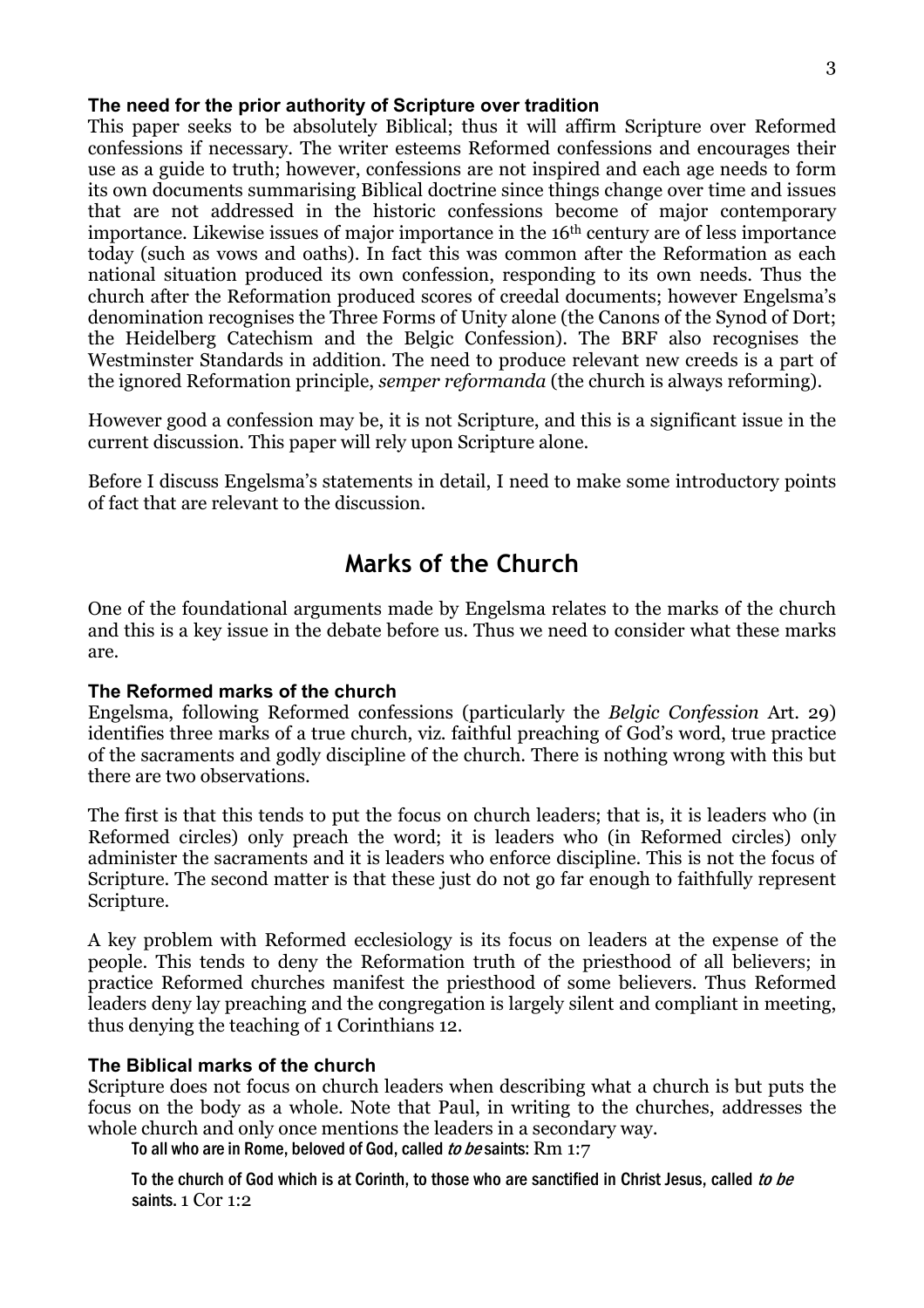### The need for the prior authority of Scripture over tradition

This paper seeks to be absolutely Biblical; thus it will affirm Scripture over Reformed confessions if necessary. The writer esteems Reformed confessions and encourages their use as a guide to truth; however, confessions are not inspired and each age needs to form its own documents summarising Biblical doctrine since things change over time and issues that are not addressed in the historic confessions become of major contemporary importance. Likewise issues of major importance in the 16th century are of less importance today (such as vows and oaths). In fact this was common after the Reformation as each national situation produced its own confession, responding to its own needs. Thus the church after the Reformation produced scores of creedal documents; however Engelsma's denomination recognises the Three Forms of Unity alone (the Canons of the Synod of Dort; the Heidelberg Catechism and the Belgic Confession). The BRF also recognises the Westminster Standards in addition. The need to produce relevant new creeds is a part of the ignored Reformation principle, *semper reformanda* (the church is always reforming).

However good a confession may be, it is not Scripture, and this is a significant issue in the current discussion. This paper will rely upon Scripture alone.

Before I discuss Engelsma's statements in detail, I need to make some introductory points of fact that are relevant to the discussion.

## Marks of the Church

One of the foundational arguments made by Engelsma relates to the marks of the church and this is a key issue in the debate before us. Thus we need to consider what these marks are.

### The Reformed marks of the church

Engelsma, following Reformed confessions (particularly the *Belgic Confession* Art. 29) identifies three marks of a true church, viz. faithful preaching of God's word, true practice of the sacraments and godly discipline of the church. There is nothing wrong with this but there are two observations.

The first is that this tends to put the focus on church leaders; that is, it is leaders who (in Reformed circles) only preach the word; it is leaders who (in Reformed circles) only administer the sacraments and it is leaders who enforce discipline. This is not the focus of Scripture. The second matter is that these just do not go far enough to faithfully represent Scripture.

A key problem with Reformed ecclesiology is its focus on leaders at the expense of the people. This tends to deny the Reformation truth of the priesthood of all believers; in practice Reformed churches manifest the priesthood of some believers. Thus Reformed leaders deny lay preaching and the congregation is largely silent and compliant in meeting, thus denying the teaching of 1 Corinthians 12.

### The Biblical marks of the church

Scripture does not focus on church leaders when describing what a church is but puts the focus on the body as a whole. Note that Paul, in writing to the churches, addresses the whole church and only once mentions the leaders in a secondary way.

> To all who are in Rome, beloved of God, called *to be* saints: Rm 1:7
>
> To the church of God which is at Corinth, to those who are sanctified in Christ Jesus, called *to be* saints. 1 Cor 1:2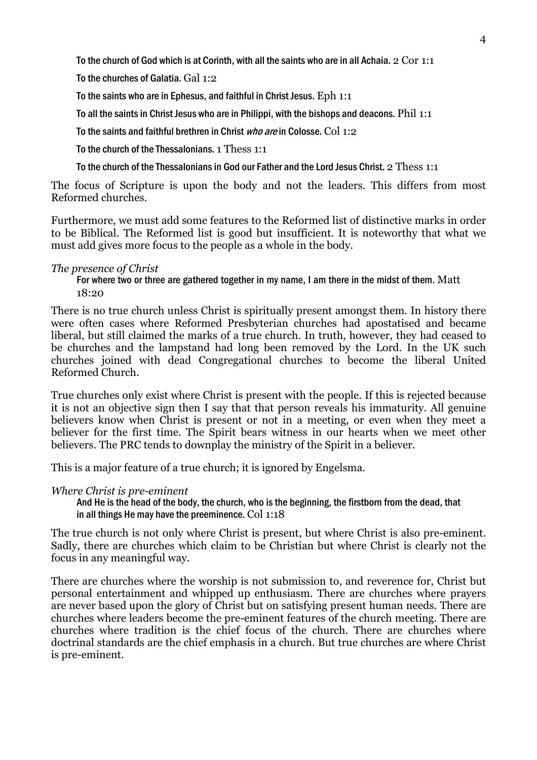To the church of God which is at Corinth, with all the saints who are in all Achaia. 2 Cor 1:1

To the churches of Galatia. Gal 1:2

To the saints who are in Ephesus, and faithful in Christ Jesus. Eph 1:1

To all the saints in Christ Jesus who are in Philippi, with the bishops and deacons. Phil 1:1

To the saints and faithful brethren in Christ *who are* in Colosse. Col 1:2

To the church of the Thessalonians. 1 Thess 1:1

To the church of the Thessalonians in God our Father and the Lord Jesus Christ. 2 Thess 1:1

The focus of Scripture is upon the body and not the leaders. This differs from most Reformed churches.

Furthermore, we must add some features to the Reformed list of distinctive marks in order to be Biblical. The Reformed list is good but insufficient. It is noteworthy that what we must add gives more focus to the people as a whole in the body.

*The presence of Christ*

For where two or three are gathered together in my name, I am there in the midst of them. Matt 18:20

There is no true church unless Christ is spiritually present amongst them. In history there were often cases where Reformed Presbyterian churches had apostatised and became liberal, but still claimed the marks of a true church. In truth, however, they had ceased to be churches and the lampstand had long been removed by the Lord. In the UK such churches joined with dead Congregational churches to become the liberal United Reformed Church.

True churches only exist where Christ is present with the people. If this is rejected because it is not an objective sign then I say that that person reveals his immaturity. All genuine believers know when Christ is present or not in a meeting, or even when they meet a believer for the first time. The Spirit bears witness in our hearts when we meet other believers. The PRC tends to downplay the ministry of the Spirit in a believer.

This is a major feature of a true church; it is ignored by Engelsma.

*Where Christ is pre-eminent*

And He is the head of the body, the church, who is the beginning, the firstborn from the dead, that in all things He may have the preeminence. Col 1:18

The true church is not only where Christ is present, but where Christ is also pre-eminent. Sadly, there are churches which claim to be Christian but where Christ is clearly not the focus in any meaningful way.

There are churches where the worship is not submission to, and reverence for, Christ but personal entertainment and whipped up enthusiasm. There are churches where prayers are never based upon the glory of Christ but on satisfying present human needs. There are churches where leaders become the pre-eminent features of the church meeting. There are churches where tradition is the chief focus of the church. There are churches where doctrinal standards are the chief emphasis in a church. But true churches are where Christ is pre-eminent.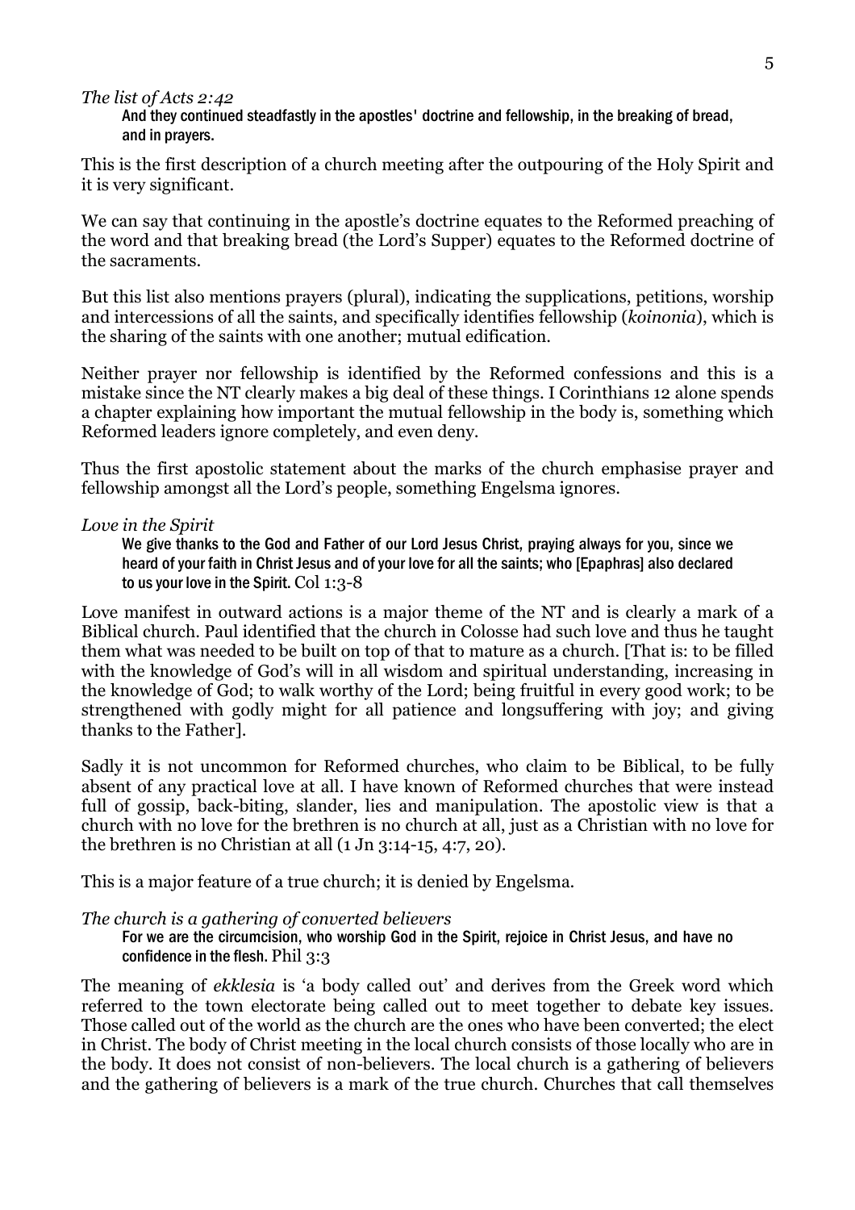*The list of Acts 2:42*

> And they continued steadfastly in the apostles' doctrine and fellowship, in the breaking of bread, and in prayers.

This is the first description of a church meeting after the outpouring of the Holy Spirit and it is very significant.

We can say that continuing in the apostle's doctrine equates to the Reformed preaching of the word and that breaking bread (the Lord's Supper) equates to the Reformed doctrine of the sacraments.

But this list also mentions prayers (plural), indicating the supplications, petitions, worship and intercessions of all the saints, and specifically identifies fellowship (*koinonia*), which is the sharing of the saints with one another; mutual edification.

Neither prayer nor fellowship is identified by the Reformed confessions and this is a mistake since the NT clearly makes a big deal of these things. I Corinthians 12 alone spends a chapter explaining how important the mutual fellowship in the body is, something which Reformed leaders ignore completely, and even deny.

Thus the first apostolic statement about the marks of the church emphasise prayer and fellowship amongst all the Lord's people, something Engelsma ignores.

*Love in the Spirit*

> We give thanks to the God and Father of our Lord Jesus Christ, praying always for you, since we heard of your faith in Christ Jesus and of your love for all the saints; who [Epaphras] also declared to us your love in the Spirit. Col 1:3-8

Love manifest in outward actions is a major theme of the NT and is clearly a mark of a Biblical church. Paul identified that the church in Colosse had such love and thus he taught them what was needed to be built on top of that to mature as a church. [That is: to be filled with the knowledge of God's will in all wisdom and spiritual understanding, increasing in the knowledge of God; to walk worthy of the Lord; being fruitful in every good work; to be strengthened with godly might for all patience and longsuffering with joy; and giving thanks to the Father].

Sadly it is not uncommon for Reformed churches, who claim to be Biblical, to be fully absent of any practical love at all. I have known of Reformed churches that were instead full of gossip, back-biting, slander, lies and manipulation. The apostolic view is that a church with no love for the brethren is no church at all, just as a Christian with no love for the brethren is no Christian at all (1 Jn 3:14-15, 4:7, 20).

This is a major feature of a true church; it is denied by Engelsma.

*The church is a gathering of converted believers*

> For we are the circumcision, who worship God in the Spirit, rejoice in Christ Jesus, and have no confidence in the flesh. Phil 3:3

The meaning of *ekklesia* is 'a body called out' and derives from the Greek word which referred to the town electorate being called out to meet together to debate key issues. Those called out of the world as the church are the ones who have been converted; the elect in Christ. The body of Christ meeting in the local church consists of those locally who are in the body. It does not consist of non-believers. The local church is a gathering of believers and the gathering of believers is a mark of the true church. Churches that call themselves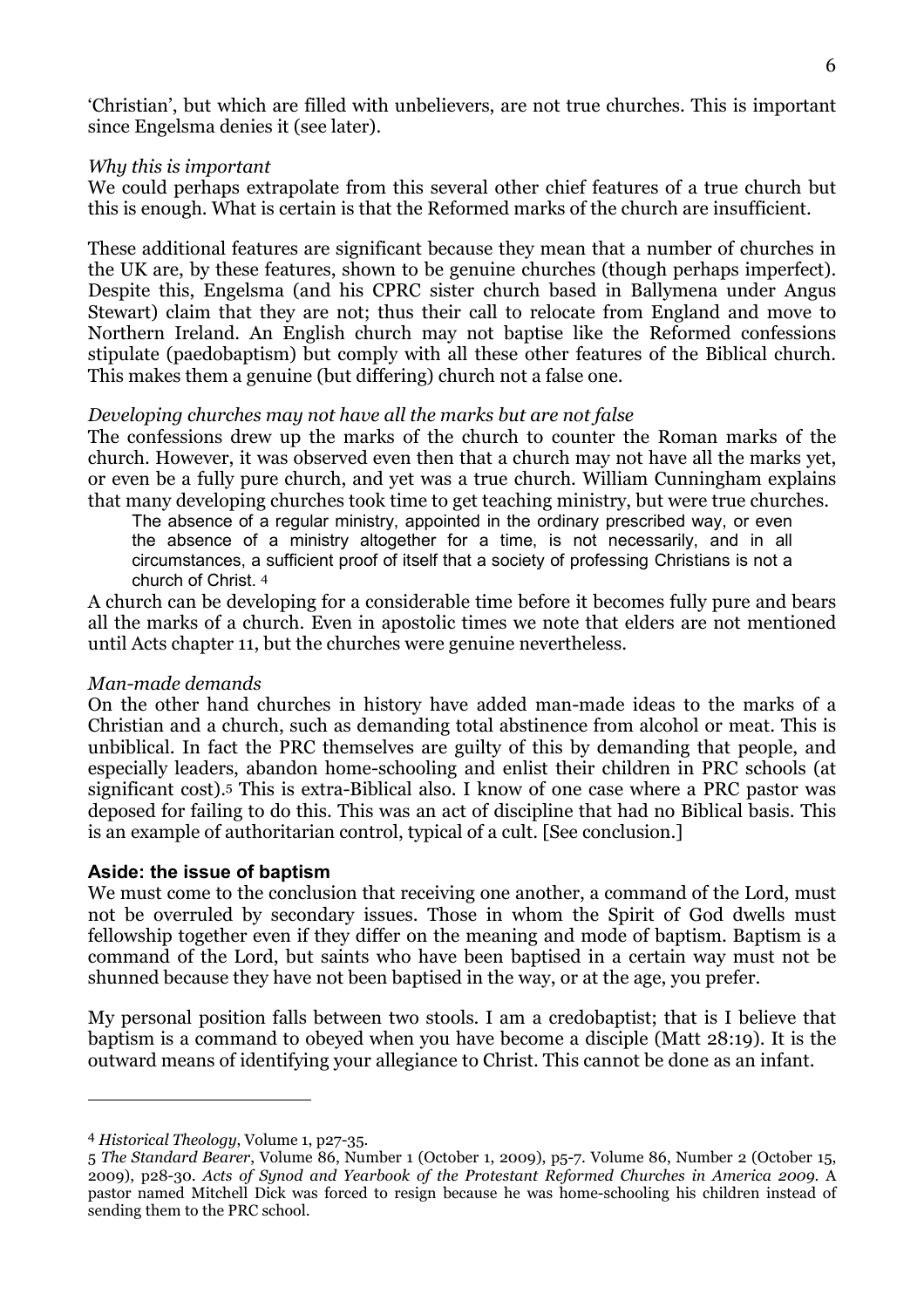'Christian', but which are filled with unbelievers, are not true churches. This is important since Engelsma denies it (see later).

*Why this is important*

We could perhaps extrapolate from this several other chief features of a true church but this is enough. What is certain is that the Reformed marks of the church are insufficient.

These additional features are significant because they mean that a number of churches in the UK are, by these features, shown to be genuine churches (though perhaps imperfect). Despite this, Engelsma (and his CPRC sister church based in Ballymena under Angus Stewart) claim that they are not; thus their call to relocate from England and move to Northern Ireland. An English church may not baptise like the Reformed confessions stipulate (paedobaptism) but comply with all these other features of the Biblical church. This makes them a genuine (but differing) church not a false one.

*Developing churches may not have all the marks but are not false*

The confessions drew up the marks of the church to counter the Roman marks of the church. However, it was observed even then that a church may not have all the marks yet, or even be a fully pure church, and yet was a true church. William Cunningham explains that many developing churches took time to get teaching ministry, but were true churches.

> The absence of a regular ministry, appointed in the ordinary prescribed way, or even the absence of a ministry altogether for a time, is not necessarily, and in all circumstances, a sufficient proof of itself that a society of professing Christians is not a church of Christ. [4]

A church can be developing for a considerable time before it becomes fully pure and bears all the marks of a church. Even in apostolic times we note that elders are not mentioned until Acts chapter 11, but the churches were genuine nevertheless.

*Man-made demands*

On the other hand churches in history have added man-made ideas to the marks of a Christian and a church, such as demanding total abstinence from alcohol or meat. This is unbiblical. In fact the PRC themselves are guilty of this by demanding that people, and especially leaders, abandon home-schooling and enlist their children in PRC schools (at significant cost).[5] This is extra-Biblical also. I know of one case where a PRC pastor was deposed for failing to do this. This was an act of discipline that had no Biblical basis. This is an example of authoritarian control, typical of a cult. [See conclusion.]

**Aside: the issue of baptism**

We must come to the conclusion that receiving one another, a command of the Lord, must not be overruled by secondary issues. Those in whom the Spirit of God dwells must fellowship together even if they differ on the meaning and mode of baptism. Baptism is a command of the Lord, but saints who have been baptised in a certain way must not be shunned because they have not been baptised in the way, or at the age, you prefer.

My personal position falls between two stools. I am a credobaptist; that is I believe that baptism is a command to obeyed when you have become a disciple (Matt 28:19). It is the outward means of identifying your allegiance to Christ. This cannot be done as an infant.

---

[4] *Historical Theology*, Volume 1, p27-35.

[5] *The Standard Bearer*, Volume 86, Number 1 (October 1, 2009), p5-7. Volume 86, Number 2 (October 15, 2009), p28-30. *Acts of Synod and Yearbook of the Protestant Reformed Churches in America 2009*. A pastor named Mitchell Dick was forced to resign because he was home-schooling his children instead of sending them to the PRC school.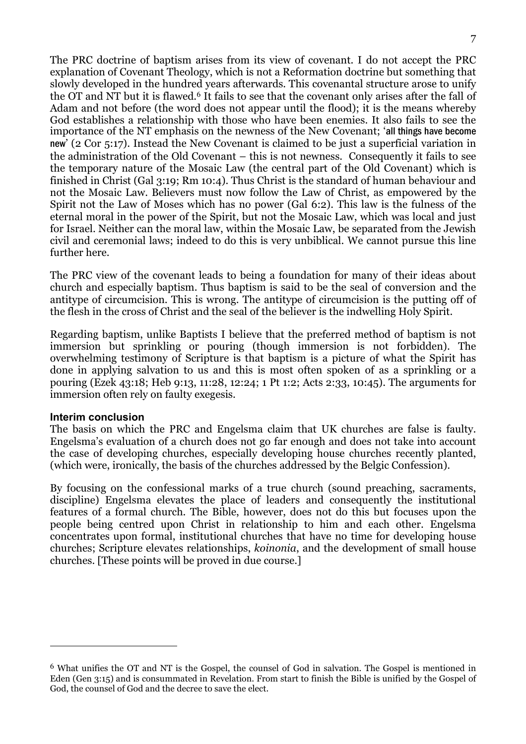The PRC doctrine of baptism arises from its view of covenant. I do not accept the PRC explanation of Covenant Theology, which is not a Reformation doctrine but something that slowly developed in the hundred years afterwards. This covenantal structure arose to unify the OT and NT but it is flawed.[6] It fails to see that the covenant only arises after the fall of Adam and not before (the word does not appear until the flood); it is the means whereby God establishes a relationship with those who have been enemies. It also fails to see the importance of the NT emphasis on the newness of the New Covenant; 'all things have become new' (2 Cor 5:17). Instead the New Covenant is claimed to be just a superficial variation in the administration of the Old Covenant – this is not newness. Consequently it fails to see the temporary nature of the Mosaic Law (the central part of the Old Covenant) which is finished in Christ (Gal 3:19; Rm 10:4). Thus Christ is the standard of human behaviour and not the Mosaic Law. Believers must now follow the Law of Christ, as empowered by the Spirit not the Law of Moses which has no power (Gal 6:2). This law is the fulness of the eternal moral in the power of the Spirit, but not the Mosaic Law, which was local and just for Israel. Neither can the moral law, within the Mosaic Law, be separated from the Jewish civil and ceremonial laws; indeed to do this is very unbiblical. We cannot pursue this line further here.

The PRC view of the covenant leads to being a foundation for many of their ideas about church and especially baptism. Thus baptism is said to be the seal of conversion and the antitype of circumcision. This is wrong. The antitype of circumcision is the putting off of the flesh in the cross of Christ and the seal of the believer is the indwelling Holy Spirit.

Regarding baptism, unlike Baptists I believe that the preferred method of baptism is not immersion but sprinkling or pouring (though immersion is not forbidden). The overwhelming testimony of Scripture is that baptism is a picture of what the Spirit has done in applying salvation to us and this is most often spoken of as a sprinkling or a pouring (Ezek 43:18; Heb 9:13, 11:28, 12:24; 1 Pt 1:2; Acts 2:33, 10:45). The arguments for immersion often rely on faulty exegesis.

#### Interim conclusion

The basis on which the PRC and Engelsma claim that UK churches are false is faulty. Engelsma's evaluation of a church does not go far enough and does not take into account the case of developing churches, especially developing house churches recently planted, (which were, ironically, the basis of the churches addressed by the Belgic Confession).

By focusing on the confessional marks of a true church (sound preaching, sacraments, discipline) Engelsma elevates the place of leaders and consequently the institutional features of a formal church. The Bible, however, does not do this but focuses upon the people being centred upon Christ in relationship to him and each other. Engelsma concentrates upon formal, institutional churches that have no time for developing house churches; Scripture elevates relationships, *koinonia*, and the development of small house churches. [These points will be proved in due course.]

---

[6] What unifies the OT and NT is the Gospel, the counsel of God in salvation. The Gospel is mentioned in Eden (Gen 3:15) and is consummated in Revelation. From start to finish the Bible is unified by the Gospel of God, the counsel of God and the decree to save the elect.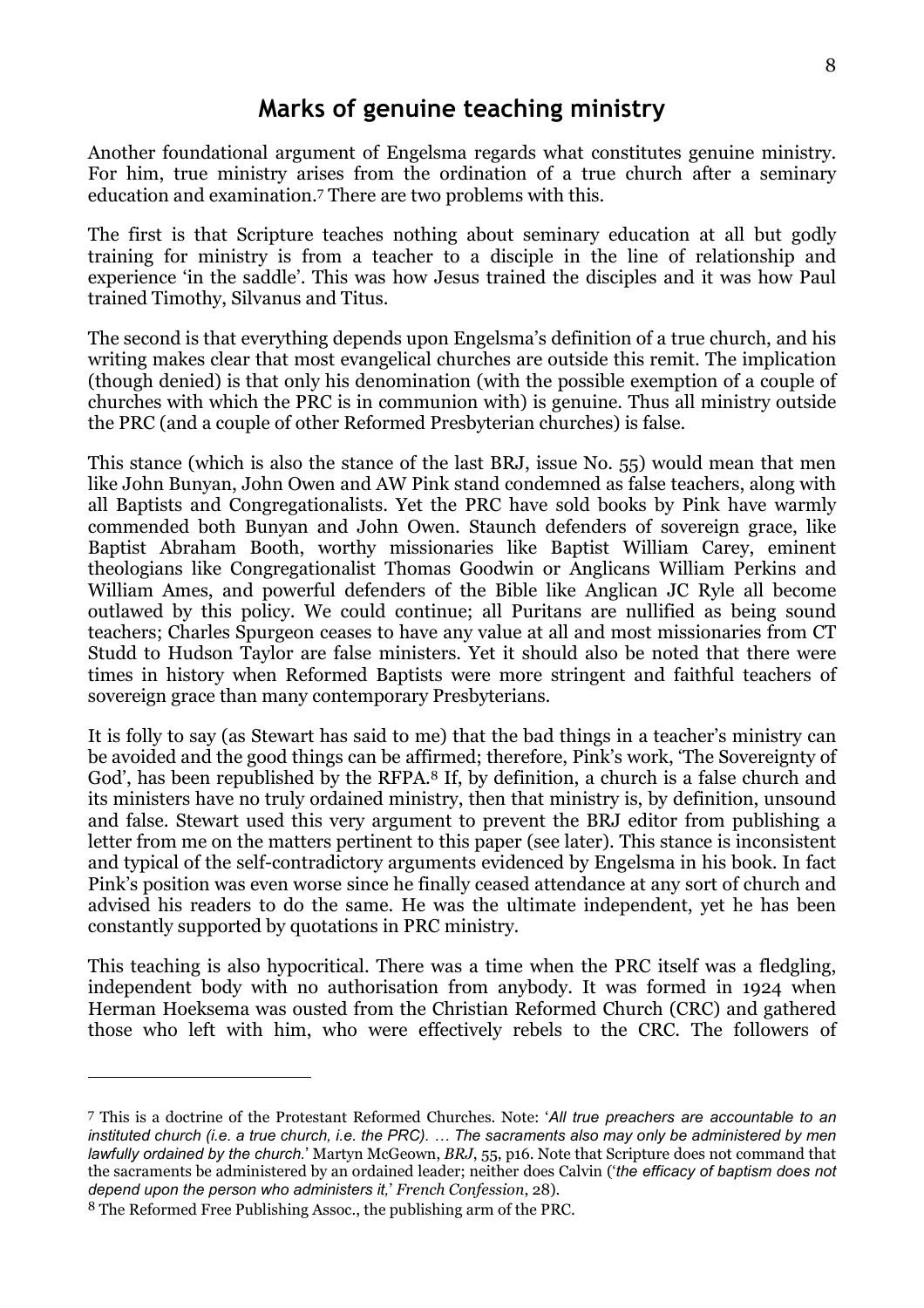## Marks of genuine teaching ministry

Another foundational argument of Engelsma regards what constitutes genuine ministry. For him, true ministry arises from the ordination of a true church after a seminary education and examination.[7] There are two problems with this.

The first is that Scripture teaches nothing about seminary education at all but godly training for ministry is from a teacher to a disciple in the line of relationship and experience 'in the saddle'. This was how Jesus trained the disciples and it was how Paul trained Timothy, Silvanus and Titus.

The second is that everything depends upon Engelsma's definition of a true church, and his writing makes clear that most evangelical churches are outside this remit. The implication (though denied) is that only his denomination (with the possible exemption of a couple of churches with which the PRC is in communion with) is genuine. Thus all ministry outside the PRC (and a couple of other Reformed Presbyterian churches) is false.

This stance (which is also the stance of the last BRJ, issue No. 55) would mean that men like John Bunyan, John Owen and AW Pink stand condemned as false teachers, along with all Baptists and Congregationalists. Yet the PRC have sold books by Pink have warmly commended both Bunyan and John Owen. Staunch defenders of sovereign grace, like Baptist Abraham Booth, worthy missionaries like Baptist William Carey, eminent theologians like Congregationalist Thomas Goodwin or Anglicans William Perkins and William Ames, and powerful defenders of the Bible like Anglican JC Ryle all become outlawed by this policy. We could continue; all Puritans are nullified as being sound teachers; Charles Spurgeon ceases to have any value at all and most missionaries from CT Studd to Hudson Taylor are false ministers. Yet it should also be noted that there were times in history when Reformed Baptists were more stringent and faithful teachers of sovereign grace than many contemporary Presbyterians.

It is folly to say (as Stewart has said to me) that the bad things in a teacher's ministry can be avoided and the good things can be affirmed; therefore, Pink's work, 'The Sovereignty of God', has been republished by the RFPA.[8] If, by definition, a church is a false church and its ministers have no truly ordained ministry, then that ministry is, by definition, unsound and false. Stewart used this very argument to prevent the BRJ editor from publishing a letter from me on the matters pertinent to this paper (see later). This stance is inconsistent and typical of the self-contradictory arguments evidenced by Engelsma in his book. In fact Pink's position was even worse since he finally ceased attendance at any sort of church and advised his readers to do the same. He was the ultimate independent, yet he has been constantly supported by quotations in PRC ministry.

This teaching is also hypocritical. There was a time when the PRC itself was a fledgling, independent body with no authorisation from anybody. It was formed in 1924 when Herman Hoeksema was ousted from the Christian Reformed Church (CRC) and gathered those who left with him, who were effectively rebels to the CRC. The followers of

---

[7] This is a doctrine of the Protestant Reformed Churches. Note: '*All true preachers are accountable to an instituted church (i.e. a true church, i.e. the PRC). … The sacraments also may only be administered by men lawfully ordained by the church.*' Martyn McGeown, *BRJ*, 55, p16. Note that Scripture does not command that the sacraments be administered by an ordained leader; neither does Calvin ('*the efficacy of baptism does not depend upon the person who administers it,*' *French Confession*, 28).

[8] The Reformed Free Publishing Assoc., the publishing arm of the PRC.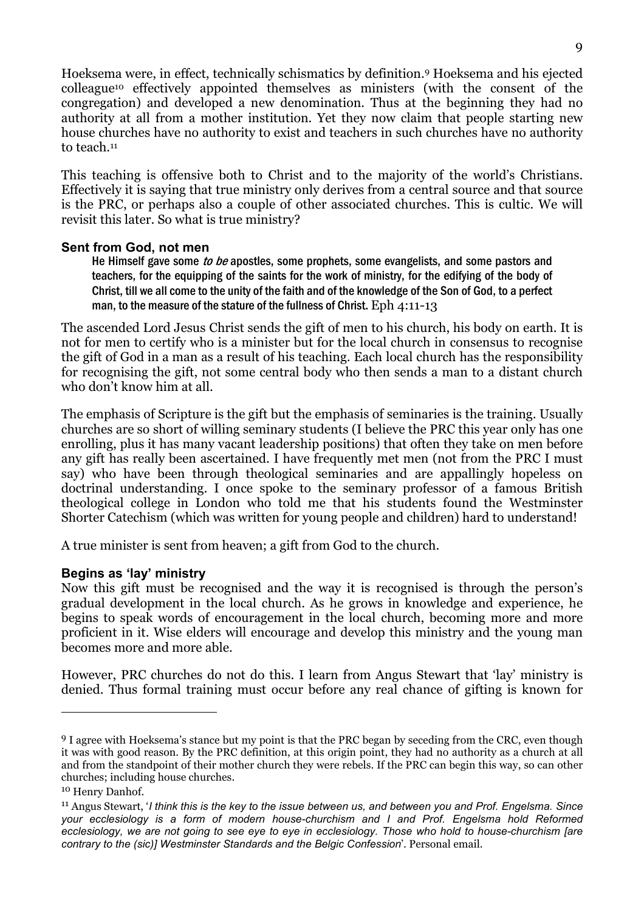Hoeksema were, in effect, technically schismatics by definition.[9] Hoeksema and his ejected colleague[10] effectively appointed themselves as ministers (with the consent of the congregation) and developed a new denomination. Thus at the beginning they had no authority at all from a mother institution. Yet they now claim that people starting new house churches have no authority to exist and teachers in such churches have no authority to teach.[11]

This teaching is offensive both to Christ and to the majority of the world's Christians. Effectively it is saying that true ministry only derives from a central source and that source is the PRC, or perhaps also a couple of other associated churches. This is cultic. We will revisit this later. So what is true ministry?

### Sent from God, not men

> He Himself gave some *to be* apostles, some prophets, some evangelists, and some pastors and teachers, for the equipping of the saints for the work of ministry, for the edifying of the body of Christ, till we all come to the unity of the faith and of the knowledge of the Son of God, to a perfect man, to the measure of the stature of the fullness of Christ. Eph 4:11-13

The ascended Lord Jesus Christ sends the gift of men to his church, his body on earth. It is not for men to certify who is a minister but for the local church in consensus to recognise the gift of God in a man as a result of his teaching. Each local church has the responsibility for recognising the gift, not some central body who then sends a man to a distant church who don't know him at all.

The emphasis of Scripture is the gift but the emphasis of seminaries is the training. Usually churches are so short of willing seminary students (I believe the PRC this year only has one enrolling, plus it has many vacant leadership positions) that often they take on men before any gift has really been ascertained. I have frequently met men (not from the PRC I must say) who have been through theological seminaries and are appallingly hopeless on doctrinal understanding. I once spoke to the seminary professor of a famous British theological college in London who told me that his students found the Westminster Shorter Catechism (which was written for young people and children) hard to understand!

A true minister is sent from heaven; a gift from God to the church.

### Begins as 'lay' ministry

Now this gift must be recognised and the way it is recognised is through the person's gradual development in the local church. As he grows in knowledge and experience, he begins to speak words of encouragement in the local church, becoming more and more proficient in it. Wise elders will encourage and develop this ministry and the young man becomes more and more able.

However, PRC churches do not do this. I learn from Angus Stewart that 'lay' ministry is denied. Thus formal training must occur before any real chance of gifting is known for

---

[9] I agree with Hoeksema's stance but my point is that the PRC began by seceding from the CRC, even though it was with good reason. By the PRC definition, at this origin point, they had no authority as a church at all and from the standpoint of their mother church they were rebels. If the PRC can begin this way, so can other churches; including house churches.

[10] Henry Danhof.

[11] Angus Stewart, '*I think this is the key to the issue between us, and between you and Prof. Engelsma. Since your ecclesiology is a form of modern house-churchism and I and Prof. Engelsma hold Reformed ecclesiology, we are not going to see eye to eye in ecclesiology. Those who hold to house-churchism [are contrary to the (sic)] Westminster Standards and the Belgic Confession*'. Personal email.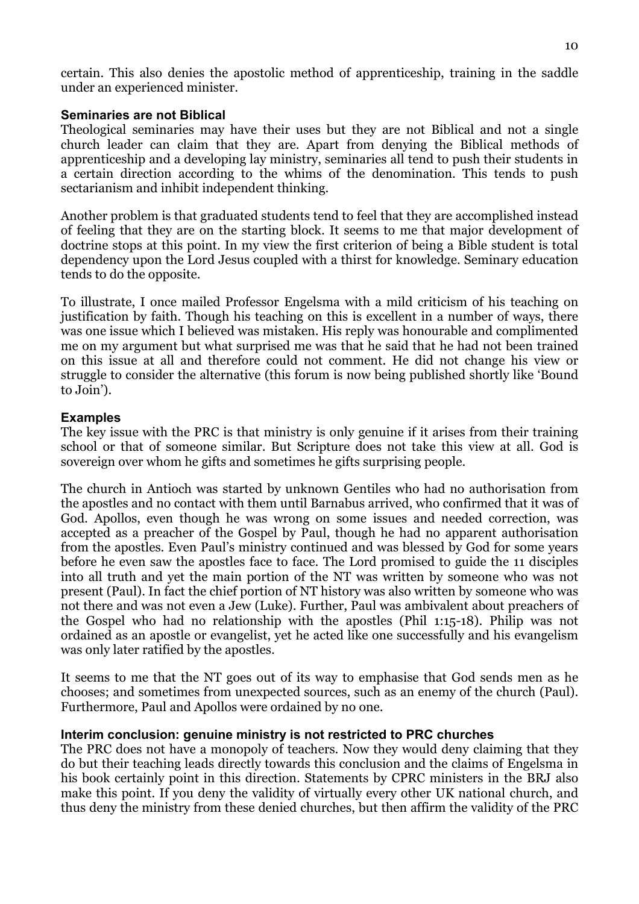certain. This also denies the apostolic method of apprenticeship, training in the saddle under an experienced minister.

### Seminaries are not Biblical

Theological seminaries may have their uses but they are not Biblical and not a single church leader can claim that they are. Apart from denying the Biblical methods of apprenticeship and a developing lay ministry, seminaries all tend to push their students in a certain direction according to the whims of the denomination. This tends to push sectarianism and inhibit independent thinking.

Another problem is that graduated students tend to feel that they are accomplished instead of feeling that they are on the starting block. It seems to me that major development of doctrine stops at this point. In my view the first criterion of being a Bible student is total dependency upon the Lord Jesus coupled with a thirst for knowledge. Seminary education tends to do the opposite.

To illustrate, I once mailed Professor Engelsma with a mild criticism of his teaching on justification by faith. Though his teaching on this is excellent in a number of ways, there was one issue which I believed was mistaken. His reply was honourable and complimented me on my argument but what surprised me was that he said that he had not been trained on this issue at all and therefore could not comment. He did not change his view or struggle to consider the alternative (this forum is now being published shortly like 'Bound to Join').

### Examples

The key issue with the PRC is that ministry is only genuine if it arises from their training school or that of someone similar. But Scripture does not take this view at all. God is sovereign over whom he gifts and sometimes he gifts surprising people.

The church in Antioch was started by unknown Gentiles who had no authorisation from the apostles and no contact with them until Barnabus arrived, who confirmed that it was of God. Apollos, even though he was wrong on some issues and needed correction, was accepted as a preacher of the Gospel by Paul, though he had no apparent authorisation from the apostles. Even Paul's ministry continued and was blessed by God for some years before he even saw the apostles face to face. The Lord promised to guide the 11 disciples into all truth and yet the main portion of the NT was written by someone who was not present (Paul). In fact the chief portion of NT history was also written by someone who was not there and was not even a Jew (Luke). Further, Paul was ambivalent about preachers of the Gospel who had no relationship with the apostles (Phil 1:15-18). Philip was not ordained as an apostle or evangelist, yet he acted like one successfully and his evangelism was only later ratified by the apostles.

It seems to me that the NT goes out of its way to emphasise that God sends men as he chooses; and sometimes from unexpected sources, such as an enemy of the church (Paul). Furthermore, Paul and Apollos were ordained by no one.

### Interim conclusion: genuine ministry is not restricted to PRC churches

The PRC does not have a monopoly of teachers. Now they would deny claiming that they do but their teaching leads directly towards this conclusion and the claims of Engelsma in his book certainly point in this direction. Statements by CPRC ministers in the BRJ also make this point. If you deny the validity of virtually every other UK national church, and thus deny the ministry from these denied churches, but then affirm the validity of the PRC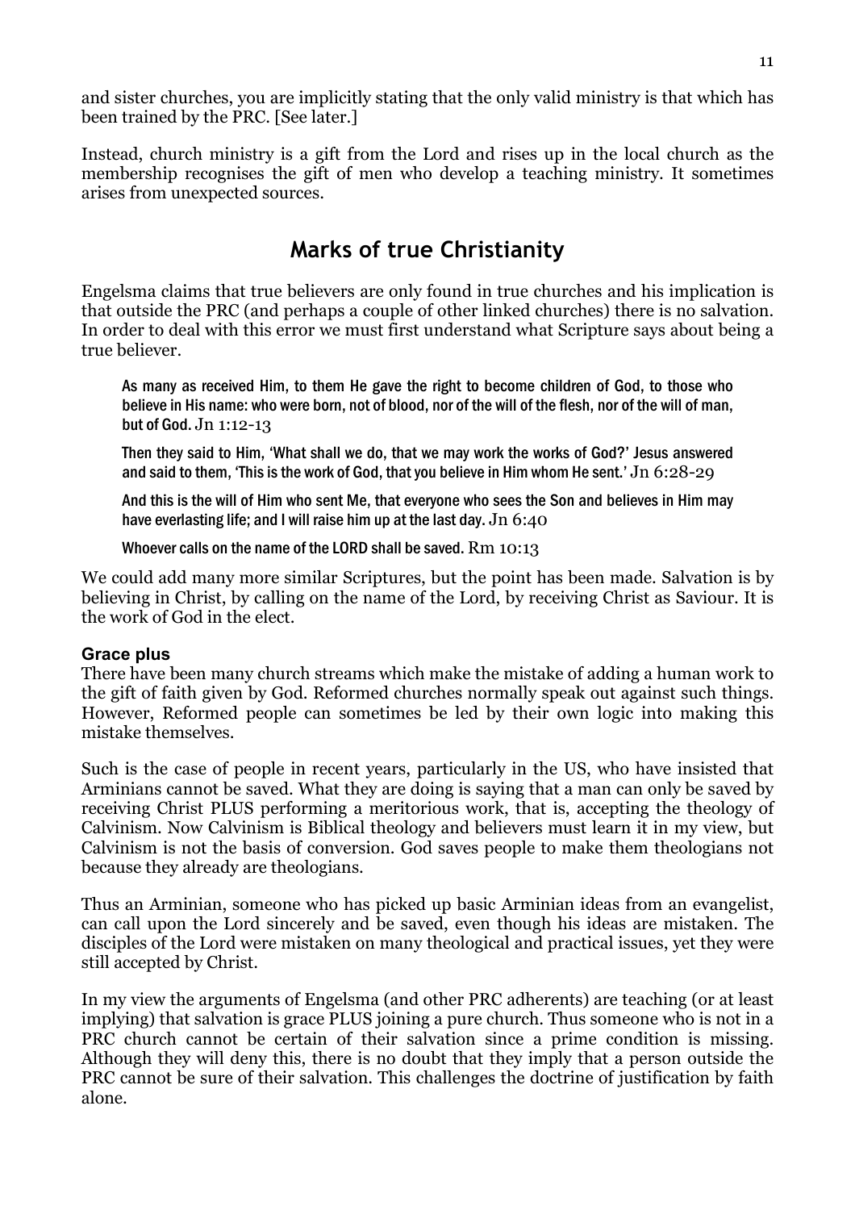and sister churches, you are implicitly stating that the only valid ministry is that which has been trained by the PRC. [See later.]

Instead, church ministry is a gift from the Lord and rises up in the local church as the membership recognises the gift of men who develop a teaching ministry. It sometimes arises from unexpected sources.

## Marks of true Christianity

Engelsma claims that true believers are only found in true churches and his implication is that outside the PRC (and perhaps a couple of other linked churches) there is no salvation. In order to deal with this error we must first understand what Scripture says about being a true believer.

> As many as received Him, to them He gave the right to become children of God, to those who believe in His name: who were born, not of blood, nor of the will of the flesh, nor of the will of man, but of God. Jn 1:12-13
>
> Then they said to Him, 'What shall we do, that we may work the works of God?' Jesus answered and said to them, 'This is the work of God, that you believe in Him whom He sent.' Jn 6:28-29
>
> And this is the will of Him who sent Me, that everyone who sees the Son and believes in Him may have everlasting life; and I will raise him up at the last day. Jn 6:40
>
> Whoever calls on the name of the LORD shall be saved. Rm 10:13

We could add many more similar Scriptures, but the point has been made. Salvation is by believing in Christ, by calling on the name of the Lord, by receiving Christ as Saviour. It is the work of God in the elect.

### Grace plus

There have been many church streams which make the mistake of adding a human work to the gift of faith given by God. Reformed churches normally speak out against such things. However, Reformed people can sometimes be led by their own logic into making this mistake themselves.

Such is the case of people in recent years, particularly in the US, who have insisted that Arminians cannot be saved. What they are doing is saying that a man can only be saved by receiving Christ PLUS performing a meritorious work, that is, accepting the theology of Calvinism. Now Calvinism is Biblical theology and believers must learn it in my view, but Calvinism is not the basis of conversion. God saves people to make them theologians not because they already are theologians.

Thus an Arminian, someone who has picked up basic Arminian ideas from an evangelist, can call upon the Lord sincerely and be saved, even though his ideas are mistaken. The disciples of the Lord were mistaken on many theological and practical issues, yet they were still accepted by Christ.

In my view the arguments of Engelsma (and other PRC adherents) are teaching (or at least implying) that salvation is grace PLUS joining a pure church. Thus someone who is not in a PRC church cannot be certain of their salvation since a prime condition is missing. Although they will deny this, there is no doubt that they imply that a person outside the PRC cannot be sure of their salvation. This challenges the doctrine of justification by faith alone.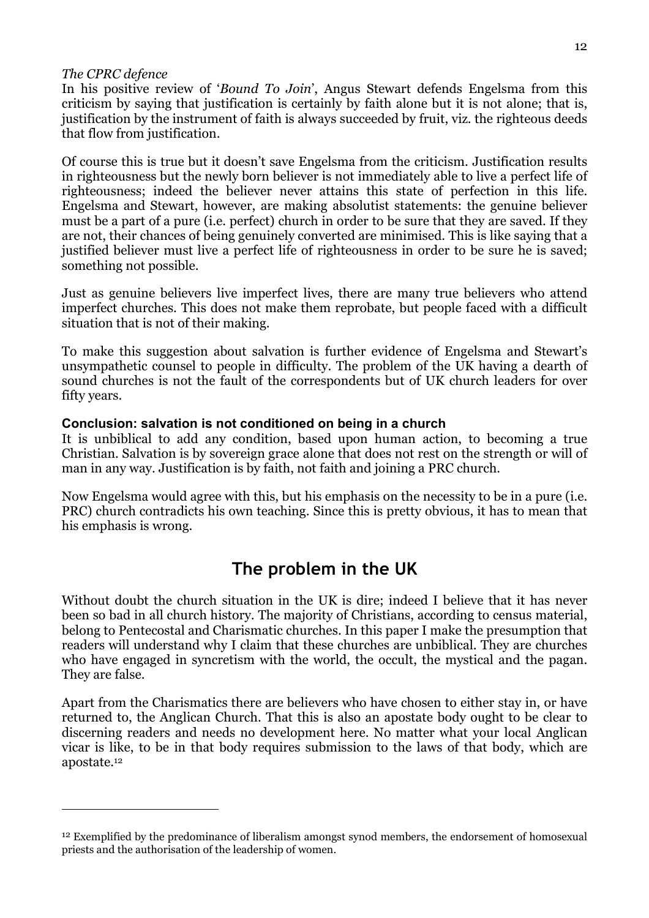*The CPRC defence*

In his positive review of '*Bound To Join*', Angus Stewart defends Engelsma from this criticism by saying that justification is certainly by faith alone but it is not alone; that is, justification by the instrument of faith is always succeeded by fruit, viz. the righteous deeds that flow from justification.

Of course this is true but it doesn't save Engelsma from the criticism. Justification results in righteousness but the newly born believer is not immediately able to live a perfect life of righteousness; indeed the believer never attains this state of perfection in this life. Engelsma and Stewart, however, are making absolutist statements: the genuine believer must be a part of a pure (i.e. perfect) church in order to be sure that they are saved. If they are not, their chances of being genuinely converted are minimised. This is like saying that a justified believer must live a perfect life of righteousness in order to be sure he is saved; something not possible.

Just as genuine believers live imperfect lives, there are many true believers who attend imperfect churches. This does not make them reprobate, but people faced with a difficult situation that is not of their making.

To make this suggestion about salvation is further evidence of Engelsma and Stewart's unsympathetic counsel to people in difficulty. The problem of the UK having a dearth of sound churches is not the fault of the correspondents but of UK church leaders for over fifty years.

### Conclusion: salvation is not conditioned on being in a church

It is unbiblical to add any condition, based upon human action, to becoming a true Christian. Salvation is by sovereign grace alone that does not rest on the strength or will of man in any way. Justification is by faith, not faith and joining a PRC church.

Now Engelsma would agree with this, but his emphasis on the necessity to be in a pure (i.e. PRC) church contradicts his own teaching. Since this is pretty obvious, it has to mean that his emphasis is wrong.

## The problem in the UK

Without doubt the church situation in the UK is dire; indeed I believe that it has never been so bad in all church history. The majority of Christians, according to census material, belong to Pentecostal and Charismatic churches. In this paper I make the presumption that readers will understand why I claim that these churches are unbiblical. They are churches who have engaged in syncretism with the world, the occult, the mystical and the pagan. They are false.

Apart from the Charismatics there are believers who have chosen to either stay in, or have returned to, the Anglican Church. That this is also an apostate body ought to be clear to discerning readers and needs no development here. No matter what your local Anglican vicar is like, to be in that body requires submission to the laws of that body, which are apostate.[12]

---

[12] Exemplified by the predominance of liberalism amongst synod members, the endorsement of homosexual priests and the authorisation of the leadership of women.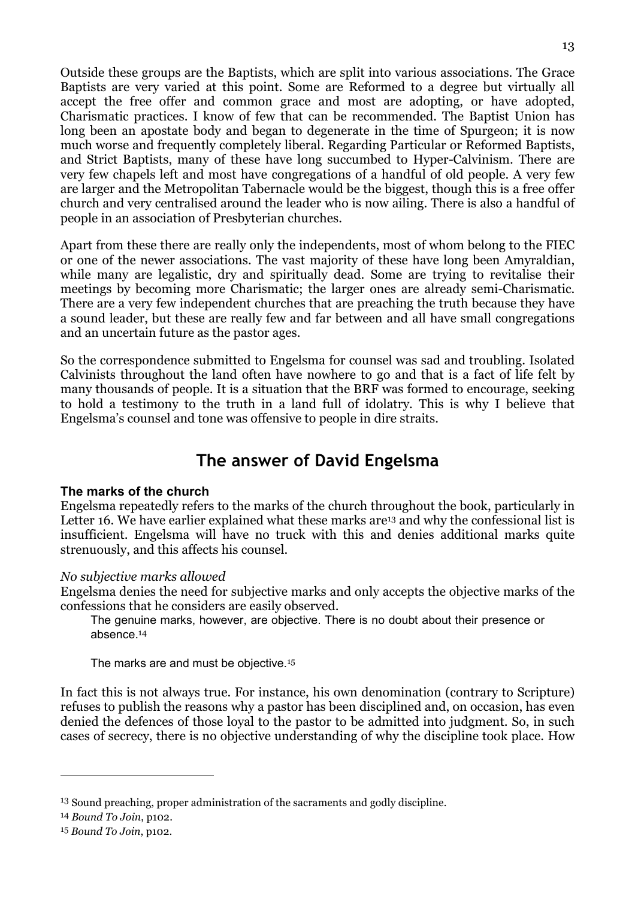Outside these groups are the Baptists, which are split into various associations. The Grace Baptists are very varied at this point. Some are Reformed to a degree but virtually all accept the free offer and common grace and most are adopting, or have adopted, Charismatic practices. I know of few that can be recommended. The Baptist Union has long been an apostate body and began to degenerate in the time of Spurgeon; it is now much worse and frequently completely liberal. Regarding Particular or Reformed Baptists, and Strict Baptists, many of these have long succumbed to Hyper-Calvinism. There are very few chapels left and most have congregations of a handful of old people. A very few are larger and the Metropolitan Tabernacle would be the biggest, though this is a free offer church and very centralised around the leader who is now ailing. There is also a handful of people in an association of Presbyterian churches.

Apart from these there are really only the independents, most of whom belong to the FIEC or one of the newer associations. The vast majority of these have long been Amyraldian, while many are legalistic, dry and spiritually dead. Some are trying to revitalise their meetings by becoming more Charismatic; the larger ones are already semi-Charismatic. There are a very few independent churches that are preaching the truth because they have a sound leader, but these are really few and far between and all have small congregations and an uncertain future as the pastor ages.

So the correspondence submitted to Engelsma for counsel was sad and troubling. Isolated Calvinists throughout the land often have nowhere to go and that is a fact of life felt by many thousands of people. It is a situation that the BRF was formed to encourage, seeking to hold a testimony to the truth in a land full of idolatry. This is why I believe that Engelsma's counsel and tone was offensive to people in dire straits.

## The answer of David Engelsma

#### The marks of the church

Engelsma repeatedly refers to the marks of the church throughout the book, particularly in Letter 16. We have earlier explained what these marks are[13] and why the confessional list is insufficient. Engelsma will have no truck with this and denies additional marks quite strenuously, and this affects his counsel.

*No subjective marks allowed*

Engelsma denies the need for subjective marks and only accepts the objective marks of the confessions that he considers are easily observed.

> The genuine marks, however, are objective. There is no doubt about their presence or absence.[14]
>
> The marks are and must be objective.[15]

In fact this is not always true. For instance, his own denomination (contrary to Scripture) refuses to publish the reasons why a pastor has been disciplined and, on occasion, has even denied the defences of those loyal to the pastor to be admitted into judgment. So, in such cases of secrecy, there is no objective understanding of why the discipline took place. How

---

[13] Sound preaching, proper administration of the sacraments and godly discipline.

[14] *Bound To Join*, p102.

[15] *Bound To Join*, p102.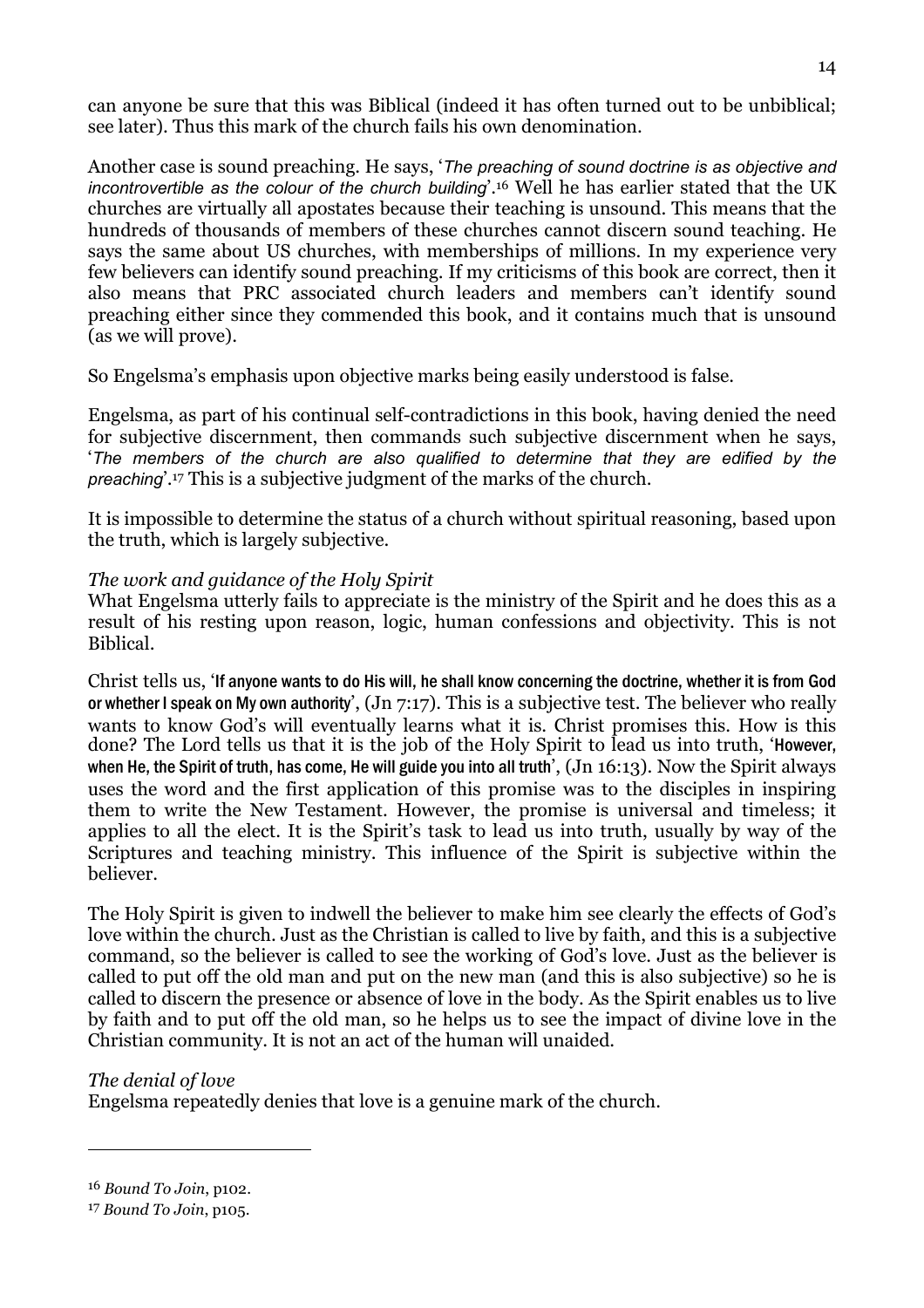can anyone be sure that this was Biblical (indeed it has often turned out to be unbiblical; see later). Thus this mark of the church fails his own denomination.

Another case is sound preaching. He says, '*The preaching of sound doctrine is as objective and incontrovertible as the colour of the church building*'.[16] Well he has earlier stated that the UK churches are virtually all apostates because their teaching is unsound. This means that the hundreds of thousands of members of these churches cannot discern sound teaching. He says the same about US churches, with memberships of millions. In my experience very few believers can identify sound preaching. If my criticisms of this book are correct, then it also means that PRC associated church leaders and members can't identify sound preaching either since they commended this book, and it contains much that is unsound (as we will prove).

So Engelsma's emphasis upon objective marks being easily understood is false.

Engelsma, as part of his continual self-contradictions in this book, having denied the need for subjective discernment, then commands such subjective discernment when he says, '*The members of the church are also qualified to determine that they are edified by the preaching*'.[17] This is a subjective judgment of the marks of the church.

It is impossible to determine the status of a church without spiritual reasoning, based upon the truth, which is largely subjective.

*The work and guidance of the Holy Spirit*

What Engelsma utterly fails to appreciate is the ministry of the Spirit and he does this as a result of his resting upon reason, logic, human confessions and objectivity. This is not Biblical.

Christ tells us, 'If anyone wants to do His will, he shall know concerning the doctrine, whether it is from God or whether I speak on My own authority', (Jn 7:17). This is a subjective test. The believer who really wants to know God's will eventually learns what it is. Christ promises this. How is this done? The Lord tells us that it is the job of the Holy Spirit to lead us into truth, 'However, when He, the Spirit of truth, has come, He will guide you into all truth', (Jn 16:13). Now the Spirit always uses the word and the first application of this promise was to the disciples in inspiring them to write the New Testament. However, the promise is universal and timeless; it applies to all the elect. It is the Spirit's task to lead us into truth, usually by way of the Scriptures and teaching ministry. This influence of the Spirit is subjective within the believer.

The Holy Spirit is given to indwell the believer to make him see clearly the effects of God's love within the church. Just as the Christian is called to live by faith, and this is a subjective command, so the believer is called to see the working of God's love. Just as the believer is called to put off the old man and put on the new man (and this is also subjective) so he is called to discern the presence or absence of love in the body. As the Spirit enables us to live by faith and to put off the old man, so he helps us to see the impact of divine love in the Christian community. It is not an act of the human will unaided.

*The denial of love*

Engelsma repeatedly denies that love is a genuine mark of the church.

---

[16] *Bound To Join*, p102.

[17] *Bound To Join*, p105.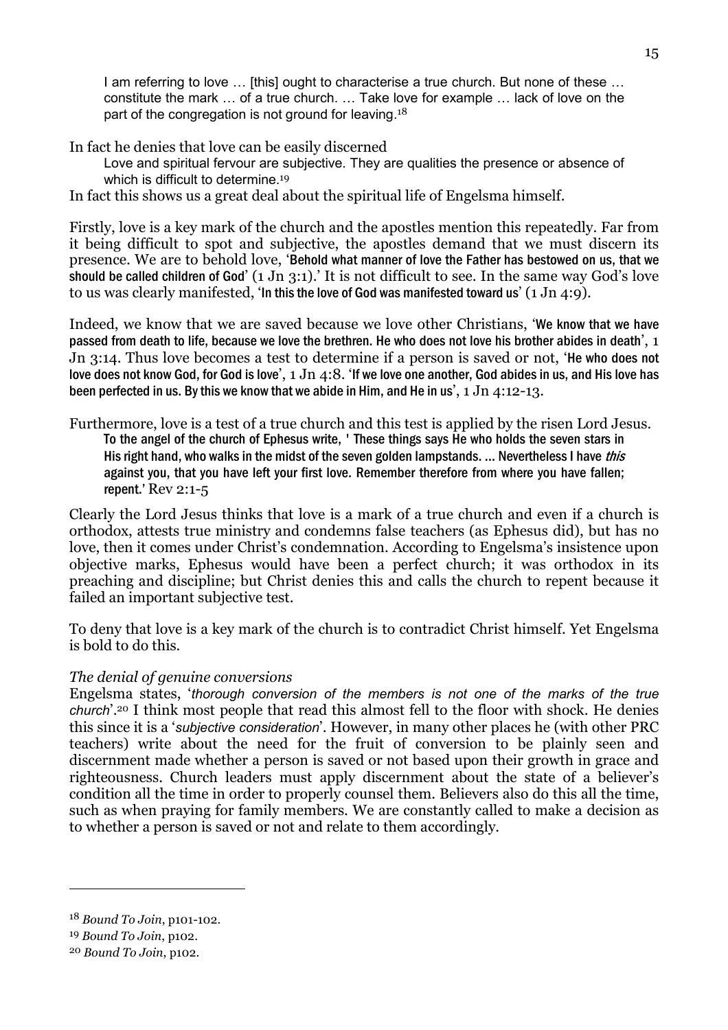> I am referring to love … [this] ought to characterise a true church. But none of these … constitute the mark … of a true church. … Take love for example … lack of love on the part of the congregation is not ground for leaving.[18]

In fact he denies that love can be easily discerned

> Love and spiritual fervour are subjective. They are qualities the presence or absence of which is difficult to determine.[19]

In fact this shows us a great deal about the spiritual life of Engelsma himself.

Firstly, love is a key mark of the church and the apostles mention this repeatedly. Far from it being difficult to spot and subjective, the apostles demand that we must discern its presence. We are to behold love, 'Behold what manner of love the Father has bestowed on us, that we should be called children of God' (1 Jn 3:1).' It is not difficult to see. In the same way God's love to us was clearly manifested, 'In this the love of God was manifested toward us' (1 Jn 4:9).

Indeed, we know that we are saved because we love other Christians, 'We know that we have passed from death to life, because we love the brethren. He who does not love his brother abides in death', 1 Jn 3:14. Thus love becomes a test to determine if a person is saved or not, 'He who does not love does not know God, for God is love', 1 Jn 4:8. 'If we love one another, God abides in us, and His love has been perfected in us. By this we know that we abide in Him, and He in us', 1 Jn 4:12-13.

Furthermore, love is a test of a true church and this test is applied by the risen Lord Jesus.

> To the angel of the church of Ephesus write, ' These things says He who holds the seven stars in His right hand, who walks in the midst of the seven golden lampstands. ... Nevertheless I have *this* against you, that you have left your first love. Remember therefore from where you have fallen; repent.' Rev 2:1-5

Clearly the Lord Jesus thinks that love is a mark of a true church and even if a church is orthodox, attests true ministry and condemns false teachers (as Ephesus did), but has no love, then it comes under Christ's condemnation. According to Engelsma's insistence upon objective marks, Ephesus would have been a perfect church; it was orthodox in its preaching and discipline; but Christ denies this and calls the church to repent because it failed an important subjective test.

To deny that love is a key mark of the church is to contradict Christ himself. Yet Engelsma is bold to do this.

*The denial of genuine conversions*

Engelsma states, '*thorough conversion of the members is not one of the marks of the true church*'.[20] I think most people that read this almost fell to the floor with shock. He denies this since it is a '*subjective consideration*'. However, in many other places he (with other PRC teachers) write about the need for the fruit of conversion to be plainly seen and discernment made whether a person is saved or not based upon their growth in grace and righteousness. Church leaders must apply discernment about the state of a believer's condition all the time in order to properly counsel them. Believers also do this all the time, such as when praying for family members. We are constantly called to make a decision as to whether a person is saved or not and relate to them accordingly.

---

[18] *Bound To Join*, p101-102.

[19] *Bound To Join*, p102.

[20] *Bound To Join*, p102.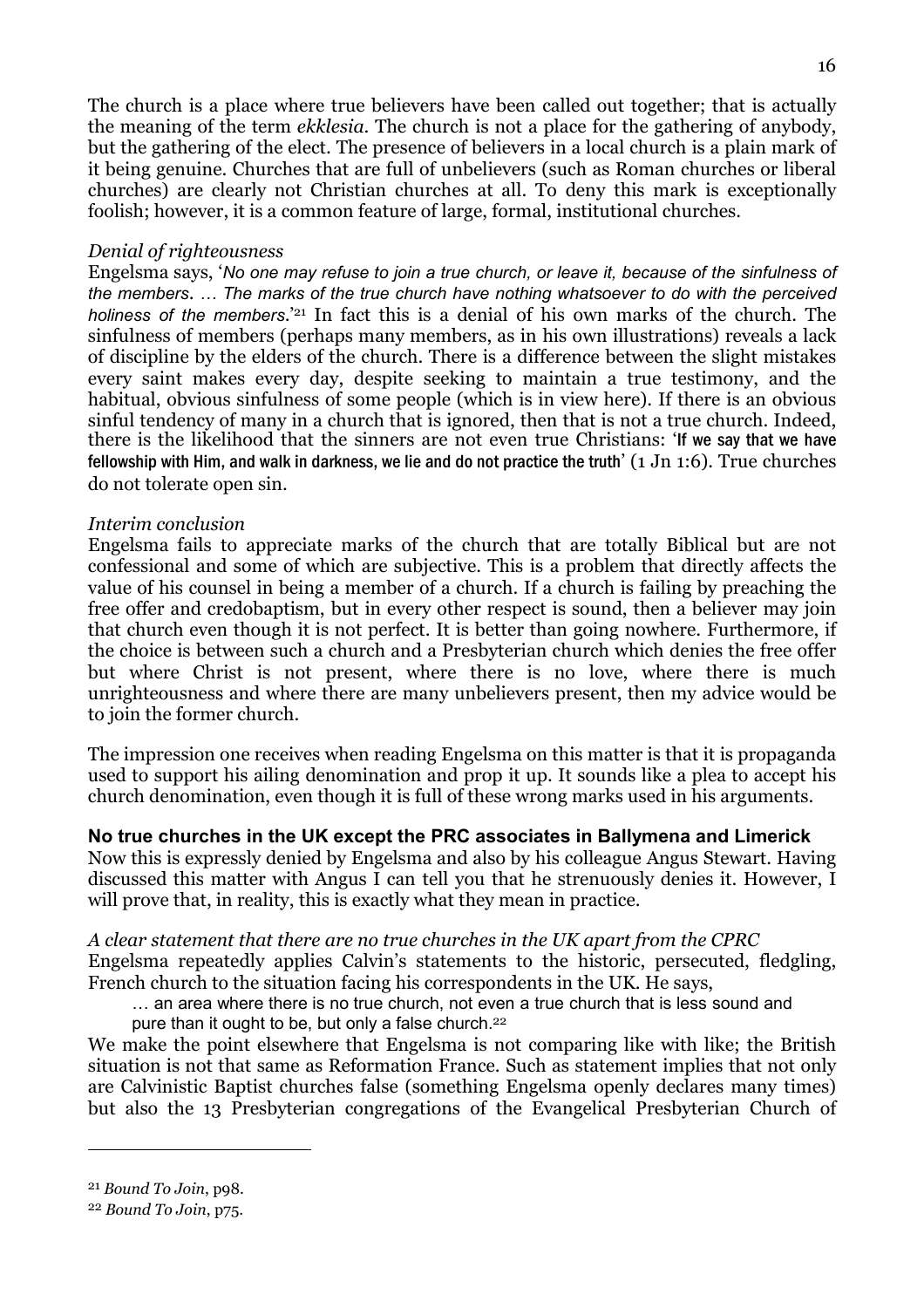The church is a place where true believers have been called out together; that is actually the meaning of the term *ekklesia*. The church is not a place for the gathering of anybody, but the gathering of the elect. The presence of believers in a local church is a plain mark of it being genuine. Churches that are full of unbelievers (such as Roman churches or liberal churches) are clearly not Christian churches at all. To deny this mark is exceptionally foolish; however, it is a common feature of large, formal, institutional churches.

*Denial of righteousness*

Engelsma says, '*No one may refuse to join a true church, or leave it, because of the sinfulness of the members. … The marks of the true church have nothing whatsoever to do with the perceived holiness of the members*.'[21] In fact this is a denial of his own marks of the church. The sinfulness of members (perhaps many members, as in his own illustrations) reveals a lack of discipline by the elders of the church. There is a difference between the slight mistakes every saint makes every day, despite seeking to maintain a true testimony, and the habitual, obvious sinfulness of some people (which is in view here). If there is an obvious sinful tendency of many in a church that is ignored, then that is not a true church. Indeed, there is the likelihood that the sinners are not even true Christians: 'If we say that we have fellowship with Him, and walk in darkness, we lie and do not practice the truth' (1 Jn 1:6). True churches do not tolerate open sin.

*Interim conclusion*

Engelsma fails to appreciate marks of the church that are totally Biblical but are not confessional and some of which are subjective. This is a problem that directly affects the value of his counsel in being a member of a church. If a church is failing by preaching the free offer and credobaptism, but in every other respect is sound, then a believer may join that church even though it is not perfect. It is better than going nowhere. Furthermore, if the choice is between such a church and a Presbyterian church which denies the free offer but where Christ is not present, where there is no love, where there is much unrighteousness and where there are many unbelievers present, then my advice would be to join the former church.

The impression one receives when reading Engelsma on this matter is that it is propaganda used to support his ailing denomination and prop it up. It sounds like a plea to accept his church denomination, even though it is full of these wrong marks used in his arguments.

**No true churches in the UK except the PRC associates in Ballymena and Limerick**

Now this is expressly denied by Engelsma and also by his colleague Angus Stewart. Having discussed this matter with Angus I can tell you that he strenuously denies it. However, I will prove that, in reality, this is exactly what they mean in practice.

*A clear statement that there are no true churches in the UK apart from the CPRC*

Engelsma repeatedly applies Calvin's statements to the historic, persecuted, fledgling, French church to the situation facing his correspondents in the UK. He says,

> … an area where there is no true church, not even a true church that is less sound and pure than it ought to be, but only a false church.[22]

We make the point elsewhere that Engelsma is not comparing like with like; the British situation is not that same as Reformation France. Such as statement implies that not only are Calvinistic Baptist churches false (something Engelsma openly declares many times) but also the 13 Presbyterian congregations of the Evangelical Presbyterian Church of

---

[21] *Bound To Join*, p98.

[22] *Bound To Join*, p75.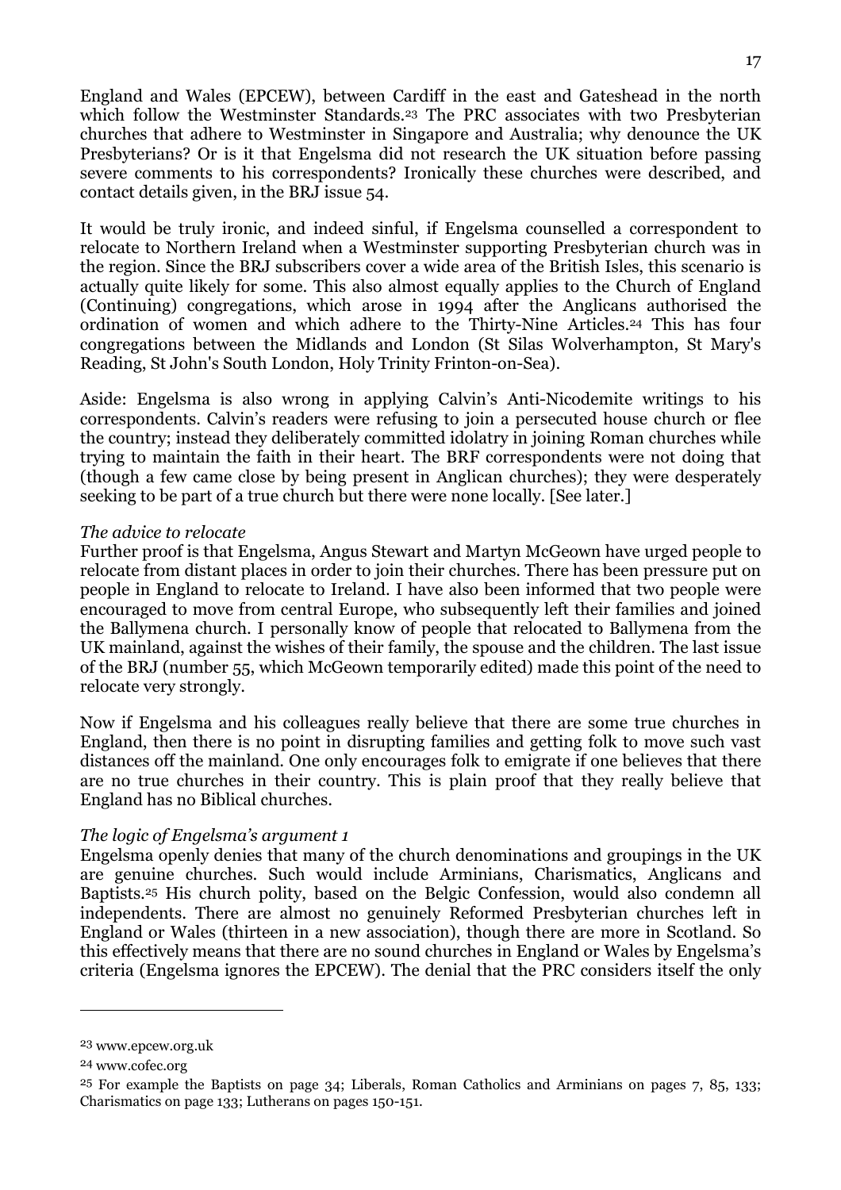England and Wales (EPCEW), between Cardiff in the east and Gateshead in the north which follow the Westminster Standards.[23] The PRC associates with two Presbyterian churches that adhere to Westminster in Singapore and Australia; why denounce the UK Presbyterians? Or is it that Engelsma did not research the UK situation before passing severe comments to his correspondents? Ironically these churches were described, and contact details given, in the BRJ issue 54.

It would be truly ironic, and indeed sinful, if Engelsma counselled a correspondent to relocate to Northern Ireland when a Westminster supporting Presbyterian church was in the region. Since the BRJ subscribers cover a wide area of the British Isles, this scenario is actually quite likely for some. This also almost equally applies to the Church of England (Continuing) congregations, which arose in 1994 after the Anglicans authorised the ordination of women and which adhere to the Thirty-Nine Articles.[24] This has four congregations between the Midlands and London (St Silas Wolverhampton, St Mary's Reading, St John's South London, Holy Trinity Frinton-on-Sea).

Aside: Engelsma is also wrong in applying Calvin's Anti-Nicodemite writings to his correspondents. Calvin's readers were refusing to join a persecuted house church or flee the country; instead they deliberately committed idolatry in joining Roman churches while trying to maintain the faith in their heart. The BRF correspondents were not doing that (though a few came close by being present in Anglican churches); they were desperately seeking to be part of a true church but there were none locally. [See later.]

*The advice to relocate*

Further proof is that Engelsma, Angus Stewart and Martyn McGeown have urged people to relocate from distant places in order to join their churches. There has been pressure put on people in England to relocate to Ireland. I have also been informed that two people were encouraged to move from central Europe, who subsequently left their families and joined the Ballymena church. I personally know of people that relocated to Ballymena from the UK mainland, against the wishes of their family, the spouse and the children. The last issue of the BRJ (number 55, which McGeown temporarily edited) made this point of the need to relocate very strongly.

Now if Engelsma and his colleagues really believe that there are some true churches in England, then there is no point in disrupting families and getting folk to move such vast distances off the mainland. One only encourages folk to emigrate if one believes that there are no true churches in their country. This is plain proof that they really believe that England has no Biblical churches.

*The logic of Engelsma's argument 1*

Engelsma openly denies that many of the church denominations and groupings in the UK are genuine churches. Such would include Arminians, Charismatics, Anglicans and Baptists.[25] His church polity, based on the Belgic Confession, would also condemn all independents. There are almost no genuinely Reformed Presbyterian churches left in England or Wales (thirteen in a new association), though there are more in Scotland. So this effectively means that there are no sound churches in England or Wales by Engelsma's criteria (Engelsma ignores the EPCEW). The denial that the PRC considers itself the only

---

[23] www.epcew.org.uk

[24] www.cofec.org

[25] For example the Baptists on page 34; Liberals, Roman Catholics and Arminians on pages 7, 85, 133; Charismatics on page 133; Lutherans on pages 150-151.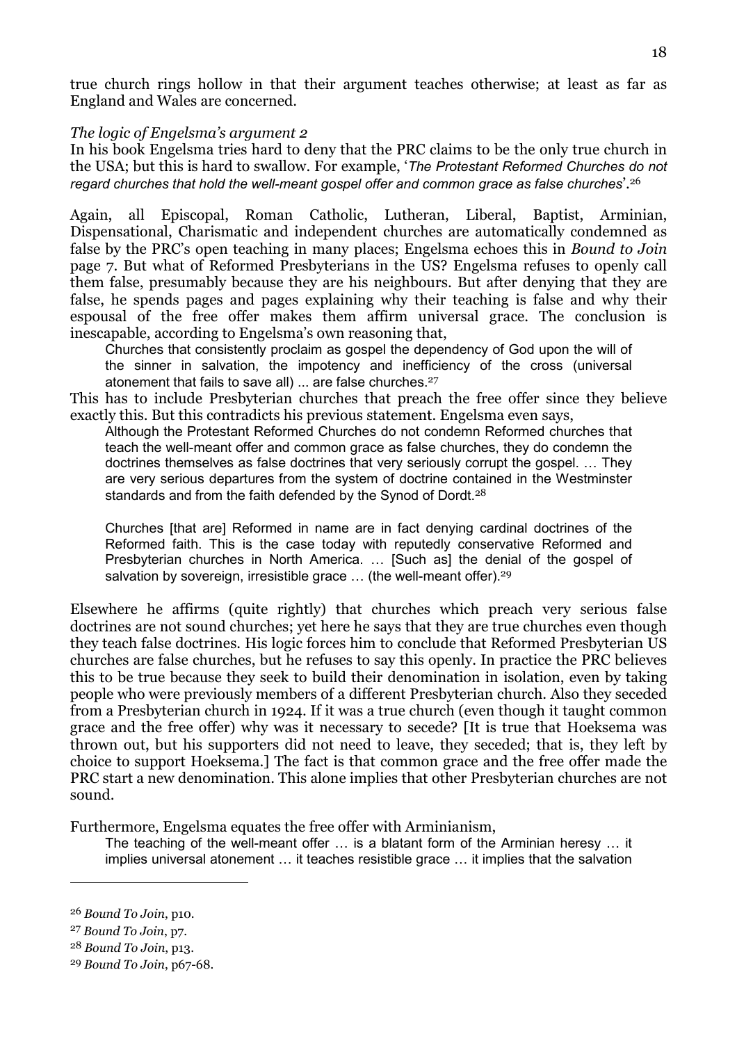true church rings hollow in that their argument teaches otherwise; at least as far as England and Wales are concerned.

*The logic of Engelsma's argument 2*

In his book Engelsma tries hard to deny that the PRC claims to be the only true church in the USA; but this is hard to swallow. For example, '*The Protestant Reformed Churches do not regard churches that hold the well-meant gospel offer and common grace as false churches*'.[26]

Again, all Episcopal, Roman Catholic, Lutheran, Liberal, Baptist, Arminian, Dispensational, Charismatic and independent churches are automatically condemned as false by the PRC's open teaching in many places; Engelsma echoes this in *Bound to Join* page 7. But what of Reformed Presbyterians in the US? Engelsma refuses to openly call them false, presumably because they are his neighbours. But after denying that they are false, he spends pages and pages explaining why their teaching is false and why their espousal of the free offer makes them affirm universal grace. The conclusion is inescapable, according to Engelsma's own reasoning that,

> Churches that consistently proclaim as gospel the dependency of God upon the will of the sinner in salvation, the impotency and inefficiency of the cross (universal atonement that fails to save all) ... are false churches.[27]

This has to include Presbyterian churches that preach the free offer since they believe exactly this. But this contradicts his previous statement. Engelsma even says,

> Although the Protestant Reformed Churches do not condemn Reformed churches that teach the well-meant offer and common grace as false churches, they do condemn the doctrines themselves as false doctrines that very seriously corrupt the gospel. … They are very serious departures from the system of doctrine contained in the Westminster standards and from the faith defended by the Synod of Dordt.[28]
>
> Churches [that are] Reformed in name are in fact denying cardinal doctrines of the Reformed faith. This is the case today with reputedly conservative Reformed and Presbyterian churches in North America. … [Such as] the denial of the gospel of salvation by sovereign, irresistible grace … (the well-meant offer).[29]

Elsewhere he affirms (quite rightly) that churches which preach very serious false doctrines are not sound churches; yet here he says that they are true churches even though they teach false doctrines. His logic forces him to conclude that Reformed Presbyterian US churches are false churches, but he refuses to say this openly. In practice the PRC believes this to be true because they seek to build their denomination in isolation, even by taking people who were previously members of a different Presbyterian church. Also they seceded from a Presbyterian church in 1924. If it was a true church (even though it taught common grace and the free offer) why was it necessary to secede? [It is true that Hoeksema was thrown out, but his supporters did not need to leave, they seceded; that is, they left by choice to support Hoeksema.] The fact is that common grace and the free offer made the PRC start a new denomination. This alone implies that other Presbyterian churches are not sound.

Furthermore, Engelsma equates the free offer with Arminianism,

> The teaching of the well-meant offer … is a blatant form of the Arminian heresy … it implies universal atonement … it teaches resistible grace … it implies that the salvation

---

[26] *Bound To Join*, p10.

[27] *Bound To Join*, p7.

[28] *Bound To Join*, p13.

[29] *Bound To Join*, p67-68.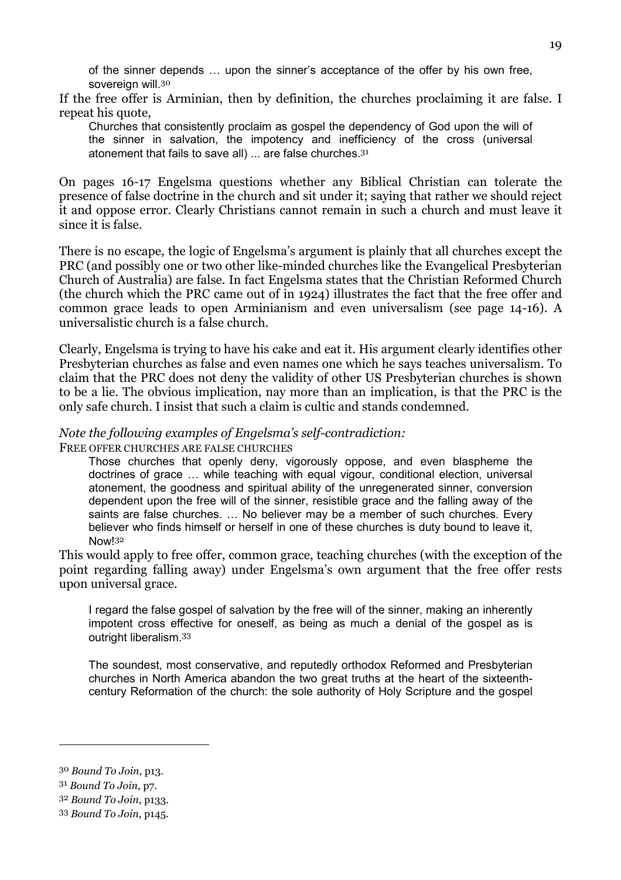> of the sinner depends … upon the sinner's acceptance of the offer by his own free, sovereign will.[30]

If the free offer is Arminian, then by definition, the churches proclaiming it are false. I repeat his quote,

> Churches that consistently proclaim as gospel the dependency of God upon the will of the sinner in salvation, the impotency and inefficiency of the cross (universal atonement that fails to save all) ... are false churches.[31]

On pages 16-17 Engelsma questions whether any Biblical Christian can tolerate the presence of false doctrine in the church and sit under it; saying that rather we should reject it and oppose error. Clearly Christians cannot remain in such a church and must leave it since it is false.

There is no escape, the logic of Engelsma's argument is plainly that all churches except the PRC (and possibly one or two other like-minded churches like the Evangelical Presbyterian Church of Australia) are false. In fact Engelsma states that the Christian Reformed Church (the church which the PRC came out of in 1924) illustrates the fact that the free offer and common grace leads to open Arminianism and even universalism (see page 14-16). A universalistic church is a false church.

Clearly, Engelsma is trying to have his cake and eat it. His argument clearly identifies other Presbyterian churches as false and even names one which he says teaches universalism. To claim that the PRC does not deny the validity of other US Presbyterian churches is shown to be a lie. The obvious implication, nay more than an implication, is that the PRC is the only safe church. I insist that such a claim is cultic and stands condemned.

*Note the following examples of Engelsma's self-contradiction:*

FREE OFFER CHURCHES ARE FALSE CHURCHES

> Those churches that openly deny, vigorously oppose, and even blaspheme the doctrines of grace … while teaching with equal vigour, conditional election, universal atonement, the goodness and spiritual ability of the unregenerated sinner, conversion dependent upon the free will of the sinner, resistible grace and the falling away of the saints are false churches. … No believer may be a member of such churches. Every believer who finds himself or herself in one of these churches is duty bound to leave it, Now![32]

This would apply to free offer, common grace, teaching churches (with the exception of the point regarding falling away) under Engelsma's own argument that the free offer rests upon universal grace.

> I regard the false gospel of salvation by the free will of the sinner, making an inherently impotent cross effective for oneself, as being as much a denial of the gospel as is outright liberalism.[33]

> The soundest, most conservative, and reputedly orthodox Reformed and Presbyterian churches in North America abandon the two great truths at the heart of the sixteenth-century Reformation of the church: the sole authority of Holy Scripture and the gospel

---

[30] *Bound To Join*, p13.

[31] *Bound To Join*, p7.

[32] *Bound To Join*, p133.

[33] *Bound To Join*, p145.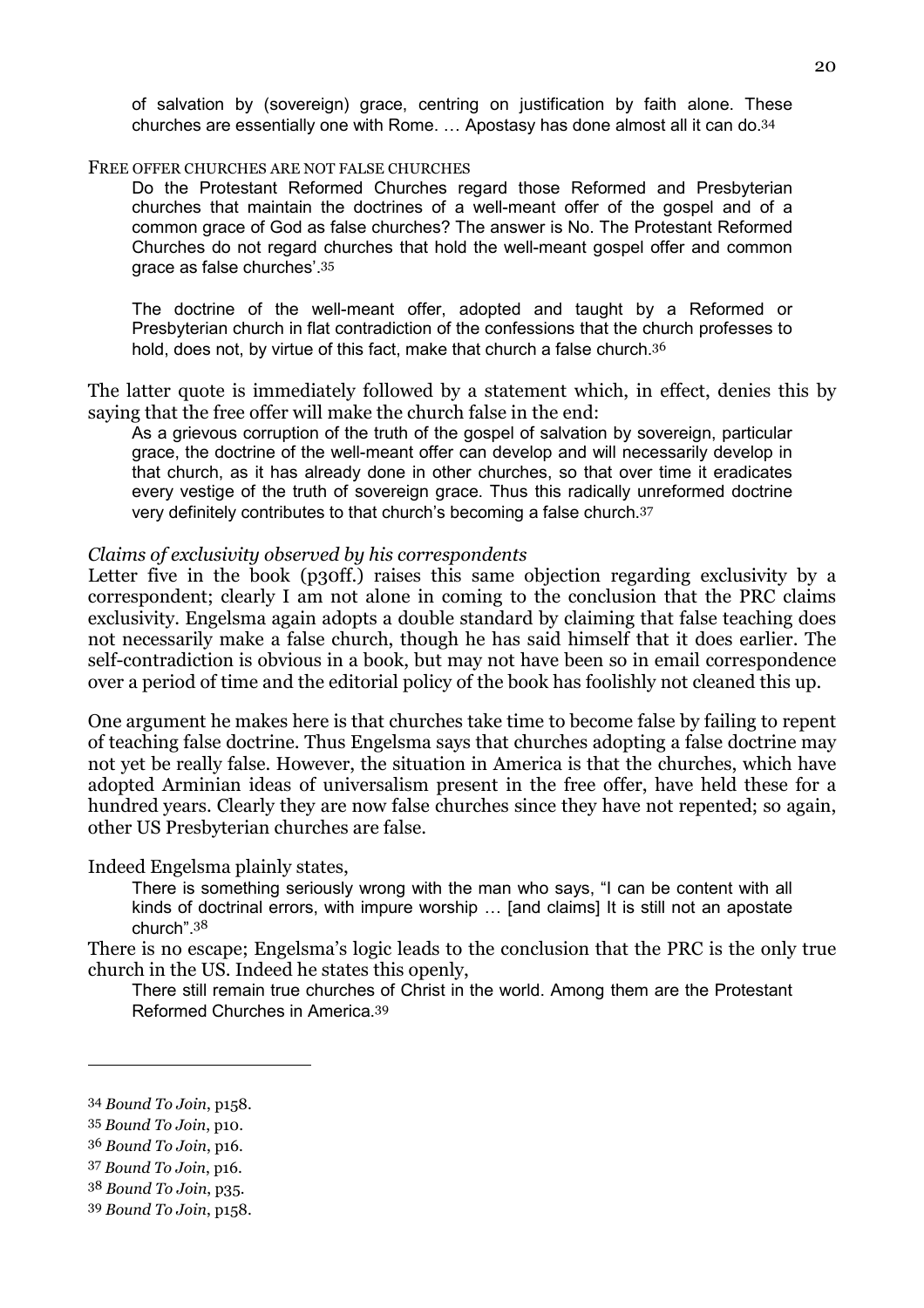of salvation by (sovereign) grace, centring on justification by faith alone. These churches are essentially one with Rome. … Apostasy has done almost all it can do.[34]

FREE OFFER CHURCHES ARE NOT FALSE CHURCHES

> Do the Protestant Reformed Churches regard those Reformed and Presbyterian churches that maintain the doctrines of a well-meant offer of the gospel and of a common grace of God as false churches? The answer is No. The Protestant Reformed Churches do not regard churches that hold the well-meant gospel offer and common grace as false churches'.[35]
>
> The doctrine of the well-meant offer, adopted and taught by a Reformed or Presbyterian church in flat contradiction of the confessions that the church professes to hold, does not, by virtue of this fact, make that church a false church.[36]

The latter quote is immediately followed by a statement which, in effect, denies this by saying that the free offer will make the church false in the end:

> As a grievous corruption of the truth of the gospel of salvation by sovereign, particular grace, the doctrine of the well-meant offer can develop and will necessarily develop in that church, as it has already done in other churches, so that over time it eradicates every vestige of the truth of sovereign grace. Thus this radically unreformed doctrine very definitely contributes to that church's becoming a false church.[37]

*Claims of exclusivity observed by his correspondents*

Letter five in the book (p30ff.) raises this same objection regarding exclusivity by a correspondent; clearly I am not alone in coming to the conclusion that the PRC claims exclusivity. Engelsma again adopts a double standard by claiming that false teaching does not necessarily make a false church, though he has said himself that it does earlier. The self-contradiction is obvious in a book, but may not have been so in email correspondence over a period of time and the editorial policy of the book has foolishly not cleaned this up.

One argument he makes here is that churches take time to become false by failing to repent of teaching false doctrine. Thus Engelsma says that churches adopting a false doctrine may not yet be really false. However, the situation in America is that the churches, which have adopted Arminian ideas of universalism present in the free offer, have held these for a hundred years. Clearly they are now false churches since they have not repented; so again, other US Presbyterian churches are false.

Indeed Engelsma plainly states,

> There is something seriously wrong with the man who says, "I can be content with all kinds of doctrinal errors, with impure worship … [and claims] It is still not an apostate church".[38]

There is no escape; Engelsma's logic leads to the conclusion that the PRC is the only true church in the US. Indeed he states this openly,

> There still remain true churches of Christ in the world. Among them are the Protestant Reformed Churches in America.[39]

---

[34] *Bound To Join*, p158.

[35] *Bound To Join*, p10.

[36] *Bound To Join*, p16.

[37] *Bound To Join*, p16.

[38] *Bound To Join*, p35.

[39] *Bound To Join*, p158.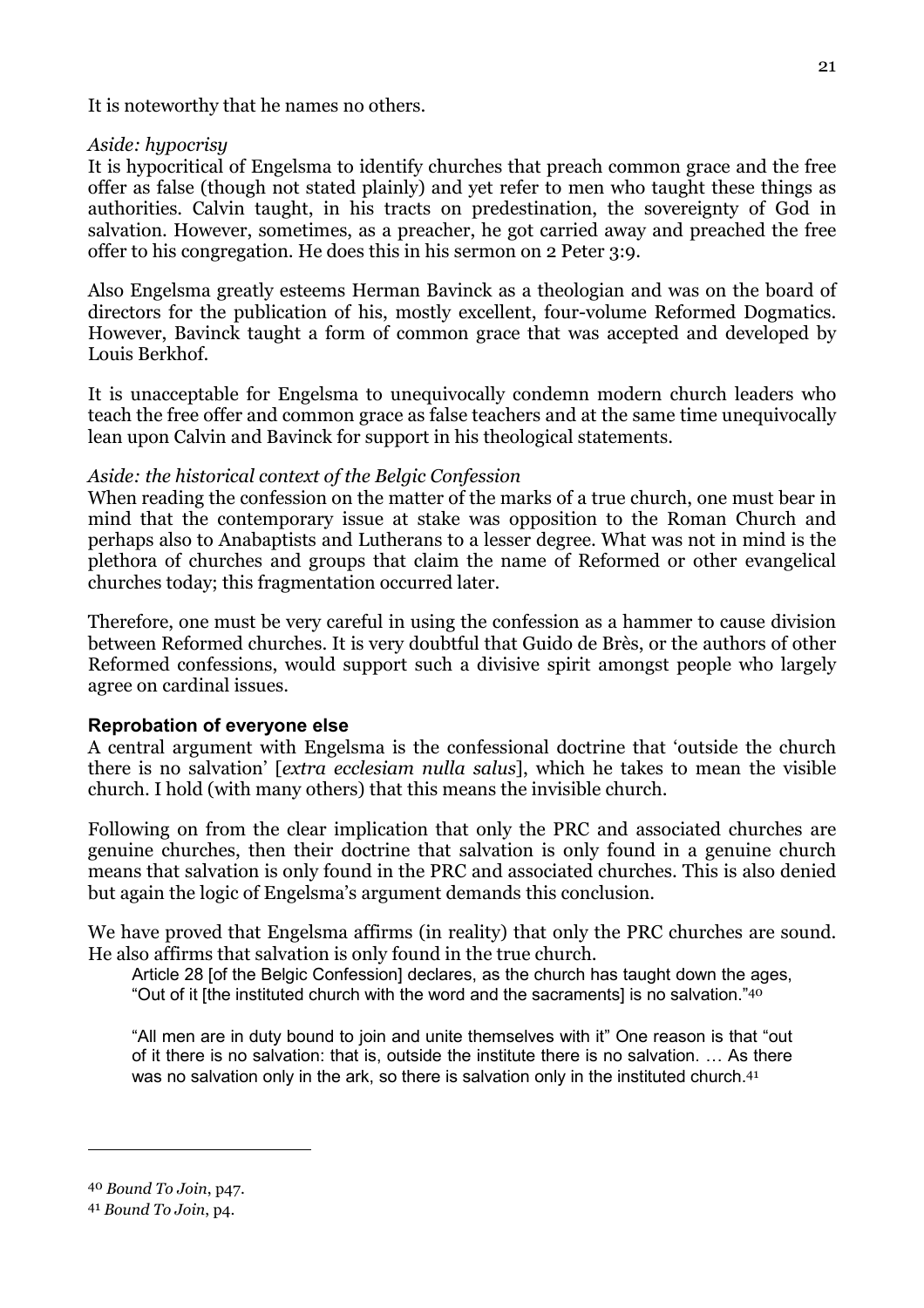It is noteworthy that he names no others.

*Aside: hypocrisy*

It is hypocritical of Engelsma to identify churches that preach common grace and the free offer as false (though not stated plainly) and yet refer to men who taught these things as authorities. Calvin taught, in his tracts on predestination, the sovereignty of God in salvation. However, sometimes, as a preacher, he got carried away and preached the free offer to his congregation. He does this in his sermon on 2 Peter 3:9.

Also Engelsma greatly esteems Herman Bavinck as a theologian and was on the board of directors for the publication of his, mostly excellent, four-volume Reformed Dogmatics. However, Bavinck taught a form of common grace that was accepted and developed by Louis Berkhof.

It is unacceptable for Engelsma to unequivocally condemn modern church leaders who teach the free offer and common grace as false teachers and at the same time unequivocally lean upon Calvin and Bavinck for support in his theological statements.

*Aside: the historical context of the Belgic Confession*

When reading the confession on the matter of the marks of a true church, one must bear in mind that the contemporary issue at stake was opposition to the Roman Church and perhaps also to Anabaptists and Lutherans to a lesser degree. What was not in mind is the plethora of churches and groups that claim the name of Reformed or other evangelical churches today; this fragmentation occurred later.

Therefore, one must be very careful in using the confession as a hammer to cause division between Reformed churches. It is very doubtful that Guido de Brès, or the authors of other Reformed confessions, would support such a divisive spirit amongst people who largely agree on cardinal issues.

### Reprobation of everyone else

A central argument with Engelsma is the confessional doctrine that 'outside the church there is no salvation' [*extra ecclesiam nulla salus*], which he takes to mean the visible church. I hold (with many others) that this means the invisible church.

Following on from the clear implication that only the PRC and associated churches are genuine churches, then their doctrine that salvation is only found in a genuine church means that salvation is only found in the PRC and associated churches. This is also denied but again the logic of Engelsma's argument demands this conclusion.

We have proved that Engelsma affirms (in reality) that only the PRC churches are sound. He also affirms that salvation is only found in the true church.

> Article 28 [of the Belgic Confession] declares, as the church has taught down the ages, "Out of it [the instituted church with the word and the sacraments] is no salvation."[40]
>
> "All men are in duty bound to join and unite themselves with it" One reason is that "out of it there is no salvation: that is, outside the institute there is no salvation. … As there was no salvation only in the ark, so there is salvation only in the instituted church.[41]

---

[40] *Bound To Join*, p47.

[41] *Bound To Join*, p4.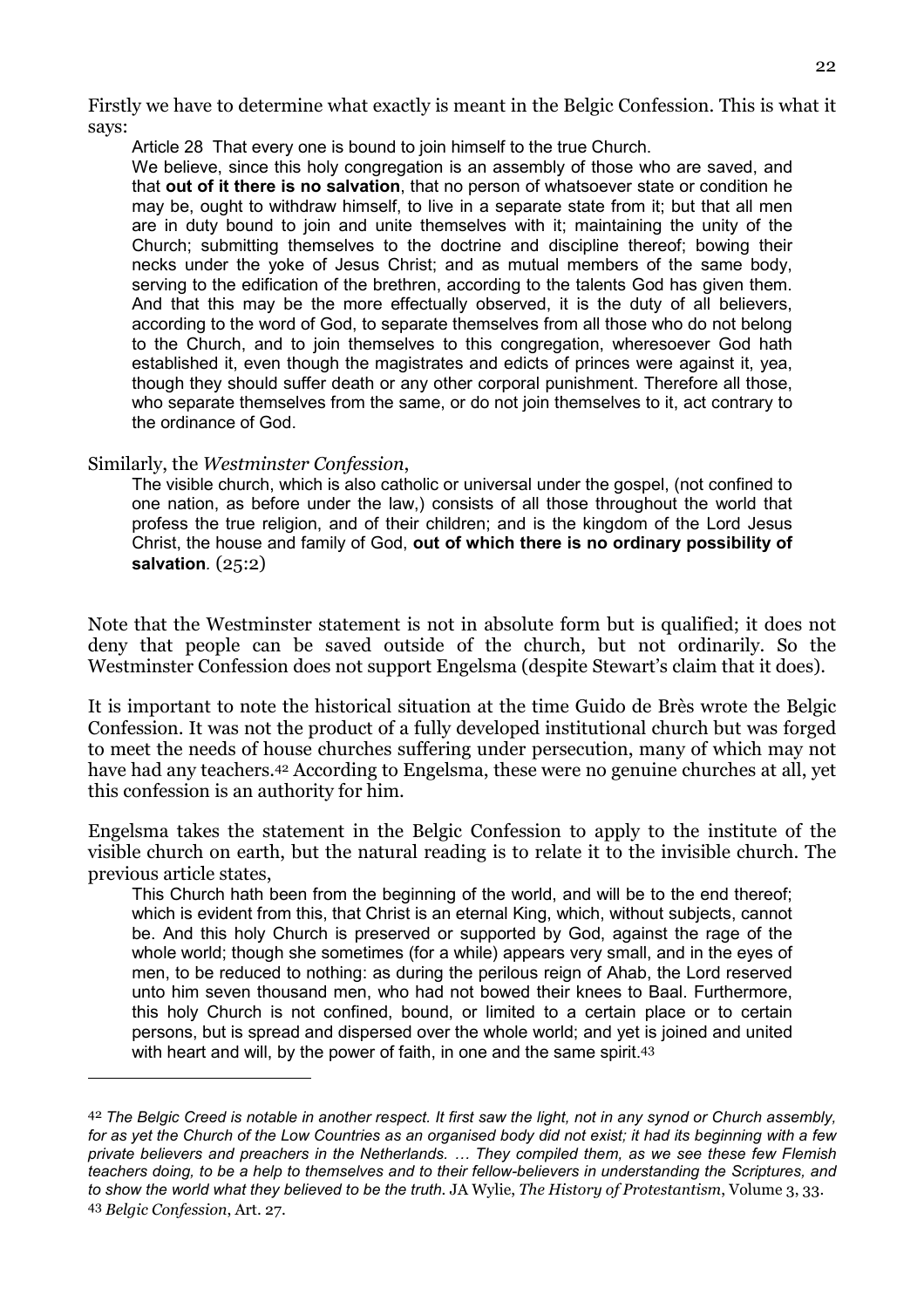Firstly we have to determine what exactly is meant in the Belgic Confession. This is what it says:

> Article 28 That every one is bound to join himself to the true Church.
>
> We believe, since this holy congregation is an assembly of those who are saved, and that **out of it there is no salvation**, that no person of whatsoever state or condition he may be, ought to withdraw himself, to live in a separate state from it; but that all men are in duty bound to join and unite themselves with it; maintaining the unity of the Church; submitting themselves to the doctrine and discipline thereof; bowing their necks under the yoke of Jesus Christ; and as mutual members of the same body, serving to the edification of the brethren, according to the talents God has given them. And that this may be the more effectually observed, it is the duty of all believers, according to the word of God, to separate themselves from all those who do not belong to the Church, and to join themselves to this congregation, wheresoever God hath established it, even though the magistrates and edicts of princes were against it, yea, though they should suffer death or any other corporal punishment. Therefore all those, who separate themselves from the same, or do not join themselves to it, act contrary to the ordinance of God.

Similarly, the *Westminster Confession*,

> The visible church, which is also catholic or universal under the gospel, (not confined to one nation, as before under the law,) consists of all those throughout the world that profess the true religion, and of their children; and is the kingdom of the Lord Jesus Christ, the house and family of God, **out of which there is no ordinary possibility of salvation**. (25:2)

Note that the Westminster statement is not in absolute form but is qualified; it does not deny that people can be saved outside of the church, but not ordinarily. So the Westminster Confession does not support Engelsma (despite Stewart's claim that it does).

It is important to note the historical situation at the time Guido de Brès wrote the Belgic Confession. It was not the product of a fully developed institutional church but was forged to meet the needs of house churches suffering under persecution, many of which may not have had any teachers.[42] According to Engelsma, these were no genuine churches at all, yet this confession is an authority for him.

Engelsma takes the statement in the Belgic Confession to apply to the institute of the visible church on earth, but the natural reading is to relate it to the invisible church. The previous article states,

> This Church hath been from the beginning of the world, and will be to the end thereof; which is evident from this, that Christ is an eternal King, which, without subjects, cannot be. And this holy Church is preserved or supported by God, against the rage of the whole world; though she sometimes (for a while) appears very small, and in the eyes of men, to be reduced to nothing: as during the perilous reign of Ahab, the Lord reserved unto him seven thousand men, who had not bowed their knees to Baal. Furthermore, this holy Church is not confined, bound, or limited to a certain place or to certain persons, but is spread and dispersed over the whole world; and yet is joined and united with heart and will, by the power of faith, in one and the same spirit.[43]

---

[42] *The Belgic Creed is notable in another respect. It first saw the light, not in any synod or Church assembly, for as yet the Church of the Low Countries as an organised body did not exist; it had its beginning with a few private believers and preachers in the Netherlands. … They compiled them, as we see these few Flemish teachers doing, to be a help to themselves and to their fellow-believers in understanding the Scriptures, and to show the world what they believed to be the truth.* JA Wylie, *The History of Protestantism*, Volume 3, 33.

[43] *Belgic Confession*, Art. 27.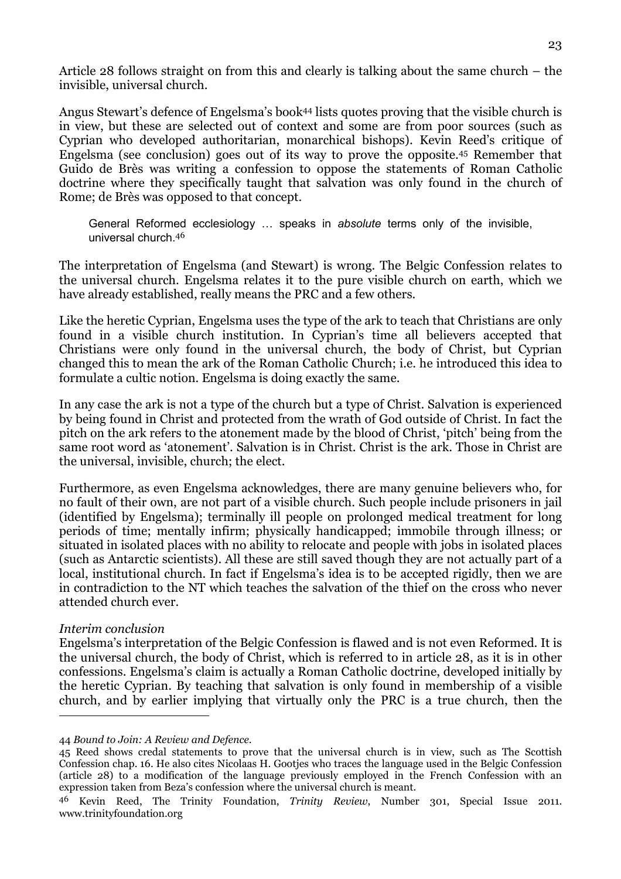Article 28 follows straight on from this and clearly is talking about the same church – the invisible, universal church.

Angus Stewart's defence of Engelsma's book[44] lists quotes proving that the visible church is in view, but these are selected out of context and some are from poor sources (such as Cyprian who developed authoritarian, monarchical bishops). Kevin Reed's critique of Engelsma (see conclusion) goes out of its way to prove the opposite.[45] Remember that Guido de Brès was writing a confession to oppose the statements of Roman Catholic doctrine where they specifically taught that salvation was only found in the church of Rome; de Brès was opposed to that concept.

> General Reformed ecclesiology … speaks in *absolute* terms only of the invisible, universal church.[46]

The interpretation of Engelsma (and Stewart) is wrong. The Belgic Confession relates to the universal church. Engelsma relates it to the pure visible church on earth, which we have already established, really means the PRC and a few others.

Like the heretic Cyprian, Engelsma uses the type of the ark to teach that Christians are only found in a visible church institution. In Cyprian's time all believers accepted that Christians were only found in the universal church, the body of Christ, but Cyprian changed this to mean the ark of the Roman Catholic Church; i.e. he introduced this idea to formulate a cultic notion. Engelsma is doing exactly the same.

In any case the ark is not a type of the church but a type of Christ. Salvation is experienced by being found in Christ and protected from the wrath of God outside of Christ. In fact the pitch on the ark refers to the atonement made by the blood of Christ, 'pitch' being from the same root word as 'atonement'. Salvation is in Christ. Christ is the ark. Those in Christ are the universal, invisible, church; the elect.

Furthermore, as even Engelsma acknowledges, there are many genuine believers who, for no fault of their own, are not part of a visible church. Such people include prisoners in jail (identified by Engelsma); terminally ill people on prolonged medical treatment for long periods of time; mentally infirm; physically handicapped; immobile through illness; or situated in isolated places with no ability to relocate and people with jobs in isolated places (such as Antarctic scientists). All these are still saved though they are not actually part of a local, institutional church. In fact if Engelsma's idea is to be accepted rigidly, then we are in contradiction to the NT which teaches the salvation of the thief on the cross who never attended church ever.

*Interim conclusion*

Engelsma's interpretation of the Belgic Confession is flawed and is not even Reformed. It is the universal church, the body of Christ, which is referred to in article 28, as it is in other confessions. Engelsma's claim is actually a Roman Catholic doctrine, developed initially by the heretic Cyprian. By teaching that salvation is only found in membership of a visible church, and by earlier implying that virtually only the PRC is a true church, then the

---

44 *Bound to Join: A Review and Defence.*

45 Reed shows credal statements to prove that the universal church is in view, such as The Scottish Confession chap. 16. He also cites Nicolaas H. Gootjes who traces the language used in the Belgic Confession (article 28) to a modification of the language previously employed in the French Confession with an expression taken from Beza's confession where the universal church is meant.

46 Kevin Reed, The Trinity Foundation, *Trinity Review*, Number 301, Special Issue 2011. www.trinityfoundation.org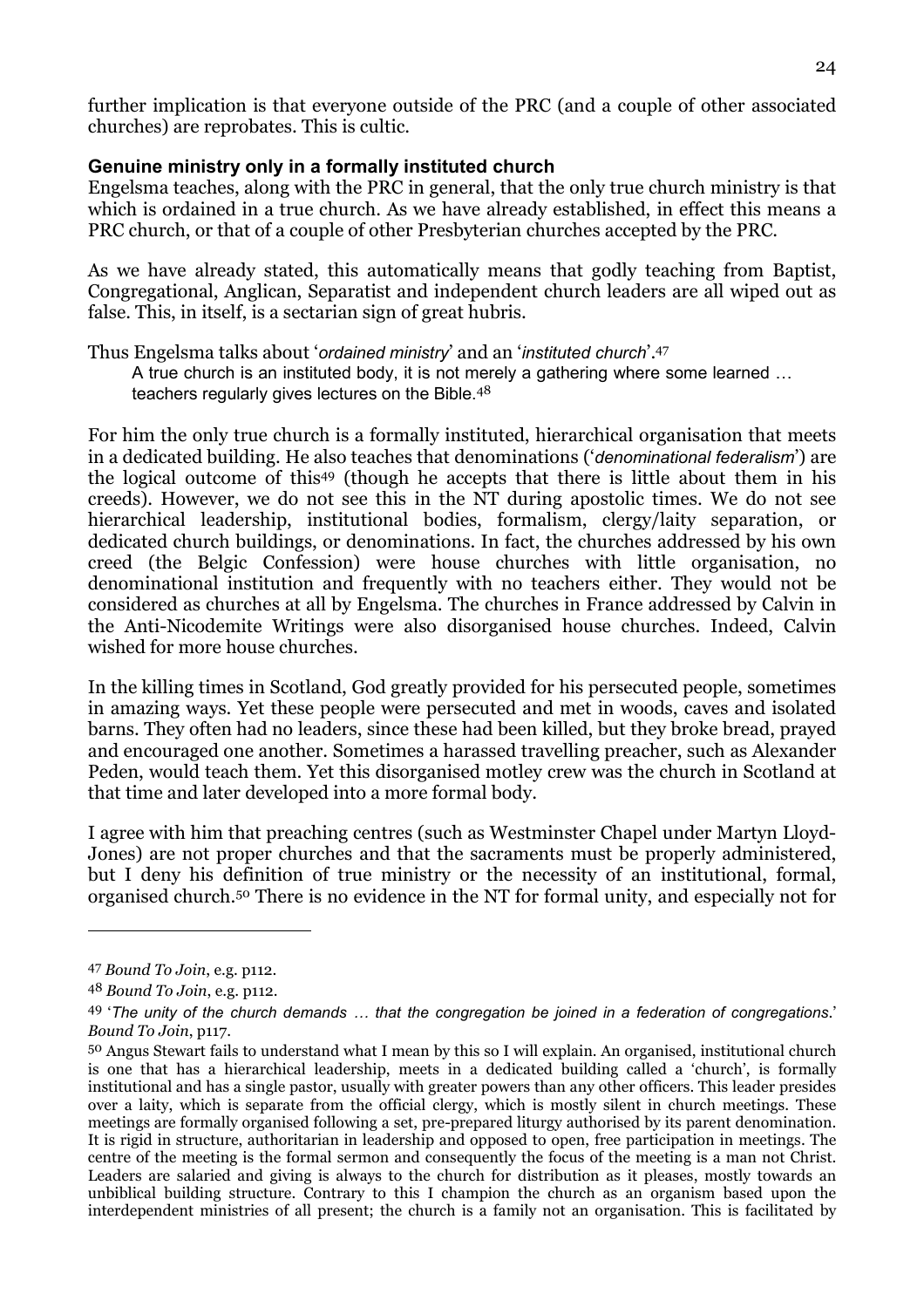further implication is that everyone outside of the PRC (and a couple of other associated churches) are reprobates. This is cultic.

### Genuine ministry only in a formally instituted church

Engelsma teaches, along with the PRC in general, that the only true church ministry is that which is ordained in a true church. As we have already established, in effect this means a PRC church, or that of a couple of other Presbyterian churches accepted by the PRC.

As we have already stated, this automatically means that godly teaching from Baptist, Congregational, Anglican, Separatist and independent church leaders are all wiped out as false. This, in itself, is a sectarian sign of great hubris.

Thus Engelsma talks about '*ordained ministry*' and an '*instituted church*'.[47]

> A true church is an instituted body, it is not merely a gathering where some learned … teachers regularly gives lectures on the Bible.[48]

For him the only true church is a formally instituted, hierarchical organisation that meets in a dedicated building. He also teaches that denominations ('*denominational federalism*') are the logical outcome of this[49] (though he accepts that there is little about them in his creeds). However, we do not see this in the NT during apostolic times. We do not see hierarchical leadership, institutional bodies, formalism, clergy/laity separation, or dedicated church buildings, or denominations. In fact, the churches addressed by his own creed (the Belgic Confession) were house churches with little organisation, no denominational institution and frequently with no teachers either. They would not be considered as churches at all by Engelsma. The churches in France addressed by Calvin in the Anti-Nicodemite Writings were also disorganised house churches. Indeed, Calvin wished for more house churches.

In the killing times in Scotland, God greatly provided for his persecuted people, sometimes in amazing ways. Yet these people were persecuted and met in woods, caves and isolated barns. They often had no leaders, since these had been killed, but they broke bread, prayed and encouraged one another. Sometimes a harassed travelling preacher, such as Alexander Peden, would teach them. Yet this disorganised motley crew was the church in Scotland at that time and later developed into a more formal body.

I agree with him that preaching centres (such as Westminster Chapel under Martyn Lloyd-Jones) are not proper churches and that the sacraments must be properly administered, but I deny his definition of true ministry or the necessity of an institutional, formal, organised church.[50] There is no evidence in the NT for formal unity, and especially not for

---

[47] *Bound To Join*, e.g. p112.

[48] *Bound To Join*, e.g. p112.

[49] '*The unity of the church demands … that the congregation be joined in a federation of congregations.*' *Bound To Join*, p117.

[50] Angus Stewart fails to understand what I mean by this so I will explain. An organised, institutional church is one that has a hierarchical leadership, meets in a dedicated building called a 'church', is formally institutional and has a single pastor, usually with greater powers than any other officers. This leader presides over a laity, which is separate from the official clergy, which is mostly silent in church meetings. These meetings are formally organised following a set, pre-prepared liturgy authorised by its parent denomination. It is rigid in structure, authoritarian in leadership and opposed to open, free participation in meetings. The centre of the meeting is the formal sermon and consequently the focus of the meeting is a man not Christ. Leaders are salaried and giving is always to the church for distribution as it pleases, mostly towards an unbiblical building structure. Contrary to this I champion the church as an organism based upon the interdependent ministries of all present; the church is a family not an organisation. This is facilitated by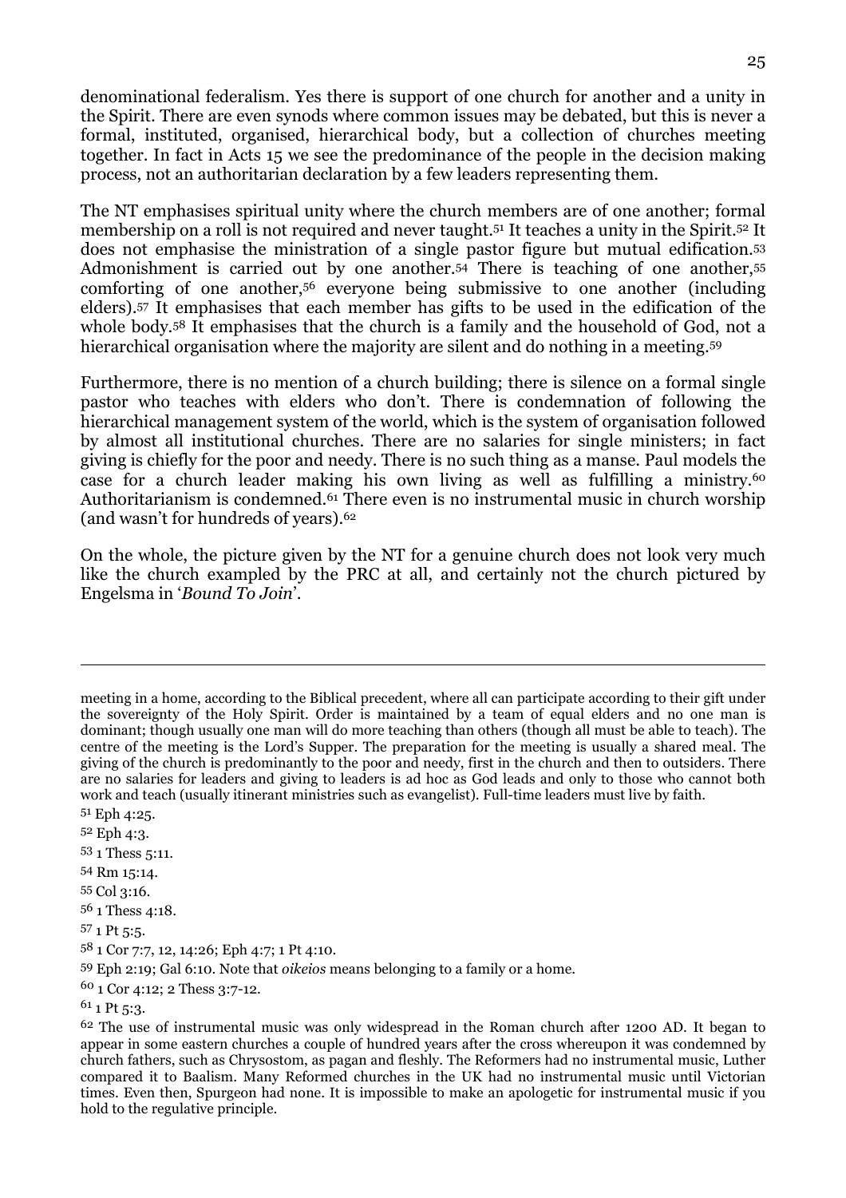denominational federalism. Yes there is support of one church for another and a unity in the Spirit. There are even synods where common issues may be debated, but this is never a formal, instituted, organised, hierarchical body, but a collection of churches meeting together. In fact in Acts 15 we see the predominance of the people in the decision making process, not an authoritarian declaration by a few leaders representing them.

The NT emphasises spiritual unity where the church members are of one another; formal membership on a roll is not required and never taught.[51] It teaches a unity in the Spirit.[52] It does not emphasise the ministration of a single pastor figure but mutual edification.[53] Admonishment is carried out by one another.[54] There is teaching of one another,[55] comforting of one another,[56] everyone being submissive to one another (including elders).[57] It emphasises that each member has gifts to be used in the edification of the whole body.[58] It emphasises that the church is a family and the household of God, not a hierarchical organisation where the majority are silent and do nothing in a meeting.[59]

Furthermore, there is no mention of a church building; there is silence on a formal single pastor who teaches with elders who don't. There is condemnation of following the hierarchical management system of the world, which is the system of organisation followed by almost all institutional churches. There are no salaries for single ministers; in fact giving is chiefly for the poor and needy. There is no such thing as a manse. Paul models the case for a church leader making his own living as well as fulfilling a ministry.[60] Authoritarianism is condemned.[61] There even is no instrumental music in church worship (and wasn't for hundreds of years).[62]

On the whole, the picture given by the NT for a genuine church does not look very much like the church exampled by the PRC at all, and certainly not the church pictured by Engelsma in '*Bound To Join*'.

---

meeting in a home, according to the Biblical precedent, where all can participate according to their gift under the sovereignty of the Holy Spirit. Order is maintained by a team of equal elders and no one man is dominant; though usually one man will do more teaching than others (though all must be able to teach). The centre of the meeting is the Lord's Supper. The preparation for the meeting is usually a shared meal. The giving of the church is predominantly to the poor and needy, first in the church and then to outsiders. There are no salaries for leaders and giving to leaders is ad hoc as God leads and only to those who cannot both work and teach (usually itinerant ministries such as evangelist). Full-time leaders must live by faith.

[51] Eph 4:25.

[52] Eph 4:3.

[53] 1 Thess 5:11.

[54] Rm 15:14.

[55] Col 3:16.

[56] 1 Thess 4:18.

[57] 1 Pt 5:5.

[58] 1 Cor 7:7, 12, 14:26; Eph 4:7; 1 Pt 4:10.

[59] Eph 2:19; Gal 6:10. Note that *oikeios* means belonging to a family or a home.

[60] 1 Cor 4:12; 2 Thess 3:7-12.

[61] 1 Pt 5:3.

[62] The use of instrumental music was only widespread in the Roman church after 1200 AD. It began to appear in some eastern churches a couple of hundred years after the cross whereupon it was condemned by church fathers, such as Chrysostom, as pagan and fleshly. The Reformers had no instrumental music, Luther compared it to Baalism. Many Reformed churches in the UK had no instrumental music until Victorian times. Even then, Spurgeon had none. It is impossible to make an apologetic for instrumental music if you hold to the regulative principle.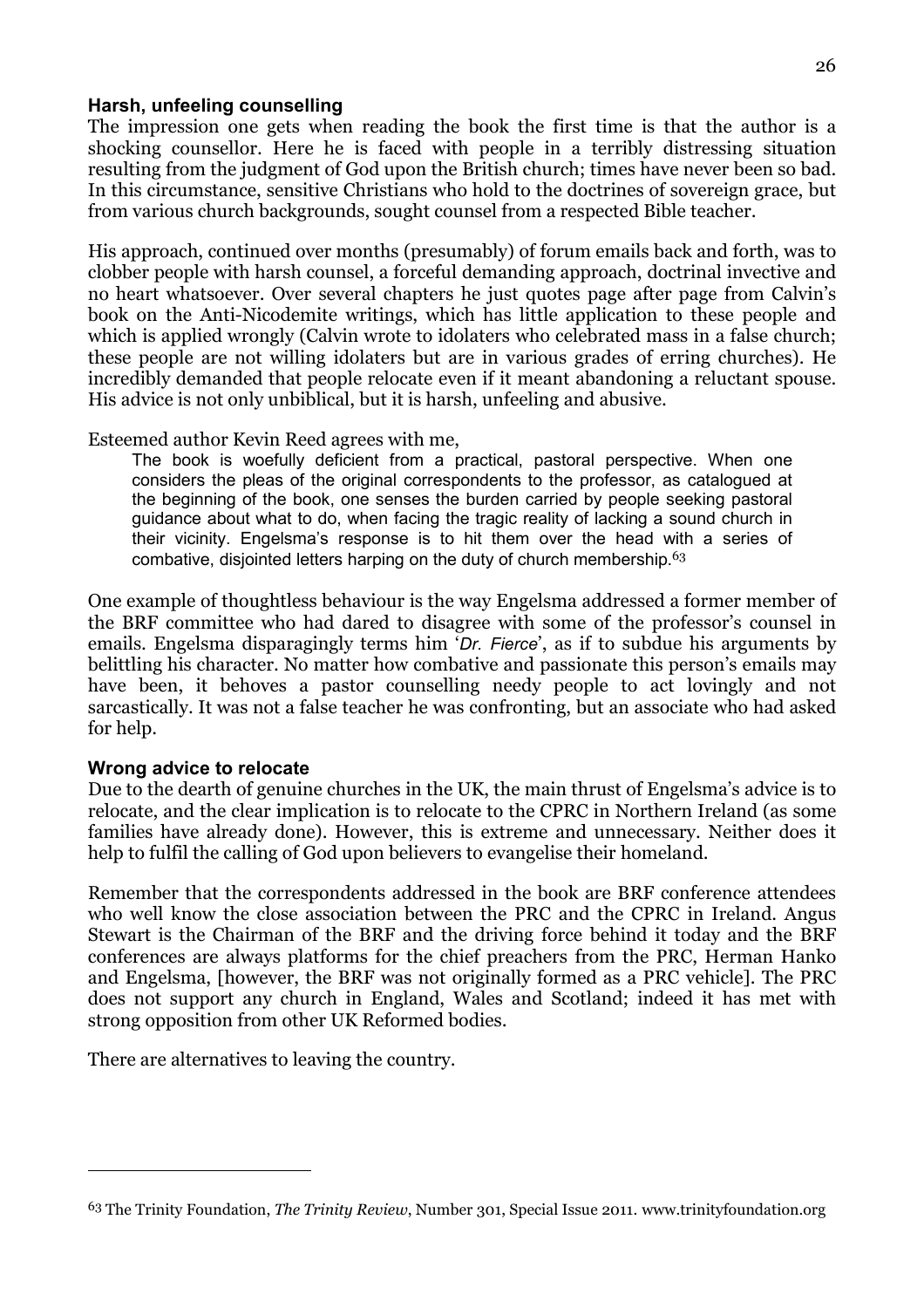### Harsh, unfeeling counselling

The impression one gets when reading the book the first time is that the author is a shocking counsellor. Here he is faced with people in a terribly distressing situation resulting from the judgment of God upon the British church; times have never been so bad. In this circumstance, sensitive Christians who hold to the doctrines of sovereign grace, but from various church backgrounds, sought counsel from a respected Bible teacher.

His approach, continued over months (presumably) of forum emails back and forth, was to clobber people with harsh counsel, a forceful demanding approach, doctrinal invective and no heart whatsoever. Over several chapters he just quotes page after page from Calvin's book on the Anti-Nicodemite writings, which has little application to these people and which is applied wrongly (Calvin wrote to idolaters who celebrated mass in a false church; these people are not willing idolaters but are in various grades of erring churches). He incredibly demanded that people relocate even if it meant abandoning a reluctant spouse. His advice is not only unbiblical, but it is harsh, unfeeling and abusive.

Esteemed author Kevin Reed agrees with me,

> The book is woefully deficient from a practical, pastoral perspective. When one considers the pleas of the original correspondents to the professor, as catalogued at the beginning of the book, one senses the burden carried by people seeking pastoral guidance about what to do, when facing the tragic reality of lacking a sound church in their vicinity. Engelsma's response is to hit them over the head with a series of combative, disjointed letters harping on the duty of church membership.[63]

One example of thoughtless behaviour is the way Engelsma addressed a former member of the BRF committee who had dared to disagree with some of the professor's counsel in emails. Engelsma disparagingly terms him '*Dr. Fierce*', as if to subdue his arguments by belittling his character. No matter how combative and passionate this person's emails may have been, it behoves a pastor counselling needy people to act lovingly and not sarcastically. It was not a false teacher he was confronting, but an associate who had asked for help.

### Wrong advice to relocate

Due to the dearth of genuine churches in the UK, the main thrust of Engelsma's advice is to relocate, and the clear implication is to relocate to the CPRC in Northern Ireland (as some families have already done). However, this is extreme and unnecessary. Neither does it help to fulfil the calling of God upon believers to evangelise their homeland.

Remember that the correspondents addressed in the book are BRF conference attendees who well know the close association between the PRC and the CPRC in Ireland. Angus Stewart is the Chairman of the BRF and the driving force behind it today and the BRF conferences are always platforms for the chief preachers from the PRC, Herman Hanko and Engelsma, [however, the BRF was not originally formed as a PRC vehicle]. The PRC does not support any church in England, Wales and Scotland; indeed it has met with strong opposition from other UK Reformed bodies.

There are alternatives to leaving the country.

---

[63] The Trinity Foundation, *The Trinity Review*, Number 301, Special Issue 2011. www.trinityfoundation.org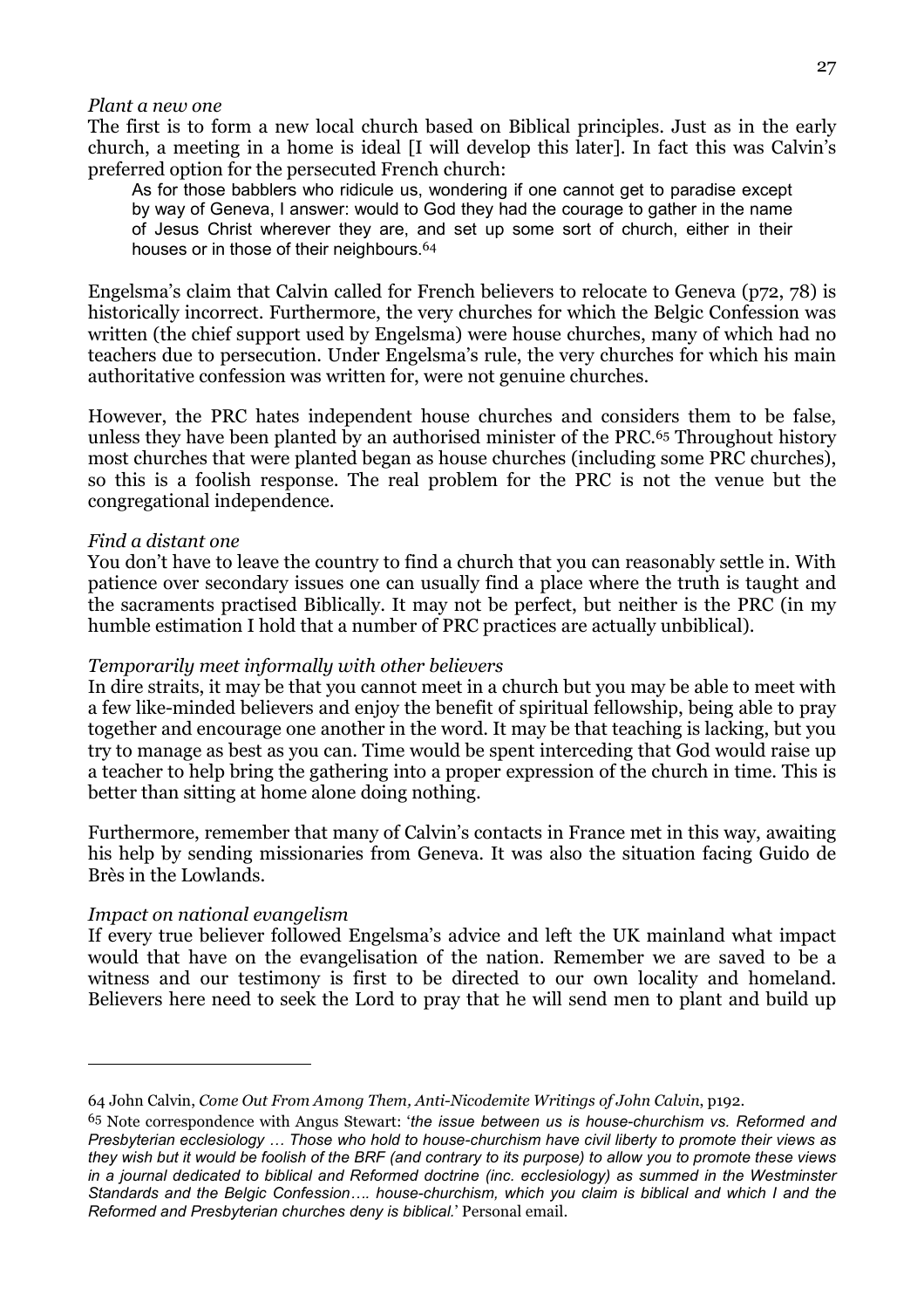*Plant a new one*

The first is to form a new local church based on Biblical principles. Just as in the early church, a meeting in a home is ideal [I will develop this later]. In fact this was Calvin's preferred option for the persecuted French church:

> As for those babblers who ridicule us, wondering if one cannot get to paradise except by way of Geneva, I answer: would to God they had the courage to gather in the name of Jesus Christ wherever they are, and set up some sort of church, either in their houses or in those of their neighbours.[64]

Engelsma's claim that Calvin called for French believers to relocate to Geneva (p72, 78) is historically incorrect. Furthermore, the very churches for which the Belgic Confession was written (the chief support used by Engelsma) were house churches, many of which had no teachers due to persecution. Under Engelsma's rule, the very churches for which his main authoritative confession was written for, were not genuine churches.

However, the PRC hates independent house churches and considers them to be false, unless they have been planted by an authorised minister of the PRC.[65] Throughout history most churches that were planted began as house churches (including some PRC churches), so this is a foolish response. The real problem for the PRC is not the venue but the congregational independence.

*Find a distant one*

You don't have to leave the country to find a church that you can reasonably settle in. With patience over secondary issues one can usually find a place where the truth is taught and the sacraments practised Biblically. It may not be perfect, but neither is the PRC (in my humble estimation I hold that a number of PRC practices are actually unbiblical).

*Temporarily meet informally with other believers*

In dire straits, it may be that you cannot meet in a church but you may be able to meet with a few like-minded believers and enjoy the benefit of spiritual fellowship, being able to pray together and encourage one another in the word. It may be that teaching is lacking, but you try to manage as best as you can. Time would be spent interceding that God would raise up a teacher to help bring the gathering into a proper expression of the church in time. This is better than sitting at home alone doing nothing.

Furthermore, remember that many of Calvin's contacts in France met in this way, awaiting his help by sending missionaries from Geneva. It was also the situation facing Guido de Brès in the Lowlands.

*Impact on national evangelism*

If every true believer followed Engelsma's advice and left the UK mainland what impact would that have on the evangelisation of the nation. Remember we are saved to be a witness and our testimony is first to be directed to our own locality and homeland. Believers here need to seek the Lord to pray that he will send men to plant and build up

---

64 John Calvin, *Come Out From Among Them, Anti-Nicodemite Writings of John Calvin*, p192.

65 Note correspondence with Angus Stewart: '*the issue between us is house-churchism vs. Reformed and Presbyterian ecclesiology … Those who hold to house-churchism have civil liberty to promote their views as they wish but it would be foolish of the BRF (and contrary to its purpose) to allow you to promote these views in a journal dedicated to biblical and Reformed doctrine (inc. ecclesiology) as summed in the Westminster Standards and the Belgic Confession…. house-churchism, which you claim is biblical and which I and the Reformed and Presbyterian churches deny is biblical.*' Personal email.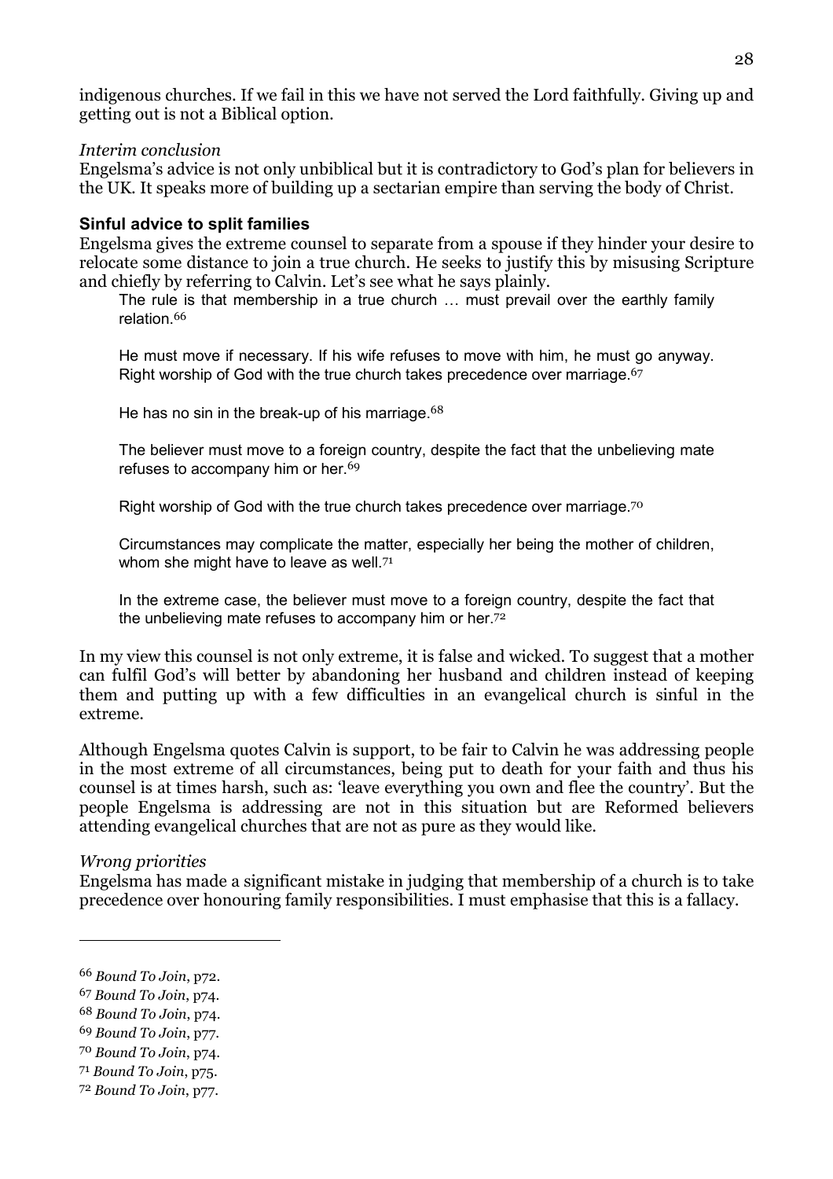indigenous churches. If we fail in this we have not served the Lord faithfully. Giving up and getting out is not a Biblical option.

*Interim conclusion*

Engelsma's advice is not only unbiblical but it is contradictory to God's plan for believers in the UK. It speaks more of building up a sectarian empire than serving the body of Christ.

**Sinful advice to split families**

Engelsma gives the extreme counsel to separate from a spouse if they hinder your desire to relocate some distance to join a true church. He seeks to justify this by misusing Scripture and chiefly by referring to Calvin. Let's see what he says plainly.

> The rule is that membership in a true church … must prevail over the earthly family relation.[66]
>
> He must move if necessary. If his wife refuses to move with him, he must go anyway. Right worship of God with the true church takes precedence over marriage.[67]
>
> He has no sin in the break-up of his marriage.[68]
>
> The believer must move to a foreign country, despite the fact that the unbelieving mate refuses to accompany him or her.[69]
>
> Right worship of God with the true church takes precedence over marriage.[70]
>
> Circumstances may complicate the matter, especially her being the mother of children, whom she might have to leave as well.[71]
>
> In the extreme case, the believer must move to a foreign country, despite the fact that the unbelieving mate refuses to accompany him or her.[72]

In my view this counsel is not only extreme, it is false and wicked. To suggest that a mother can fulfil God's will better by abandoning her husband and children instead of keeping them and putting up with a few difficulties in an evangelical church is sinful in the extreme.

Although Engelsma quotes Calvin is support, to be fair to Calvin he was addressing people in the most extreme of all circumstances, being put to death for your faith and thus his counsel is at times harsh, such as: 'leave everything you own and flee the country'. But the people Engelsma is addressing are not in this situation but are Reformed believers attending evangelical churches that are not as pure as they would like.

*Wrong priorities*

Engelsma has made a significant mistake in judging that membership of a church is to take precedence over honouring family responsibilities. I must emphasise that this is a fallacy.

---

[66] *Bound To Join*, p72.

[67] *Bound To Join*, p74.

[68] *Bound To Join*, p74.

[69] *Bound To Join*, p77.

[70] *Bound To Join*, p74.

[71] *Bound To Join*, p75.

[72] *Bound To Join*, p77.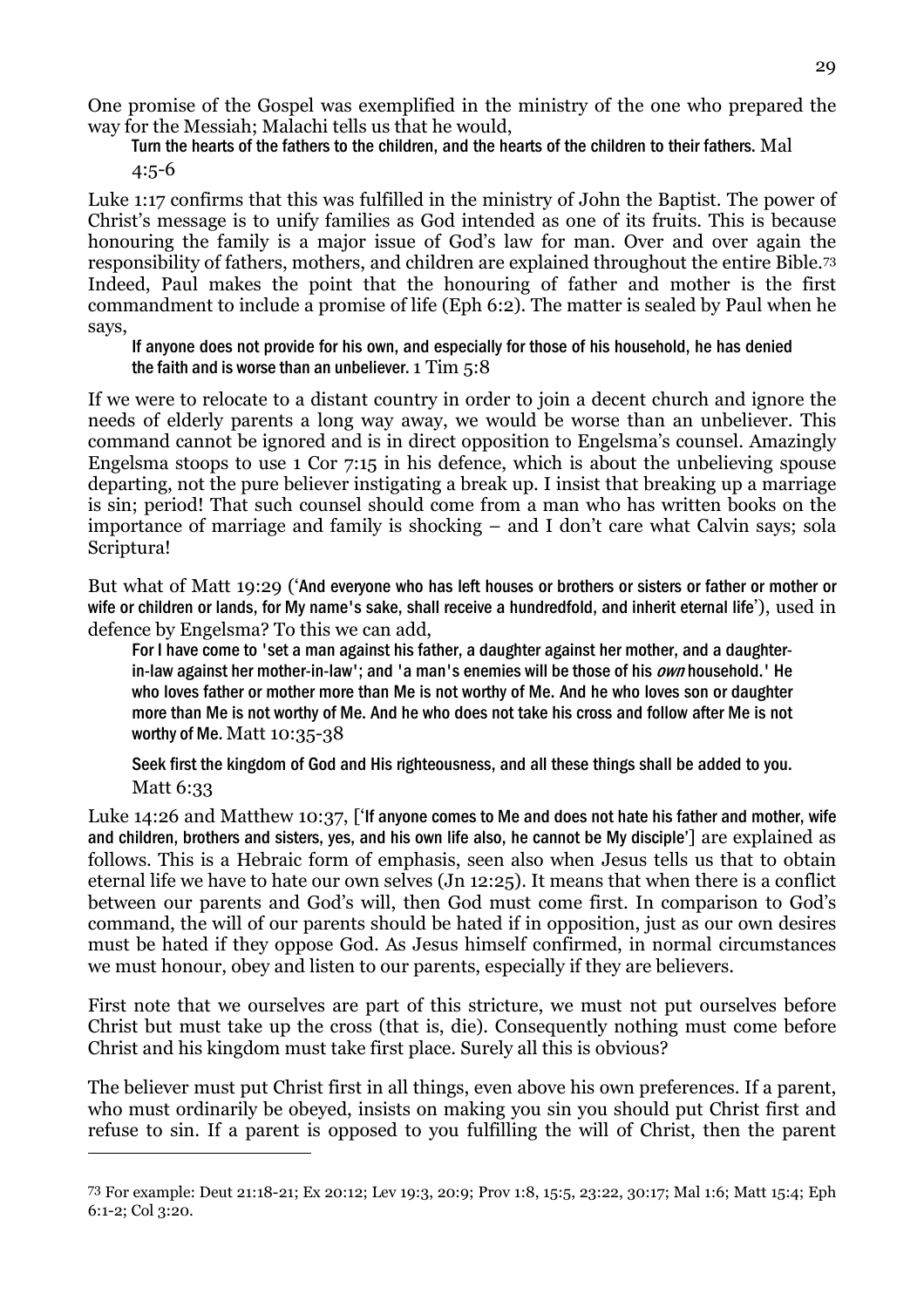One promise of the Gospel was exemplified in the ministry of the one who prepared the way for the Messiah; Malachi tells us that he would,

> Turn the hearts of the fathers to the children, and the hearts of the children to their fathers. Mal 4:5-6

Luke 1:17 confirms that this was fulfilled in the ministry of John the Baptist. The power of Christ's message is to unify families as God intended as one of its fruits. This is because honouring the family is a major issue of God's law for man. Over and over again the responsibility of fathers, mothers, and children are explained throughout the entire Bible.[73] Indeed, Paul makes the point that the honouring of father and mother is the first commandment to include a promise of life (Eph 6:2). The matter is sealed by Paul when he says,

> If anyone does not provide for his own, and especially for those of his household, he has denied the faith and is worse than an unbeliever. 1 Tim 5:8

If we were to relocate to a distant country in order to join a decent church and ignore the needs of elderly parents a long way away, we would be worse than an unbeliever. This command cannot be ignored and is in direct opposition to Engelsma's counsel. Amazingly Engelsma stoops to use 1 Cor 7:15 in his defence, which is about the unbelieving spouse departing, not the pure believer instigating a break up. I insist that breaking up a marriage is sin; period! That such counsel should come from a man who has written books on the importance of marriage and family is shocking – and I don't care what Calvin says; sola Scriptura!

But what of Matt 19:29 ('And everyone who has left houses or brothers or sisters or father or mother or wife or children or lands, for My name's sake, shall receive a hundredfold, and inherit eternal life'), used in defence by Engelsma? To this we can add,

> For I have come to 'set a man against his father, a daughter against her mother, and a daughter-in-law against her mother-in-law'; and 'a man's enemies will be those of his *own* household.' He who loves father or mother more than Me is not worthy of Me. And he who loves son or daughter more than Me is not worthy of Me. And he who does not take his cross and follow after Me is not worthy of Me. Matt 10:35-38

> Seek first the kingdom of God and His righteousness, and all these things shall be added to you. Matt 6:33

Luke 14:26 and Matthew 10:37, ['If anyone comes to Me and does not hate his father and mother, wife and children, brothers and sisters, yes, and his own life also, he cannot be My disciple'] are explained as follows. This is a Hebraic form of emphasis, seen also when Jesus tells us that to obtain eternal life we have to hate our own selves (Jn 12:25). It means that when there is a conflict between our parents and God's will, then God must come first. In comparison to God's command, the will of our parents should be hated if in opposition, just as our own desires must be hated if they oppose God. As Jesus himself confirmed, in normal circumstances we must honour, obey and listen to our parents, especially if they are believers.

First note that we ourselves are part of this stricture, we must not put ourselves before Christ but must take up the cross (that is, die). Consequently nothing must come before Christ and his kingdom must take first place. Surely all this is obvious?

The believer must put Christ first in all things, even above his own preferences. If a parent, who must ordinarily be obeyed, insists on making you sin you should put Christ first and refuse to sin. If a parent is opposed to you fulfilling the will of Christ, then the parent

---

[73] For example: Deut 21:18-21; Ex 20:12; Lev 19:3, 20:9; Prov 1:8, 15:5, 23:22, 30:17; Mal 1:6; Matt 15:4; Eph 6:1-2; Col 3:20.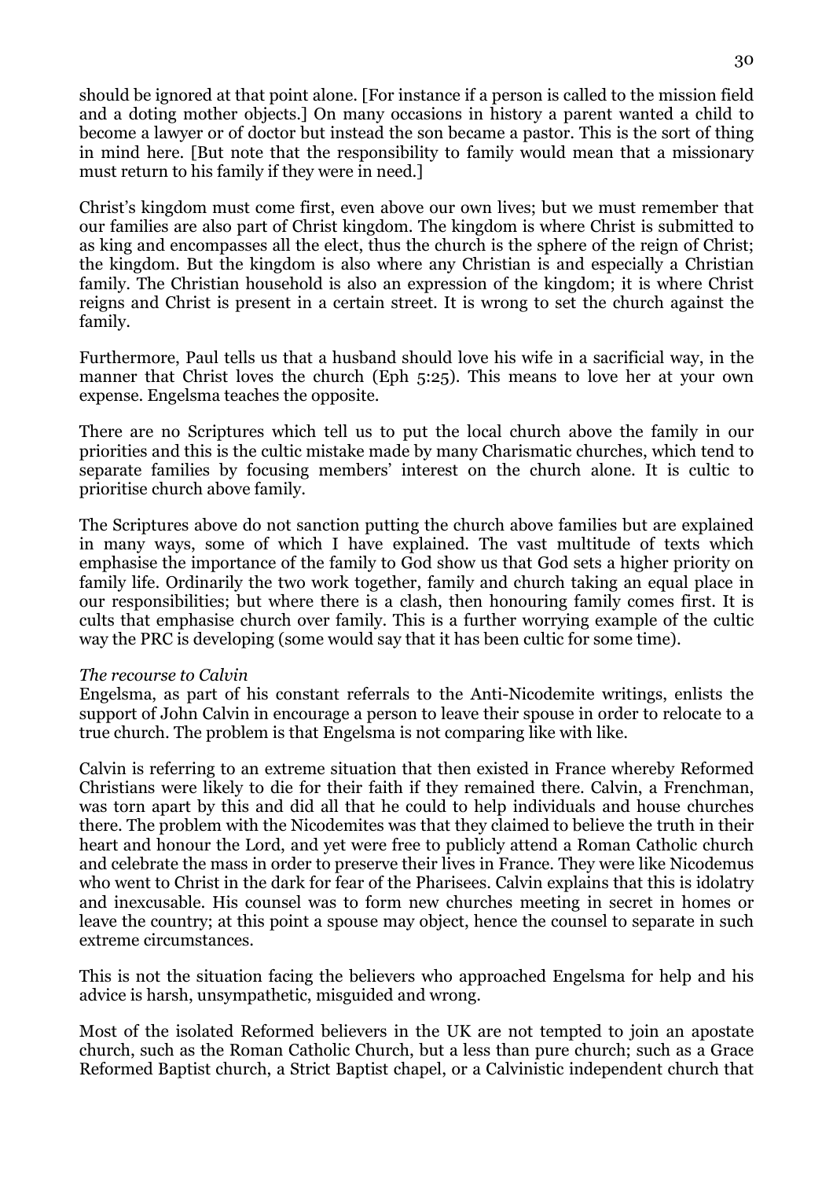should be ignored at that point alone. [For instance if a person is called to the mission field and a doting mother objects.] On many occasions in history a parent wanted a child to become a lawyer or of doctor but instead the son became a pastor. This is the sort of thing in mind here. [But note that the responsibility to family would mean that a missionary must return to his family if they were in need.]

Christ's kingdom must come first, even above our own lives; but we must remember that our families are also part of Christ kingdom. The kingdom is where Christ is submitted to as king and encompasses all the elect, thus the church is the sphere of the reign of Christ; the kingdom. But the kingdom is also where any Christian is and especially a Christian family. The Christian household is also an expression of the kingdom; it is where Christ reigns and Christ is present in a certain street. It is wrong to set the church against the family.

Furthermore, Paul tells us that a husband should love his wife in a sacrificial way, in the manner that Christ loves the church (Eph 5:25). This means to love her at your own expense. Engelsma teaches the opposite.

There are no Scriptures which tell us to put the local church above the family in our priorities and this is the cultic mistake made by many Charismatic churches, which tend to separate families by focusing members' interest on the church alone. It is cultic to prioritise church above family.

The Scriptures above do not sanction putting the church above families but are explained in many ways, some of which I have explained. The vast multitude of texts which emphasise the importance of the family to God show us that God sets a higher priority on family life. Ordinarily the two work together, family and church taking an equal place in our responsibilities; but where there is a clash, then honouring family comes first. It is cults that emphasise church over family. This is a further worrying example of the cultic way the PRC is developing (some would say that it has been cultic for some time).

*The recourse to Calvin*

Engelsma, as part of his constant referrals to the Anti-Nicodemite writings, enlists the support of John Calvin in encourage a person to leave their spouse in order to relocate to a true church. The problem is that Engelsma is not comparing like with like.

Calvin is referring to an extreme situation that then existed in France whereby Reformed Christians were likely to die for their faith if they remained there. Calvin, a Frenchman, was torn apart by this and did all that he could to help individuals and house churches there. The problem with the Nicodemites was that they claimed to believe the truth in their heart and honour the Lord, and yet were free to publicly attend a Roman Catholic church and celebrate the mass in order to preserve their lives in France. They were like Nicodemus who went to Christ in the dark for fear of the Pharisees. Calvin explains that this is idolatry and inexcusable. His counsel was to form new churches meeting in secret in homes or leave the country; at this point a spouse may object, hence the counsel to separate in such extreme circumstances.

This is not the situation facing the believers who approached Engelsma for help and his advice is harsh, unsympathetic, misguided and wrong.

Most of the isolated Reformed believers in the UK are not tempted to join an apostate church, such as the Roman Catholic Church, but a less than pure church; such as a Grace Reformed Baptist church, a Strict Baptist chapel, or a Calvinistic independent church that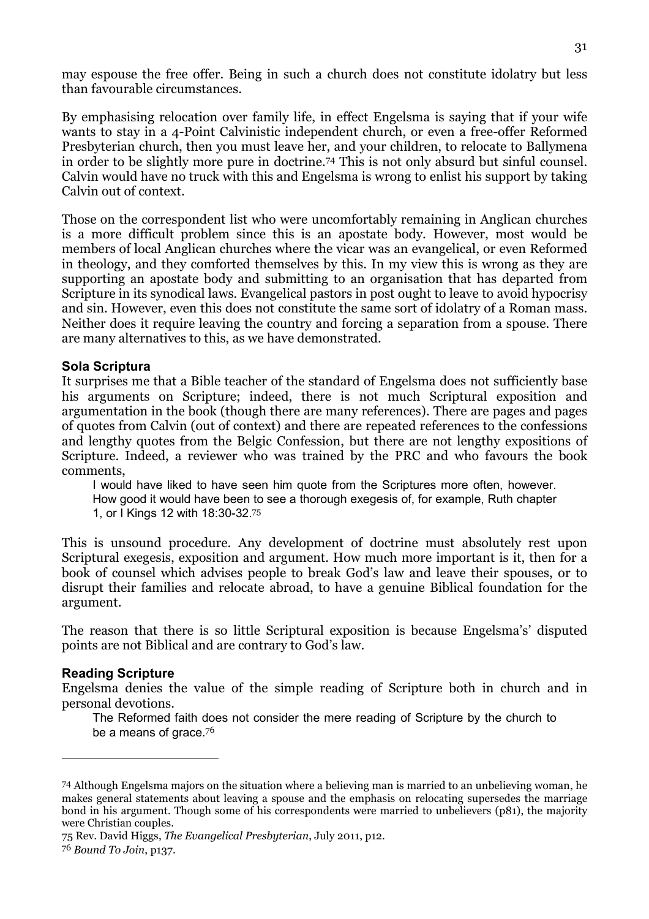may espouse the free offer. Being in such a church does not constitute idolatry but less than favourable circumstances.

By emphasising relocation over family life, in effect Engelsma is saying that if your wife wants to stay in a 4-Point Calvinistic independent church, or even a free-offer Reformed Presbyterian church, then you must leave her, and your children, to relocate to Ballymena in order to be slightly more pure in doctrine.[74] This is not only absurd but sinful counsel. Calvin would have no truck with this and Engelsma is wrong to enlist his support by taking Calvin out of context.

Those on the correspondent list who were uncomfortably remaining in Anglican churches is a more difficult problem since this is an apostate body. However, most would be members of local Anglican churches where the vicar was an evangelical, or even Reformed in theology, and they comforted themselves by this. In my view this is wrong as they are supporting an apostate body and submitting to an organisation that has departed from Scripture in its synodical laws. Evangelical pastors in post ought to leave to avoid hypocrisy and sin. However, even this does not constitute the same sort of idolatry of a Roman mass. Neither does it require leaving the country and forcing a separation from a spouse. There are many alternatives to this, as we have demonstrated.

### Sola Scriptura

It surprises me that a Bible teacher of the standard of Engelsma does not sufficiently base his arguments on Scripture; indeed, there is not much Scriptural exposition and argumentation in the book (though there are many references). There are pages and pages of quotes from Calvin (out of context) and there are repeated references to the confessions and lengthy quotes from the Belgic Confession, but there are not lengthy expositions of Scripture. Indeed, a reviewer who was trained by the PRC and who favours the book comments,

> I would have liked to have seen him quote from the Scriptures more often, however. How good it would have been to see a thorough exegesis of, for example, Ruth chapter 1, or I Kings 12 with 18:30-32.[75]

This is unsound procedure. Any development of doctrine must absolutely rest upon Scriptural exegesis, exposition and argument. How much more important is it, then for a book of counsel which advises people to break God's law and leave their spouses, or to disrupt their families and relocate abroad, to have a genuine Biblical foundation for the argument.

The reason that there is so little Scriptural exposition is because Engelsma's' disputed points are not Biblical and are contrary to God's law.

### Reading Scripture

Engelsma denies the value of the simple reading of Scripture both in church and in personal devotions.

> The Reformed faith does not consider the mere reading of Scripture by the church to be a means of grace.[76]

---

[74] Although Engelsma majors on the situation where a believing man is married to an unbelieving woman, he makes general statements about leaving a spouse and the emphasis on relocating supersedes the marriage bond in his argument. Though some of his correspondents were married to unbelievers (p81), the majority were Christian couples.

[75] Rev. David Higgs, *The Evangelical Presbyterian*, July 2011, p12.

[76] *Bound To Join*, p137.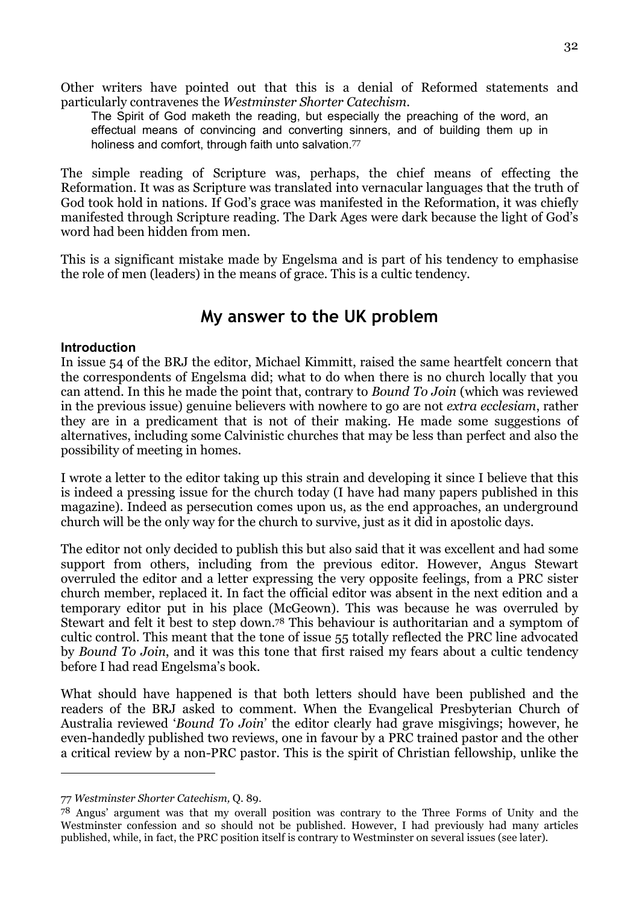Other writers have pointed out that this is a denial of Reformed statements and particularly contravenes the *Westminster Shorter Catechism*.

> The Spirit of God maketh the reading, but especially the preaching of the word, an effectual means of convincing and converting sinners, and of building them up in holiness and comfort, through faith unto salvation.[77]

The simple reading of Scripture was, perhaps, the chief means of effecting the Reformation. It was as Scripture was translated into vernacular languages that the truth of God took hold in nations. If God's grace was manifested in the Reformation, it was chiefly manifested through Scripture reading. The Dark Ages were dark because the light of God's word had been hidden from men.

This is a significant mistake made by Engelsma and is part of his tendency to emphasise the role of men (leaders) in the means of grace. This is a cultic tendency.

## My answer to the UK problem

#### Introduction

In issue 54 of the BRJ the editor, Michael Kimmitt, raised the same heartfelt concern that the correspondents of Engelsma did; what to do when there is no church locally that you can attend. In this he made the point that, contrary to *Bound To Join* (which was reviewed in the previous issue) genuine believers with nowhere to go are not *extra ecclesiam*, rather they are in a predicament that is not of their making. He made some suggestions of alternatives, including some Calvinistic churches that may be less than perfect and also the possibility of meeting in homes.

I wrote a letter to the editor taking up this strain and developing it since I believe that this is indeed a pressing issue for the church today (I have had many papers published in this magazine). Indeed as persecution comes upon us, as the end approaches, an underground church will be the only way for the church to survive, just as it did in apostolic days.

The editor not only decided to publish this but also said that it was excellent and had some support from others, including from the previous editor. However, Angus Stewart overruled the editor and a letter expressing the very opposite feelings, from a PRC sister church member, replaced it. In fact the official editor was absent in the next edition and a temporary editor put in his place (McGeown). This was because he was overruled by Stewart and felt it best to step down.[78] This behaviour is authoritarian and a symptom of cultic control. This meant that the tone of issue 55 totally reflected the PRC line advocated by *Bound To Join*, and it was this tone that first raised my fears about a cultic tendency before I had read Engelsma's book.

What should have happened is that both letters should have been published and the readers of the BRJ asked to comment. When the Evangelical Presbyterian Church of Australia reviewed '*Bound To Join*' the editor clearly had grave misgivings; however, he even-handedly published two reviews, one in favour by a PRC trained pastor and the other a critical review by a non-PRC pastor. This is the spirit of Christian fellowship, unlike the

---

77 *Westminster Shorter Catechism*, Q. 89.

78 Angus' argument was that my overall position was contrary to the Three Forms of Unity and the Westminster confession and so should not be published. However, I had previously had many articles published, while, in fact, the PRC position itself is contrary to Westminster on several issues (see later).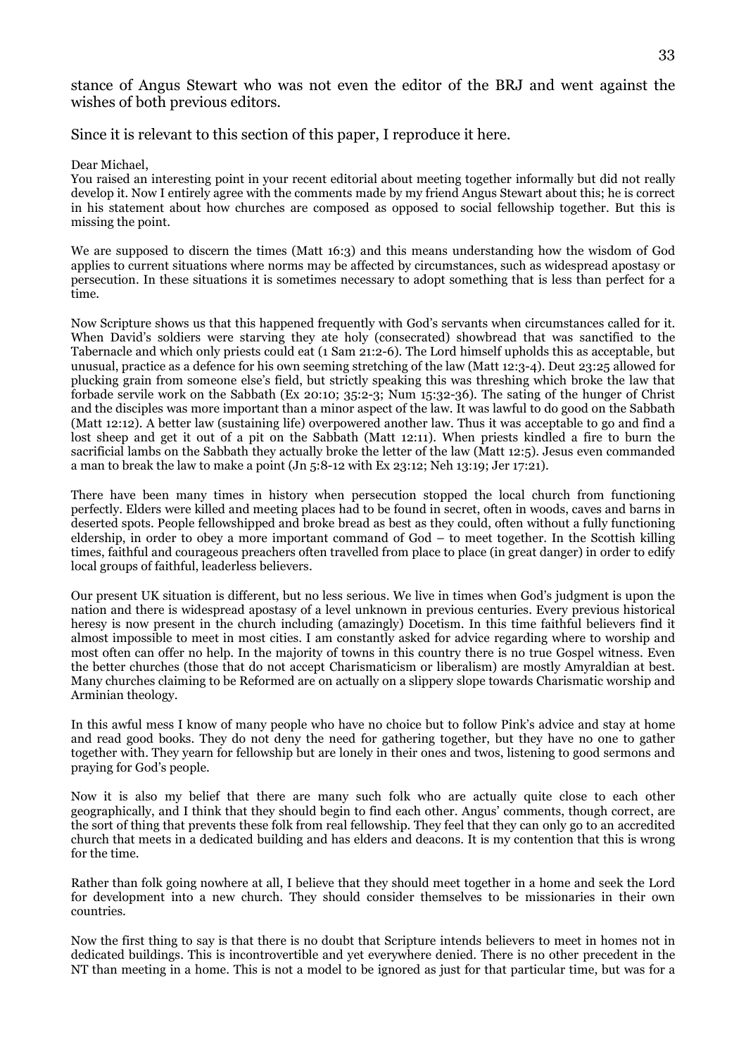stance of Angus Stewart who was not even the editor of the BRJ and went against the wishes of both previous editors.

Since it is relevant to this section of this paper, I reproduce it here.

Dear Michael,
You raised an interesting point in your recent editorial about meeting together informally but did not really develop it. Now I entirely agree with the comments made by my friend Angus Stewart about this; he is correct in his statement about how churches are composed as opposed to social fellowship together. But this is missing the point.

We are supposed to discern the times (Matt 16:3) and this means understanding how the wisdom of God applies to current situations where norms may be affected by circumstances, such as widespread apostasy or persecution. In these situations it is sometimes necessary to adopt something that is less than perfect for a time.

Now Scripture shows us that this happened frequently with God's servants when circumstances called for it. When David's soldiers were starving they ate holy (consecrated) showbread that was sanctified to the Tabernacle and which only priests could eat (1 Sam 21:2-6). The Lord himself upholds this as acceptable, but unusual, practice as a defence for his own seeming stretching of the law (Matt 12:3-4). Deut 23:25 allowed for plucking grain from someone else's field, but strictly speaking this was threshing which broke the law that forbade servile work on the Sabbath (Ex 20:10; 35:2-3; Num 15:32-36). The sating of the hunger of Christ and the disciples was more important than a minor aspect of the law. It was lawful to do good on the Sabbath (Matt 12:12). A better law (sustaining life) overpowered another law. Thus it was acceptable to go and find a lost sheep and get it out of a pit on the Sabbath (Matt 12:11). When priests kindled a fire to burn the sacrificial lambs on the Sabbath they actually broke the letter of the law (Matt 12:5). Jesus even commanded a man to break the law to make a point (Jn 5:8-12 with Ex 23:12; Neh 13:19; Jer 17:21).

There have been many times in history when persecution stopped the local church from functioning perfectly. Elders were killed and meeting places had to be found in secret, often in woods, caves and barns in deserted spots. People fellowshipped and broke bread as best as they could, often without a fully functioning eldership, in order to obey a more important command of God – to meet together. In the Scottish killing times, faithful and courageous preachers often travelled from place to place (in great danger) in order to edify local groups of faithful, leaderless believers.

Our present UK situation is different, but no less serious. We live in times when God's judgment is upon the nation and there is widespread apostasy of a level unknown in previous centuries. Every previous historical heresy is now present in the church including (amazingly) Docetism. In this time faithful believers find it almost impossible to meet in most cities. I am constantly asked for advice regarding where to worship and most often can offer no help. In the majority of towns in this country there is no true Gospel witness. Even the better churches (those that do not accept Charismaticism or liberalism) are mostly Amyraldian at best. Many churches claiming to be Reformed are on actually on a slippery slope towards Charismatic worship and Arminian theology.

In this awful mess I know of many people who have no choice but to follow Pink's advice and stay at home and read good books. They do not deny the need for gathering together, but they have no one to gather together with. They yearn for fellowship but are lonely in their ones and twos, listening to good sermons and praying for God's people.

Now it is also my belief that there are many such folk who are actually quite close to each other geographically, and I think that they should begin to find each other. Angus' comments, though correct, are the sort of thing that prevents these folk from real fellowship. They feel that they can only go to an accredited church that meets in a dedicated building and has elders and deacons. It is my contention that this is wrong for the time.

Rather than folk going nowhere at all, I believe that they should meet together in a home and seek the Lord for development into a new church. They should consider themselves to be missionaries in their own countries.

Now the first thing to say is that there is no doubt that Scripture intends believers to meet in homes not in dedicated buildings. This is incontrovertible and yet everywhere denied. There is no other precedent in the NT than meeting in a home. This is not a model to be ignored as just for that particular time, but was for a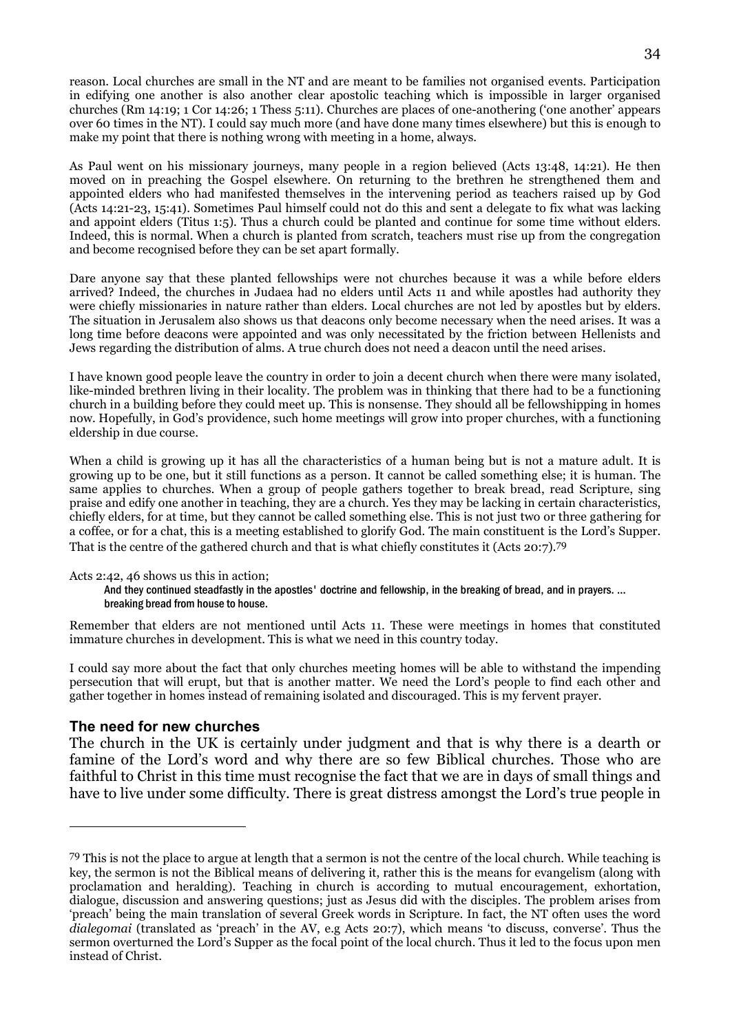reason. Local churches are small in the NT and are meant to be families not organised events. Participation in edifying one another is also another clear apostolic teaching which is impossible in larger organised churches (Rm 14:19; 1 Cor 14:26; 1 Thess 5:11). Churches are places of one-anothering ('one another' appears over 60 times in the NT). I could say much more (and have done many times elsewhere) but this is enough to make my point that there is nothing wrong with meeting in a home, always.

As Paul went on his missionary journeys, many people in a region believed (Acts 13:48, 14:21). He then moved on in preaching the Gospel elsewhere. On returning to the brethren he strengthened them and appointed elders who had manifested themselves in the intervening period as teachers raised up by God (Acts 14:21-23, 15:41). Sometimes Paul himself could not do this and sent a delegate to fix what was lacking and appoint elders (Titus 1:5). Thus a church could be planted and continue for some time without elders. Indeed, this is normal. When a church is planted from scratch, teachers must rise up from the congregation and become recognised before they can be set apart formally.

Dare anyone say that these planted fellowships were not churches because it was a while before elders arrived? Indeed, the churches in Judaea had no elders until Acts 11 and while apostles had authority they were chiefly missionaries in nature rather than elders. Local churches are not led by apostles but by elders. The situation in Jerusalem also shows us that deacons only become necessary when the need arises. It was a long time before deacons were appointed and was only necessitated by the friction between Hellenists and Jews regarding the distribution of alms. A true church does not need a deacon until the need arises.

I have known good people leave the country in order to join a decent church when there were many isolated, like-minded brethren living in their locality. The problem was in thinking that there had to be a functioning church in a building before they could meet up. This is nonsense. They should all be fellowshipping in homes now. Hopefully, in God's providence, such home meetings will grow into proper churches, with a functioning eldership in due course.

When a child is growing up it has all the characteristics of a human being but is not a mature adult. It is growing up to be one, but it still functions as a person. It cannot be called something else; it is human. The same applies to churches. When a group of people gathers together to break bread, read Scripture, sing praise and edify one another in teaching, they are a church. Yes they may be lacking in certain characteristics, chiefly elders, for at time, but they cannot be called something else. This is not just two or three gathering for a coffee, or for a chat, this is a meeting established to glorify God. The main constituent is the Lord's Supper. That is the centre of the gathered church and that is what chiefly constitutes it (Acts 20:7).[79]

Acts 2:42, 46 shows us this in action;

> And they continued steadfastly in the apostles' doctrine and fellowship, in the breaking of bread, and in prayers. ... breaking bread from house to house.

Remember that elders are not mentioned until Acts 11. These were meetings in homes that constituted immature churches in development. This is what we need in this country today.

I could say more about the fact that only churches meeting homes will be able to withstand the impending persecution that will erupt, but that is another matter. We need the Lord's people to find each other and gather together in homes instead of remaining isolated and discouraged. This is my fervent prayer.

### The need for new churches

The church in the UK is certainly under judgment and that is why there is a dearth or famine of the Lord's word and why there are so few Biblical churches. Those who are faithful to Christ in this time must recognise the fact that we are in days of small things and have to live under some difficulty. There is great distress amongst the Lord's true people in

[79] This is not the place to argue at length that a sermon is not the centre of the local church. While teaching is key, the sermon is not the Biblical means of delivering it, rather this is the means for evangelism (along with proclamation and heralding). Teaching in church is according to mutual encouragement, exhortation, dialogue, discussion and answering questions; just as Jesus did with the disciples. The problem arises from 'preach' being the main translation of several Greek words in Scripture. In fact, the NT often uses the word *dialegomai* (translated as 'preach' in the AV, e.g Acts 20:7), which means 'to discuss, converse'. Thus the sermon overturned the Lord's Supper as the focal point of the local church. Thus it led to the focus upon men instead of Christ.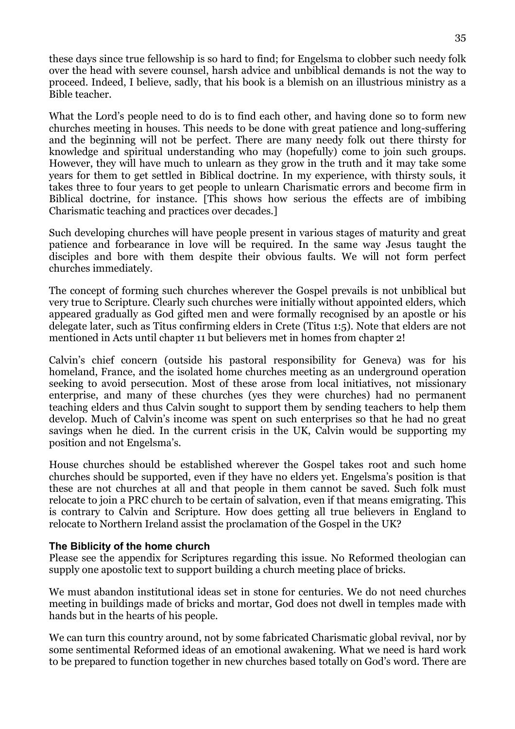these days since true fellowship is so hard to find; for Engelsma to clobber such needy folk over the head with severe counsel, harsh advice and unbiblical demands is not the way to proceed. Indeed, I believe, sadly, that his book is a blemish on an illustrious ministry as a Bible teacher.

What the Lord's people need to do is to find each other, and having done so to form new churches meeting in houses. This needs to be done with great patience and long-suffering and the beginning will not be perfect. There are many needy folk out there thirsty for knowledge and spiritual understanding who may (hopefully) come to join such groups. However, they will have much to unlearn as they grow in the truth and it may take some years for them to get settled in Biblical doctrine. In my experience, with thirsty souls, it takes three to four years to get people to unlearn Charismatic errors and become firm in Biblical doctrine, for instance. [This shows how serious the effects are of imbibing Charismatic teaching and practices over decades.]

Such developing churches will have people present in various stages of maturity and great patience and forbearance in love will be required. In the same way Jesus taught the disciples and bore with them despite their obvious faults. We will not form perfect churches immediately.

The concept of forming such churches wherever the Gospel prevails is not unbiblical but very true to Scripture. Clearly such churches were initially without appointed elders, which appeared gradually as God gifted men and were formally recognised by an apostle or his delegate later, such as Titus confirming elders in Crete (Titus 1:5). Note that elders are not mentioned in Acts until chapter 11 but believers met in homes from chapter 2!

Calvin's chief concern (outside his pastoral responsibility for Geneva) was for his homeland, France, and the isolated home churches meeting as an underground operation seeking to avoid persecution. Most of these arose from local initiatives, not missionary enterprise, and many of these churches (yes they were churches) had no permanent teaching elders and thus Calvin sought to support them by sending teachers to help them develop. Much of Calvin's income was spent on such enterprises so that he had no great savings when he died. In the current crisis in the UK, Calvin would be supporting my position and not Engelsma's.

House churches should be established wherever the Gospel takes root and such home churches should be supported, even if they have no elders yet. Engelsma's position is that these are not churches at all and that people in them cannot be saved. Such folk must relocate to join a PRC church to be certain of salvation, even if that means emigrating. This is contrary to Calvin and Scripture. How does getting all true believers in England to relocate to Northern Ireland assist the proclamation of the Gospel in the UK?

### The Biblicity of the home church

Please see the appendix for Scriptures regarding this issue. No Reformed theologian can supply one apostolic text to support building a church meeting place of bricks.

We must abandon institutional ideas set in stone for centuries. We do not need churches meeting in buildings made of bricks and mortar, God does not dwell in temples made with hands but in the hearts of his people.

We can turn this country around, not by some fabricated Charismatic global revival, nor by some sentimental Reformed ideas of an emotional awakening. What we need is hard work to be prepared to function together in new churches based totally on God's word. There are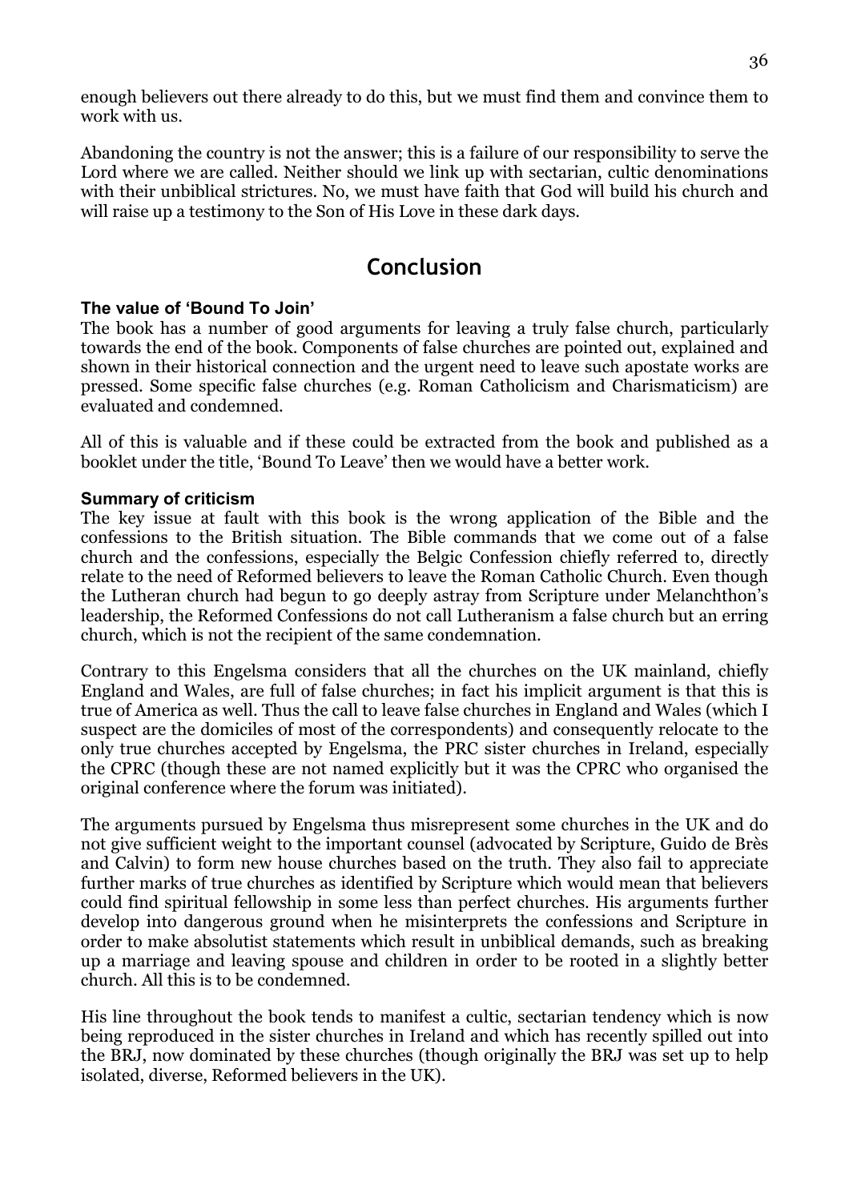enough believers out there already to do this, but we must find them and convince them to work with us.

Abandoning the country is not the answer; this is a failure of our responsibility to serve the Lord where we are called. Neither should we link up with sectarian, cultic denominations with their unbiblical strictures. No, we must have faith that God will build his church and will raise up a testimony to the Son of His Love in these dark days.

## Conclusion

#### The value of 'Bound To Join'

The book has a number of good arguments for leaving a truly false church, particularly towards the end of the book. Components of false churches are pointed out, explained and shown in their historical connection and the urgent need to leave such apostate works are pressed. Some specific false churches (e.g. Roman Catholicism and Charismaticism) are evaluated and condemned.

All of this is valuable and if these could be extracted from the book and published as a booklet under the title, 'Bound To Leave' then we would have a better work.

#### Summary of criticism

The key issue at fault with this book is the wrong application of the Bible and the confessions to the British situation. The Bible commands that we come out of a false church and the confessions, especially the Belgic Confession chiefly referred to, directly relate to the need of Reformed believers to leave the Roman Catholic Church. Even though the Lutheran church had begun to go deeply astray from Scripture under Melanchthon's leadership, the Reformed Confessions do not call Lutheranism a false church but an erring church, which is not the recipient of the same condemnation.

Contrary to this Engelsma considers that all the churches on the UK mainland, chiefly England and Wales, are full of false churches; in fact his implicit argument is that this is true of America as well. Thus the call to leave false churches in England and Wales (which I suspect are the domiciles of most of the correspondents) and consequently relocate to the only true churches accepted by Engelsma, the PRC sister churches in Ireland, especially the CPRC (though these are not named explicitly but it was the CPRC who organised the original conference where the forum was initiated).

The arguments pursued by Engelsma thus misrepresent some churches in the UK and do not give sufficient weight to the important counsel (advocated by Scripture, Guido de Brès and Calvin) to form new house churches based on the truth. They also fail to appreciate further marks of true churches as identified by Scripture which would mean that believers could find spiritual fellowship in some less than perfect churches. His arguments further develop into dangerous ground when he misinterprets the confessions and Scripture in order to make absolutist statements which result in unbiblical demands, such as breaking up a marriage and leaving spouse and children in order to be rooted in a slightly better church. All this is to be condemned.

His line throughout the book tends to manifest a cultic, sectarian tendency which is now being reproduced in the sister churches in Ireland and which has recently spilled out into the BRJ, now dominated by these churches (though originally the BRJ was set up to help isolated, diverse, Reformed believers in the UK).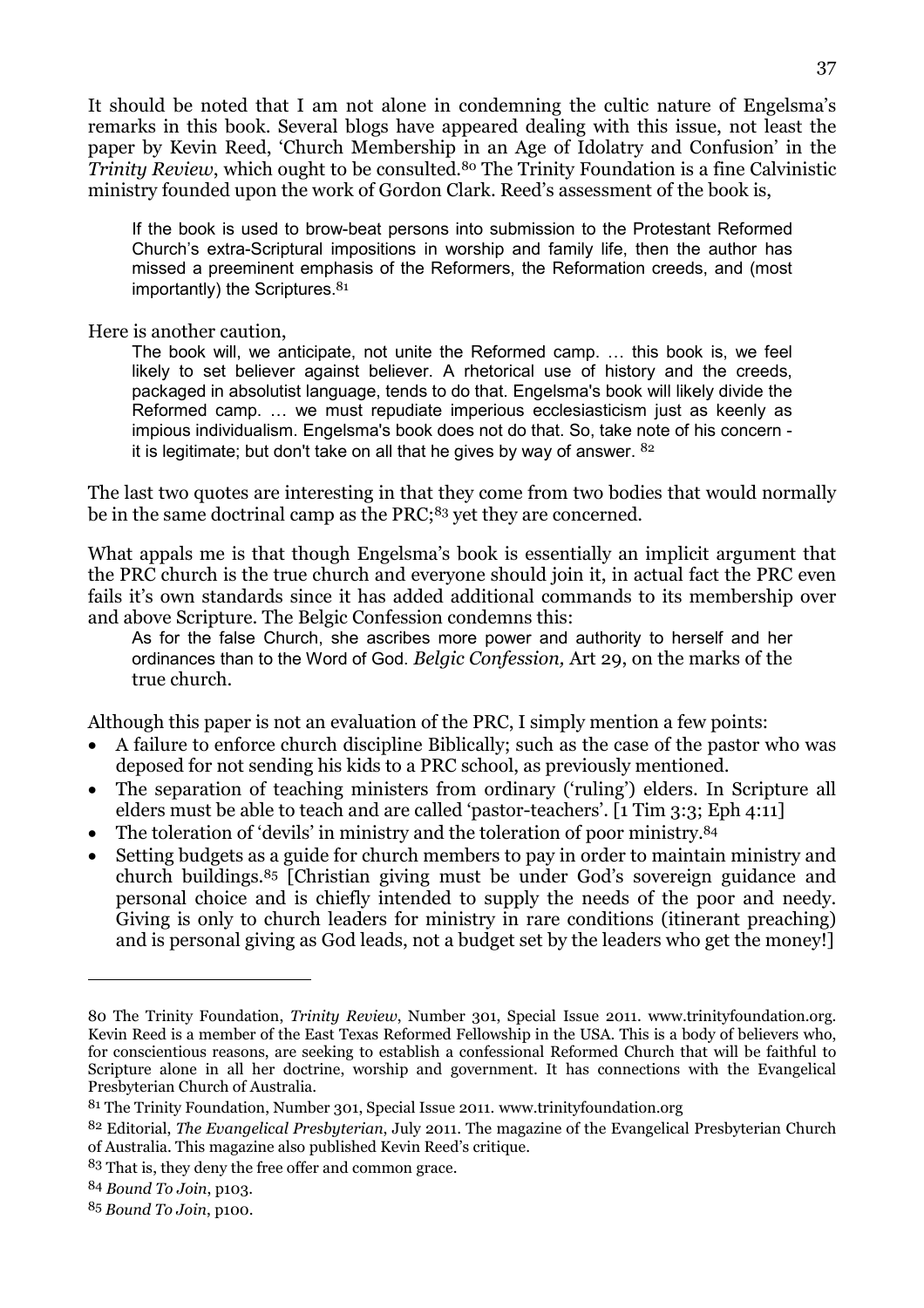It should be noted that I am not alone in condemning the cultic nature of Engelsma's remarks in this book. Several blogs have appeared dealing with this issue, not least the paper by Kevin Reed, 'Church Membership in an Age of Idolatry and Confusion' in the *Trinity Review*, which ought to be consulted.[80] The Trinity Foundation is a fine Calvinistic ministry founded upon the work of Gordon Clark. Reed's assessment of the book is,

> If the book is used to brow-beat persons into submission to the Protestant Reformed Church's extra-Scriptural impositions in worship and family life, then the author has missed a preeminent emphasis of the Reformers, the Reformation creeds, and (most importantly) the Scriptures.[81]

Here is another caution,

> The book will, we anticipate, not unite the Reformed camp. … this book is, we feel likely to set believer against believer. A rhetorical use of history and the creeds, packaged in absolutist language, tends to do that. Engelsma's book will likely divide the Reformed camp. … we must repudiate imperious ecclesiasticism just as keenly as impious individualism. Engelsma's book does not do that. So, take note of his concern - it is legitimate; but don't take on all that he gives by way of answer. [82]

The last two quotes are interesting in that they come from two bodies that would normally be in the same doctrinal camp as the PRC;[83] yet they are concerned.

What appals me is that though Engelsma's book is essentially an implicit argument that the PRC church is the true church and everyone should join it, in actual fact the PRC even fails it's own standards since it has added additional commands to its membership over and above Scripture. The Belgic Confession condemns this:

> As for the false Church, she ascribes more power and authority to herself and her ordinances than to the Word of God. *Belgic Confession,* Art 29, on the marks of the true church.

Although this paper is not an evaluation of the PRC, I simply mention a few points:

- A failure to enforce church discipline Biblically; such as the case of the pastor who was deposed for not sending his kids to a PRC school, as previously mentioned.
- The separation of teaching ministers from ordinary ('ruling') elders. In Scripture all elders must be able to teach and are called 'pastor-teachers'. [1 Tim 3:3; Eph 4:11]
- The toleration of 'devils' in ministry and the toleration of poor ministry.[84]
- Setting budgets as a guide for church members to pay in order to maintain ministry and church buildings.[85] [Christian giving must be under God's sovereign guidance and personal choice and is chiefly intended to supply the needs of the poor and needy. Giving is only to church leaders for ministry in rare conditions (itinerant preaching) and is personal giving as God leads, not a budget set by the leaders who get the money!]

---

80 The Trinity Foundation, *Trinity Review*, Number 301, Special Issue 2011. www.trinityfoundation.org. Kevin Reed is a member of the East Texas Reformed Fellowship in the USA. This is a body of believers who, for conscientious reasons, are seeking to establish a confessional Reformed Church that will be faithful to Scripture alone in all her doctrine, worship and government. It has connections with the Evangelical Presbyterian Church of Australia.

81 The Trinity Foundation, Number 301, Special Issue 2011. www.trinityfoundation.org

82 Editorial, *The Evangelical Presbyterian*, July 2011. The magazine of the Evangelical Presbyterian Church of Australia. This magazine also published Kevin Reed's critique.

83 That is, they deny the free offer and common grace.

84 *Bound To Join*, p103.

85 *Bound To Join,* p100.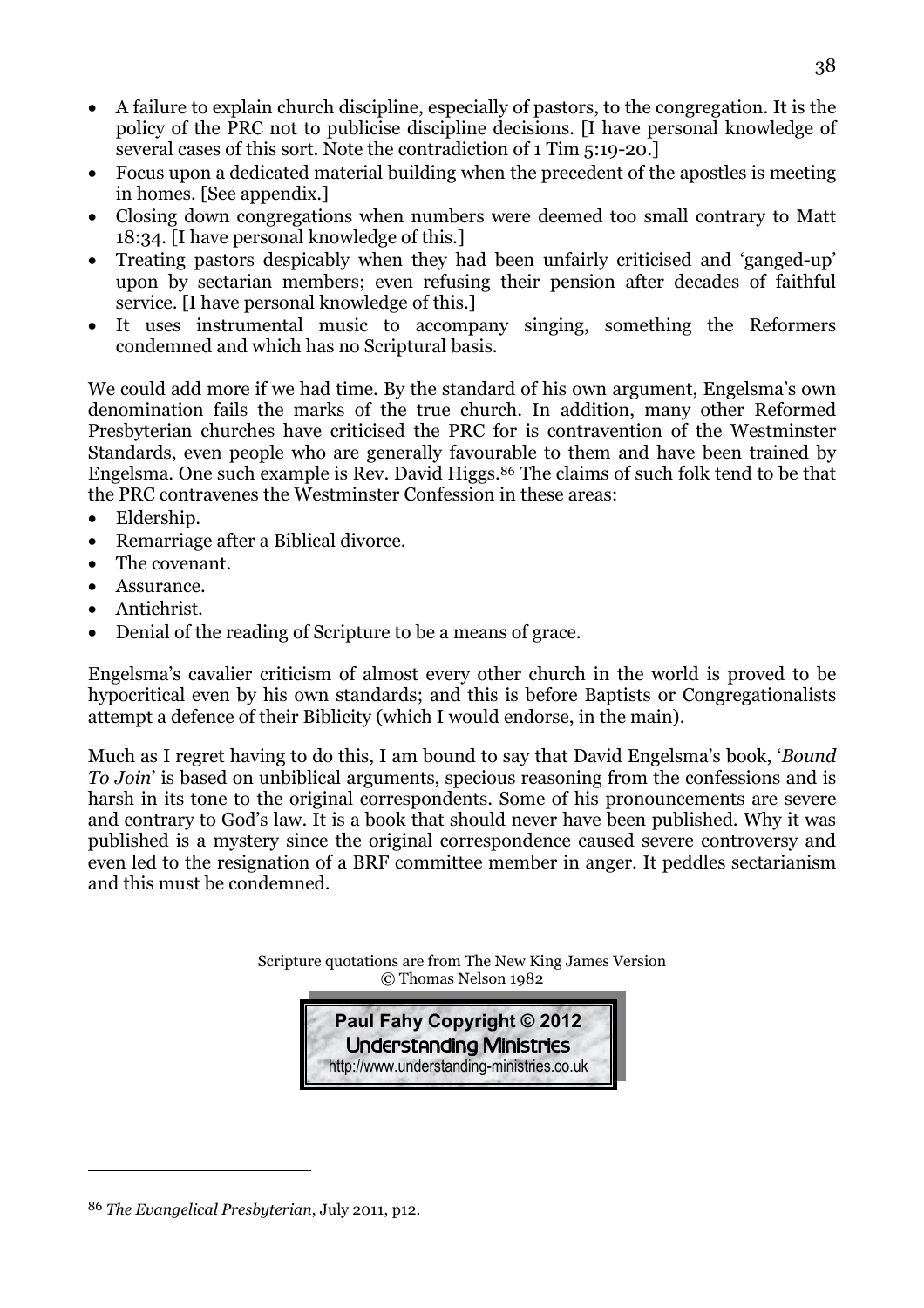- A failure to explain church discipline, especially of pastors, to the congregation. It is the policy of the PRC not to publicise discipline decisions. [I have personal knowledge of several cases of this sort. Note the contradiction of 1 Tim 5:19-20.]
- Focus upon a dedicated material building when the precedent of the apostles is meeting in homes. [See appendix.]
- Closing down congregations when numbers were deemed too small contrary to Matt 18:34. [I have personal knowledge of this.]
- Treating pastors despicably when they had been unfairly criticised and 'ganged-up' upon by sectarian members; even refusing their pension after decades of faithful service. [I have personal knowledge of this.]
- It uses instrumental music to accompany singing, something the Reformers condemned and which has no Scriptural basis.

We could add more if we had time. By the standard of his own argument, Engelsma's own denomination fails the marks of the true church. In addition, many other Reformed Presbyterian churches have criticised the PRC for is contravention of the Westminster Standards, even people who are generally favourable to them and have been trained by Engelsma. One such example is Rev. David Higgs.[86] The claims of such folk tend to be that the PRC contravenes the Westminster Confession in these areas:

- Eldership.
- Remarriage after a Biblical divorce.
- The covenant.
- Assurance.
- Antichrist.
- Denial of the reading of Scripture to be a means of grace.

Engelsma's cavalier criticism of almost every other church in the world is proved to be hypocritical even by his own standards; and this is before Baptists or Congregationalists attempt a defence of their Biblicity (which I would endorse, in the main).

Much as I regret having to do this, I am bound to say that David Engelsma's book, '*Bound To Join*' is based on unbiblical arguments, specious reasoning from the confessions and is harsh in its tone to the original correspondents. Some of his pronouncements are severe and contrary to God's law. It is a book that should never have been published. Why it was published is a mystery since the original correspondence caused severe controversy and even led to the resignation of a BRF committee member in anger. It peddles sectarianism and this must be condemned.

Scripture quotations are from The New King James Version
© Thomas Nelson 1982

**Paul Fahy Copyright © 2012**
Understanding Ministries
http://www.understanding-ministries.co.uk

[86] *The Evangelical Presbyterian*, July 2011, p12.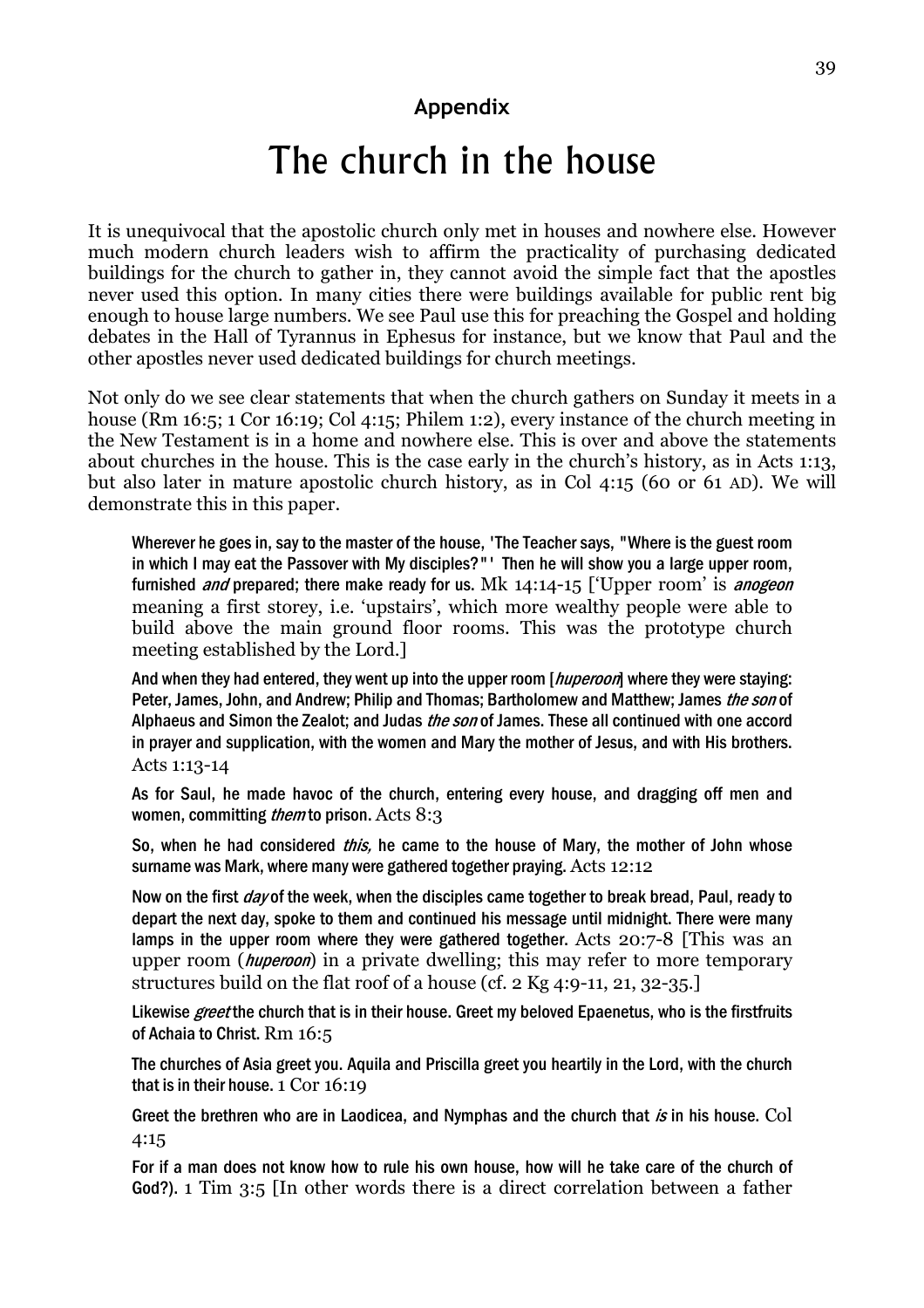## Appendix

# The church in the house

It is unequivocal that the apostolic church only met in houses and nowhere else. However much modern church leaders wish to affirm the practicality of purchasing dedicated buildings for the church to gather in, they cannot avoid the simple fact that the apostles never used this option. In many cities there were buildings available for public rent big enough to house large numbers. We see Paul use this for preaching the Gospel and holding debates in the Hall of Tyrannus in Ephesus for instance, but we know that Paul and the other apostles never used dedicated buildings for church meetings.

Not only do we see clear statements that when the church gathers on Sunday it meets in a house (Rm 16:5; 1 Cor 16:19; Col 4:15; Philem 1:2), every instance of the church meeting in the New Testament is in a home and nowhere else. This is over and above the statements about churches in the house. This is the case early in the church's history, as in Acts 1:13, but also later in mature apostolic church history, as in Col 4:15 (60 or 61 AD). We will demonstrate this in this paper.

> Wherever he goes in, say to the master of the house, 'The Teacher says, "Where is the guest room in which I may eat the Passover with My disciples?"' Then he will show you a large upper room, furnished *and* prepared; there make ready for us. Mk 14:14-15 ['Upper room' is *anogeon* meaning a first storey, i.e. 'upstairs', which more wealthy people were able to build above the main ground floor rooms. This was the prototype church meeting established by the Lord.]

> And when they had entered, they went up into the upper room [*huperoon*] where they were staying: Peter, James, John, and Andrew; Philip and Thomas; Bartholomew and Matthew; James *the son* of Alphaeus and Simon the Zealot; and Judas *the son* of James. These all continued with one accord in prayer and supplication, with the women and Mary the mother of Jesus, and with His brothers. Acts 1:13-14

> As for Saul, he made havoc of the church, entering every house, and dragging off men and women, committing *them* to prison. Acts 8:3

> So, when he had considered *this,* he came to the house of Mary, the mother of John whose surname was Mark, where many were gathered together praying. Acts 12:12

> Now on the first *day* of the week, when the disciples came together to break bread, Paul, ready to depart the next day, spoke to them and continued his message until midnight. There were many lamps in the upper room where they were gathered together. Acts 20:7-8 [This was an upper room (*huperoon*) in a private dwelling; this may refer to more temporary structures build on the flat roof of a house (cf. 2 Kg 4:9-11, 21, 32-35.]

> Likewise *greet* the church that is in their house. Greet my beloved Epaenetus, who is the firstfruits of Achaia to Christ. Rm 16:5

> The churches of Asia greet you. Aquila and Priscilla greet you heartily in the Lord, with the church that is in their house. 1 Cor 16:19

> Greet the brethren who are in Laodicea, and Nymphas and the church that *is* in his house. Col 4:15

> For if a man does not know how to rule his own house, how will he take care of the church of God?). 1 Tim 3:5 [In other words there is a direct correlation between a father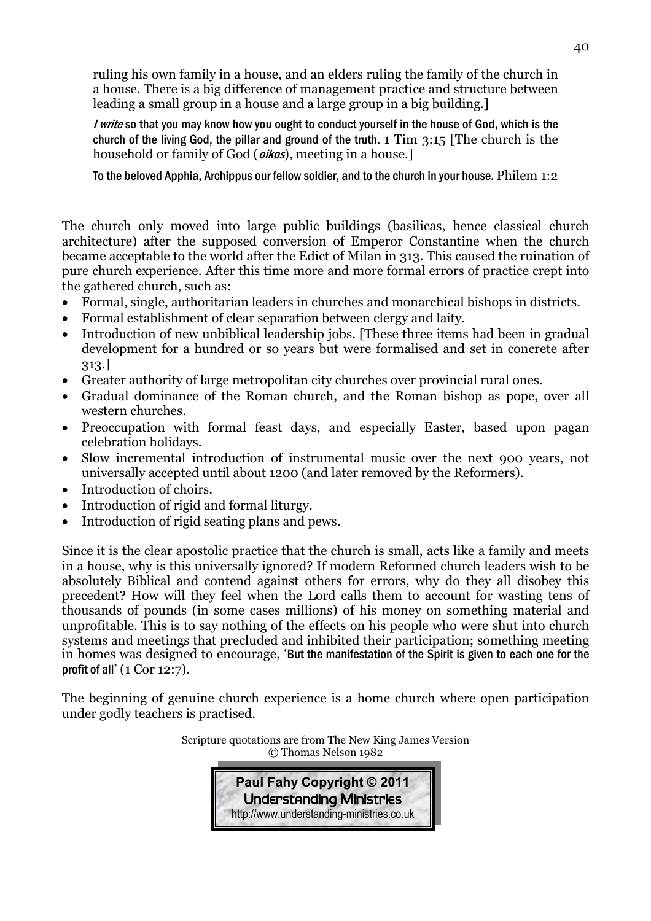ruling his own family in a house, and an elders ruling the family of the church in a house. There is a big difference of management practice and structure between leading a small group in a house and a large group in a big building.]

*I write* so that you may know how you ought to conduct yourself in the house of God, which is the church of the living God, the pillar and ground of the truth. 1 Tim 3:15 [The church is the household or family of God (*oikos*), meeting in a house.]

To the beloved Apphia, Archippus our fellow soldier, and to the church in your house. Philem 1:2

The church only moved into large public buildings (basilicas, hence classical church architecture) after the supposed conversion of Emperor Constantine when the church became acceptable to the world after the Edict of Milan in 313. This caused the ruination of pure church experience. After this time more and more formal errors of practice crept into the gathered church, such as:

- Formal, single, authoritarian leaders in churches and monarchical bishops in districts.
- Formal establishment of clear separation between clergy and laity.
- Introduction of new unbiblical leadership jobs. [These three items had been in gradual development for a hundred or so years but were formalised and set in concrete after 313.]
- Greater authority of large metropolitan city churches over provincial rural ones.
- Gradual dominance of the Roman church, and the Roman bishop as pope, over all western churches.
- Preoccupation with formal feast days, and especially Easter, based upon pagan celebration holidays.
- Slow incremental introduction of instrumental music over the next 900 years, not universally accepted until about 1200 (and later removed by the Reformers).
- Introduction of choirs.
- Introduction of rigid and formal liturgy.
- Introduction of rigid seating plans and pews.

Since it is the clear apostolic practice that the church is small, acts like a family and meets in a house, why is this universally ignored? If modern Reformed church leaders wish to be absolutely Biblical and contend against others for errors, why do they all disobey this precedent? How will they feel when the Lord calls them to account for wasting tens of thousands of pounds (in some cases millions) of his money on something material and unprofitable. This is to say nothing of the effects on his people who were shut into church systems and meetings that precluded and inhibited their participation; something meeting in homes was designed to encourage, 'But the manifestation of the Spirit is given to each one for the profit of all' (1 Cor 12:7).

The beginning of genuine church experience is a home church where open participation under godly teachers is practised.

Scripture quotations are from The New King James Version
© Thomas Nelson 1982

**Paul Fahy Copyright © 2011**
**Understanding Ministries**
http://www.understanding-ministries.co.uk